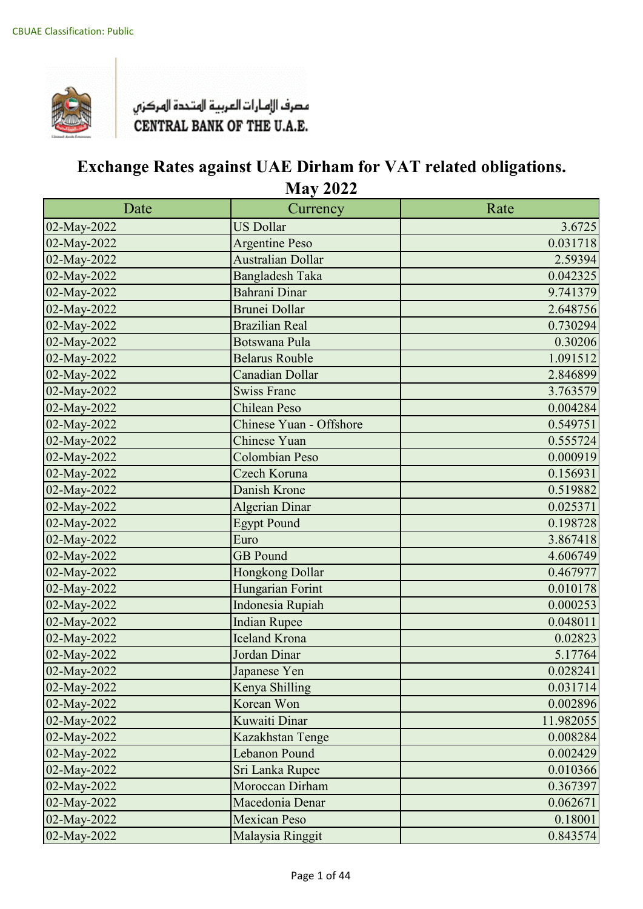CBUAE Classification: Public

مصرف الإمارات العربية المتحدة المركزي
CENTRAL BANK OF THE U.A.E.

# Exchange Rates against UAE Dirham for VAT related obligations.
## May 2022

| Date | Currency | Rate |
|---|---|---|
| 02-May-2022 | US Dollar | 3.6725 |
| 02-May-2022 | Argentine Peso | 0.031718 |
| 02-May-2022 | Australian Dollar | 2.59394 |
| 02-May-2022 | Bangladesh Taka | 0.042325 |
| 02-May-2022 | Bahrani Dinar | 9.741379 |
| 02-May-2022 | Brunei Dollar | 2.648756 |
| 02-May-2022 | Brazilian Real | 0.730294 |
| 02-May-2022 | Botswana Pula | 0.30206 |
| 02-May-2022 | Belarus Rouble | 1.091512 |
| 02-May-2022 | Canadian Dollar | 2.846899 |
| 02-May-2022 | Swiss Franc | 3.763579 |
| 02-May-2022 | Chilean Peso | 0.004284 |
| 02-May-2022 | Chinese Yuan - Offshore | 0.549751 |
| 02-May-2022 | Chinese Yuan | 0.555724 |
| 02-May-2022 | Colombian Peso | 0.000919 |
| 02-May-2022 | Czech Koruna | 0.156931 |
| 02-May-2022 | Danish Krone | 0.519882 |
| 02-May-2022 | Algerian Dinar | 0.025371 |
| 02-May-2022 | Egypt Pound | 0.198728 |
| 02-May-2022 | Euro | 3.867418 |
| 02-May-2022 | GB Pound | 4.606749 |
| 02-May-2022 | Hongkong Dollar | 0.467977 |
| 02-May-2022 | Hungarian Forint | 0.010178 |
| 02-May-2022 | Indonesia Rupiah | 0.000253 |
| 02-May-2022 | Indian Rupee | 0.048011 |
| 02-May-2022 | Iceland Krona | 0.02823 |
| 02-May-2022 | Jordan Dinar | 5.17764 |
| 02-May-2022 | Japanese Yen | 0.028241 |
| 02-May-2022 | Kenya Shilling | 0.031714 |
| 02-May-2022 | Korean Won | 0.002896 |
| 02-May-2022 | Kuwaiti Dinar | 11.982055 |
| 02-May-2022 | Kazakhstan Tenge | 0.008284 |
| 02-May-2022 | Lebanon Pound | 0.002429 |
| 02-May-2022 | Sri Lanka Rupee | 0.010366 |
| 02-May-2022 | Moroccan Dirham | 0.367397 |
| 02-May-2022 | Macedonia Denar | 0.062671 |
| 02-May-2022 | Mexican Peso | 0.18001 |
| 02-May-2022 | Malaysia Ringgit | 0.843574 |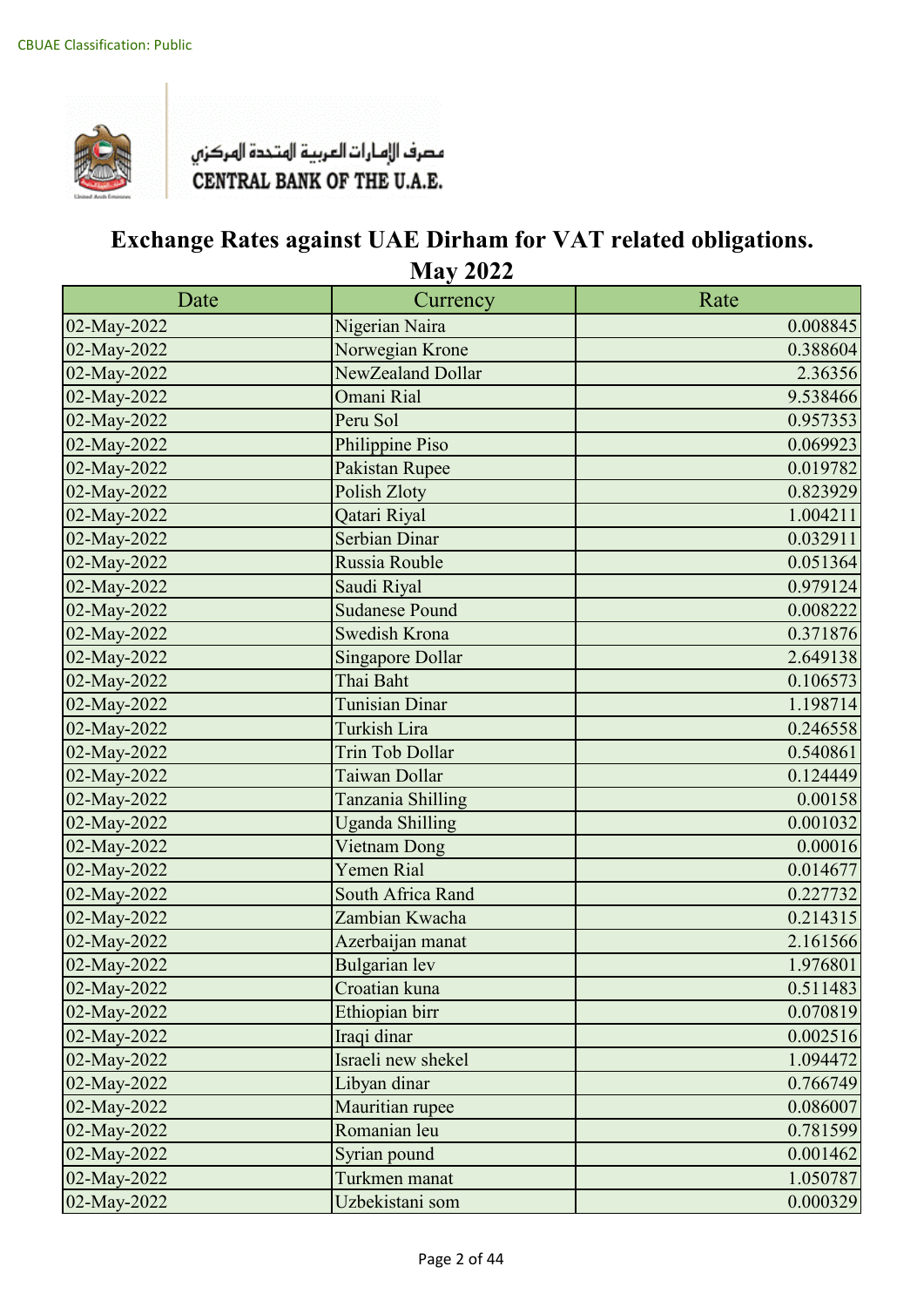CBUAE Classification: Public

مصرف الإمارات العربية المتحدة المركزي
CENTRAL BANK OF THE U.A.E.

# Exchange Rates against UAE Dirham for VAT related obligations.
## May 2022

| Date | Currency | Rate |
|---|---|---|
| 02-May-2022 | Nigerian Naira | 0.008845 |
| 02-May-2022 | Norwegian Krone | 0.388604 |
| 02-May-2022 | NewZealand Dollar | 2.36356 |
| 02-May-2022 | Omani Rial | 9.538466 |
| 02-May-2022 | Peru Sol | 0.957353 |
| 02-May-2022 | Philippine Piso | 0.069923 |
| 02-May-2022 | Pakistan Rupee | 0.019782 |
| 02-May-2022 | Polish Zloty | 0.823929 |
| 02-May-2022 | Qatari Riyal | 1.004211 |
| 02-May-2022 | Serbian Dinar | 0.032911 |
| 02-May-2022 | Russia Rouble | 0.051364 |
| 02-May-2022 | Saudi Riyal | 0.979124 |
| 02-May-2022 | Sudanese Pound | 0.008222 |
| 02-May-2022 | Swedish Krona | 0.371876 |
| 02-May-2022 | Singapore Dollar | 2.649138 |
| 02-May-2022 | Thai Baht | 0.106573 |
| 02-May-2022 | Tunisian Dinar | 1.198714 |
| 02-May-2022 | Turkish Lira | 0.246558 |
| 02-May-2022 | Trin Tob Dollar | 0.540861 |
| 02-May-2022 | Taiwan Dollar | 0.124449 |
| 02-May-2022 | Tanzania Shilling | 0.00158 |
| 02-May-2022 | Uganda Shilling | 0.001032 |
| 02-May-2022 | Vietnam Dong | 0.00016 |
| 02-May-2022 | Yemen Rial | 0.014677 |
| 02-May-2022 | South Africa Rand | 0.227732 |
| 02-May-2022 | Zambian Kwacha | 0.214315 |
| 02-May-2022 | Azerbaijan manat | 2.161566 |
| 02-May-2022 | Bulgarian lev | 1.976801 |
| 02-May-2022 | Croatian kuna | 0.511483 |
| 02-May-2022 | Ethiopian birr | 0.070819 |
| 02-May-2022 | Iraqi dinar | 0.002516 |
| 02-May-2022 | Israeli new shekel | 1.094472 |
| 02-May-2022 | Libyan dinar | 0.766749 |
| 02-May-2022 | Mauritian rupee | 0.086007 |
| 02-May-2022 | Romanian leu | 0.781599 |
| 02-May-2022 | Syrian pound | 0.001462 |
| 02-May-2022 | Turkmen manat | 1.050787 |
| 02-May-2022 | Uzbekistani som | 0.000329 |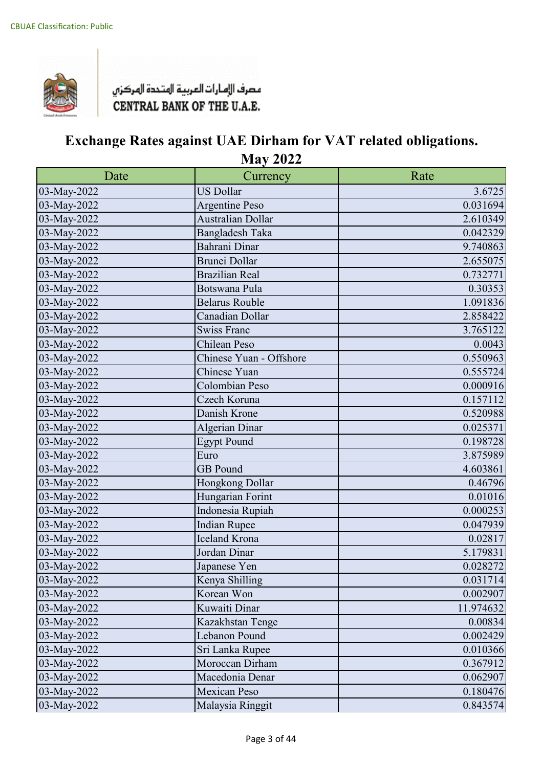CBUAE Classification: Public

مصرف الإمارات العربية المتحدة المركزي
CENTRAL BANK OF THE U.A.E.

# Exchange Rates against UAE Dirham for VAT related obligations.
## May 2022

| Date | Currency | Rate |
|---|---|---|
| 03-May-2022 | US Dollar | 3.6725 |
| 03-May-2022 | Argentine Peso | 0.031694 |
| 03-May-2022 | Australian Dollar | 2.610349 |
| 03-May-2022 | Bangladesh Taka | 0.042329 |
| 03-May-2022 | Bahrani Dinar | 9.740863 |
| 03-May-2022 | Brunei Dollar | 2.655075 |
| 03-May-2022 | Brazilian Real | 0.732771 |
| 03-May-2022 | Botswana Pula | 0.30353 |
| 03-May-2022 | Belarus Rouble | 1.091836 |
| 03-May-2022 | Canadian Dollar | 2.858422 |
| 03-May-2022 | Swiss Franc | 3.765122 |
| 03-May-2022 | Chilean Peso | 0.0043 |
| 03-May-2022 | Chinese Yuan - Offshore | 0.550963 |
| 03-May-2022 | Chinese Yuan | 0.555724 |
| 03-May-2022 | Colombian Peso | 0.000916 |
| 03-May-2022 | Czech Koruna | 0.157112 |
| 03-May-2022 | Danish Krone | 0.520988 |
| 03-May-2022 | Algerian Dinar | 0.025371 |
| 03-May-2022 | Egypt Pound | 0.198728 |
| 03-May-2022 | Euro | 3.875989 |
| 03-May-2022 | GB Pound | 4.603861 |
| 03-May-2022 | Hongkong Dollar | 0.46796 |
| 03-May-2022 | Hungarian Forint | 0.01016 |
| 03-May-2022 | Indonesia Rupiah | 0.000253 |
| 03-May-2022 | Indian Rupee | 0.047939 |
| 03-May-2022 | Iceland Krona | 0.02817 |
| 03-May-2022 | Jordan Dinar | 5.179831 |
| 03-May-2022 | Japanese Yen | 0.028272 |
| 03-May-2022 | Kenya Shilling | 0.031714 |
| 03-May-2022 | Korean Won | 0.002907 |
| 03-May-2022 | Kuwaiti Dinar | 11.974632 |
| 03-May-2022 | Kazakhstan Tenge | 0.00834 |
| 03-May-2022 | Lebanon Pound | 0.002429 |
| 03-May-2022 | Sri Lanka Rupee | 0.010366 |
| 03-May-2022 | Moroccan Dirham | 0.367912 |
| 03-May-2022 | Macedonia Denar | 0.062907 |
| 03-May-2022 | Mexican Peso | 0.180476 |
| 03-May-2022 | Malaysia Ringgit | 0.843574 |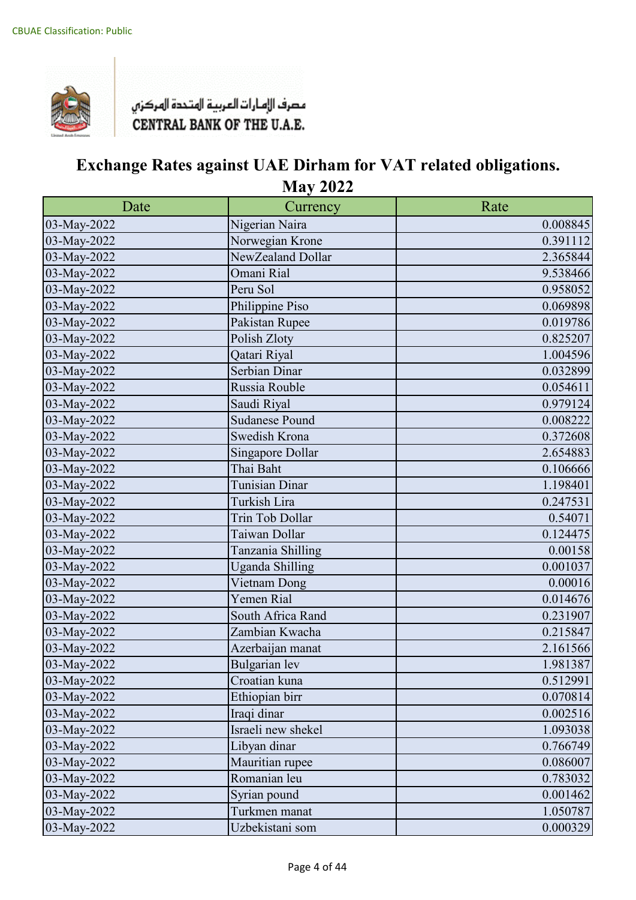CBUAE Classification: Public

مصرف الإمارات العربية المتحدة المركزي
CENTRAL BANK OF THE U.A.E.

# Exchange Rates against UAE Dirham for VAT related obligations. May 2022

| Date | Currency | Rate |
|---|---|---|
| 03-May-2022 | Nigerian Naira | 0.008845 |
| 03-May-2022 | Norwegian Krone | 0.391112 |
| 03-May-2022 | NewZealand Dollar | 2.365844 |
| 03-May-2022 | Omani Rial | 9.538466 |
| 03-May-2022 | Peru Sol | 0.958052 |
| 03-May-2022 | Philippine Piso | 0.069898 |
| 03-May-2022 | Pakistan Rupee | 0.019786 |
| 03-May-2022 | Polish Zloty | 0.825207 |
| 03-May-2022 | Qatari Riyal | 1.004596 |
| 03-May-2022 | Serbian Dinar | 0.032899 |
| 03-May-2022 | Russia Rouble | 0.054611 |
| 03-May-2022 | Saudi Riyal | 0.979124 |
| 03-May-2022 | Sudanese Pound | 0.008222 |
| 03-May-2022 | Swedish Krona | 0.372608 |
| 03-May-2022 | Singapore Dollar | 2.654883 |
| 03-May-2022 | Thai Baht | 0.106666 |
| 03-May-2022 | Tunisian Dinar | 1.198401 |
| 03-May-2022 | Turkish Lira | 0.247531 |
| 03-May-2022 | Trin Tob Dollar | 0.54071 |
| 03-May-2022 | Taiwan Dollar | 0.124475 |
| 03-May-2022 | Tanzania Shilling | 0.00158 |
| 03-May-2022 | Uganda Shilling | 0.001037 |
| 03-May-2022 | Vietnam Dong | 0.00016 |
| 03-May-2022 | Yemen Rial | 0.014676 |
| 03-May-2022 | South Africa Rand | 0.231907 |
| 03-May-2022 | Zambian Kwacha | 0.215847 |
| 03-May-2022 | Azerbaijan manat | 2.161566 |
| 03-May-2022 | Bulgarian lev | 1.981387 |
| 03-May-2022 | Croatian kuna | 0.512991 |
| 03-May-2022 | Ethiopian birr | 0.070814 |
| 03-May-2022 | Iraqi dinar | 0.002516 |
| 03-May-2022 | Israeli new shekel | 1.093038 |
| 03-May-2022 | Libyan dinar | 0.766749 |
| 03-May-2022 | Mauritian rupee | 0.086007 |
| 03-May-2022 | Romanian leu | 0.783032 |
| 03-May-2022 | Syrian pound | 0.001462 |
| 03-May-2022 | Turkmen manat | 1.050787 |
| 03-May-2022 | Uzbekistani som | 0.000329 |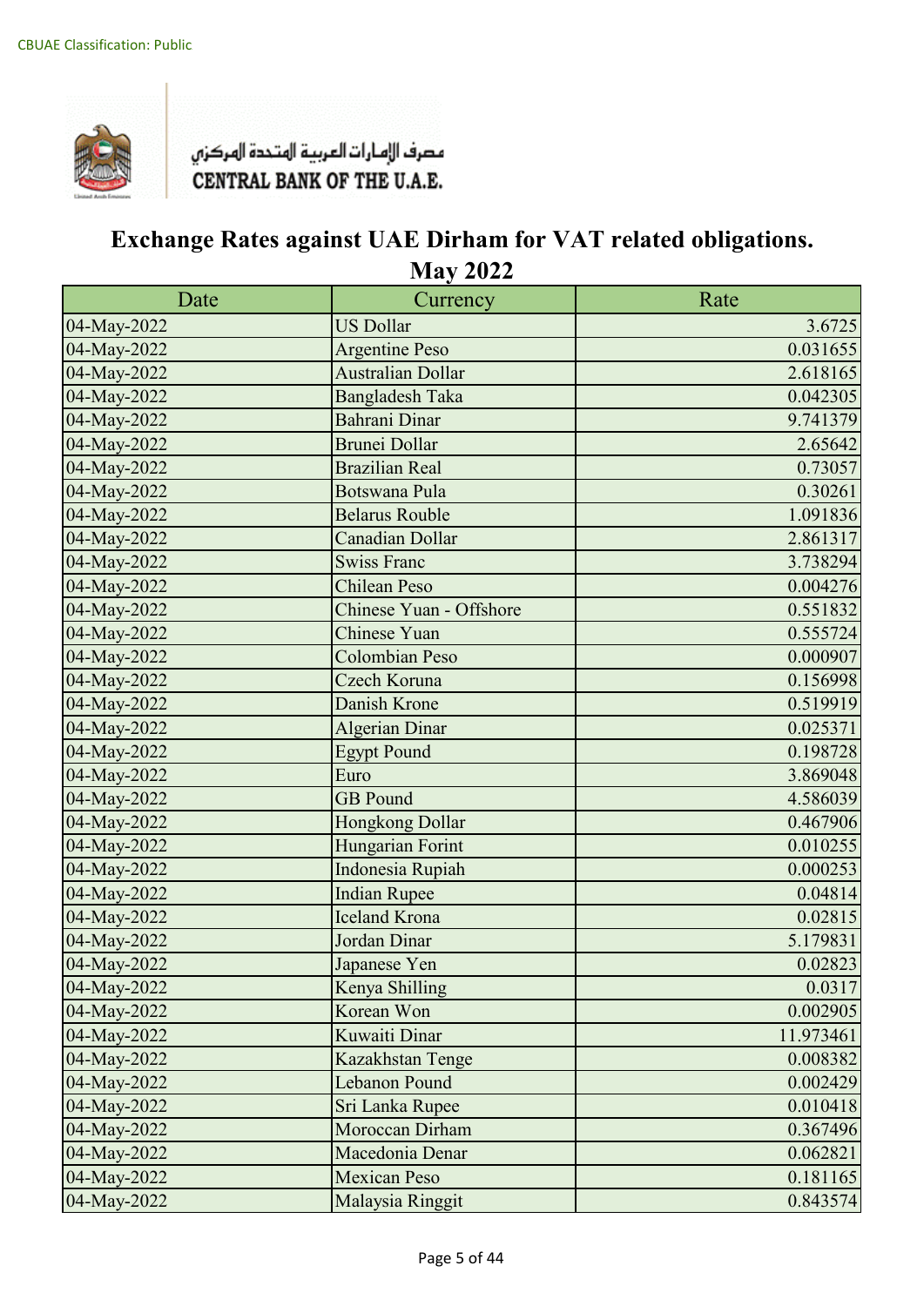CBUAE Classification: Public

مصرف الإمارات العربية المتحدة المركزي
CENTRAL BANK OF THE U.A.E.

# Exchange Rates against UAE Dirham for VAT related obligations.
## May 2022

| Date | Currency | Rate |
|---|---|---|
| 04-May-2022 | US Dollar | 3.6725 |
| 04-May-2022 | Argentine Peso | 0.031655 |
| 04-May-2022 | Australian Dollar | 2.618165 |
| 04-May-2022 | Bangladesh Taka | 0.042305 |
| 04-May-2022 | Bahrani Dinar | 9.741379 |
| 04-May-2022 | Brunei Dollar | 2.65642 |
| 04-May-2022 | Brazilian Real | 0.73057 |
| 04-May-2022 | Botswana Pula | 0.30261 |
| 04-May-2022 | Belarus Rouble | 1.091836 |
| 04-May-2022 | Canadian Dollar | 2.861317 |
| 04-May-2022 | Swiss Franc | 3.738294 |
| 04-May-2022 | Chilean Peso | 0.004276 |
| 04-May-2022 | Chinese Yuan - Offshore | 0.551832 |
| 04-May-2022 | Chinese Yuan | 0.555724 |
| 04-May-2022 | Colombian Peso | 0.000907 |
| 04-May-2022 | Czech Koruna | 0.156998 |
| 04-May-2022 | Danish Krone | 0.519919 |
| 04-May-2022 | Algerian Dinar | 0.025371 |
| 04-May-2022 | Egypt Pound | 0.198728 |
| 04-May-2022 | Euro | 3.869048 |
| 04-May-2022 | GB Pound | 4.586039 |
| 04-May-2022 | Hongkong Dollar | 0.467906 |
| 04-May-2022 | Hungarian Forint | 0.010255 |
| 04-May-2022 | Indonesia Rupiah | 0.000253 |
| 04-May-2022 | Indian Rupee | 0.04814 |
| 04-May-2022 | Iceland Krona | 0.02815 |
| 04-May-2022 | Jordan Dinar | 5.179831 |
| 04-May-2022 | Japanese Yen | 0.02823 |
| 04-May-2022 | Kenya Shilling | 0.0317 |
| 04-May-2022 | Korean Won | 0.002905 |
| 04-May-2022 | Kuwaiti Dinar | 11.973461 |
| 04-May-2022 | Kazakhstan Tenge | 0.008382 |
| 04-May-2022 | Lebanon Pound | 0.002429 |
| 04-May-2022 | Sri Lanka Rupee | 0.010418 |
| 04-May-2022 | Moroccan Dirham | 0.367496 |
| 04-May-2022 | Macedonia Denar | 0.062821 |
| 04-May-2022 | Mexican Peso | 0.181165 |
| 04-May-2022 | Malaysia Ringgit | 0.843574 |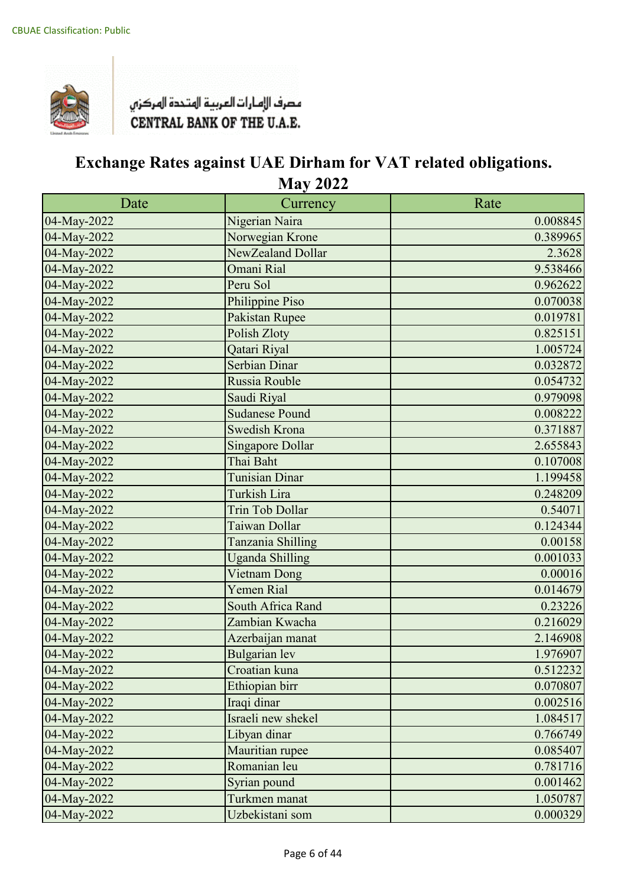CBUAE Classification: Public

مصرف الإمارات العربية المتحدة المركزي
CENTRAL BANK OF THE U.A.E.

# Exchange Rates against UAE Dirham for VAT related obligations.
## May 2022

| Date | Currency | Rate |
|---|---|---|
| 04-May-2022 | Nigerian Naira | 0.008845 |
| 04-May-2022 | Norwegian Krone | 0.389965 |
| 04-May-2022 | NewZealand Dollar | 2.3628 |
| 04-May-2022 | Omani Rial | 9.538466 |
| 04-May-2022 | Peru Sol | 0.962622 |
| 04-May-2022 | Philippine Piso | 0.070038 |
| 04-May-2022 | Pakistan Rupee | 0.019781 |
| 04-May-2022 | Polish Zloty | 0.825151 |
| 04-May-2022 | Qatari Riyal | 1.005724 |
| 04-May-2022 | Serbian Dinar | 0.032872 |
| 04-May-2022 | Russia Rouble | 0.054732 |
| 04-May-2022 | Saudi Riyal | 0.979098 |
| 04-May-2022 | Sudanese Pound | 0.008222 |
| 04-May-2022 | Swedish Krona | 0.371887 |
| 04-May-2022 | Singapore Dollar | 2.655843 |
| 04-May-2022 | Thai Baht | 0.107008 |
| 04-May-2022 | Tunisian Dinar | 1.199458 |
| 04-May-2022 | Turkish Lira | 0.248209 |
| 04-May-2022 | Trin Tob Dollar | 0.54071 |
| 04-May-2022 | Taiwan Dollar | 0.124344 |
| 04-May-2022 | Tanzania Shilling | 0.00158 |
| 04-May-2022 | Uganda Shilling | 0.001033 |
| 04-May-2022 | Vietnam Dong | 0.00016 |
| 04-May-2022 | Yemen Rial | 0.014679 |
| 04-May-2022 | South Africa Rand | 0.23226 |
| 04-May-2022 | Zambian Kwacha | 0.216029 |
| 04-May-2022 | Azerbaijan manat | 2.146908 |
| 04-May-2022 | Bulgarian lev | 1.976907 |
| 04-May-2022 | Croatian kuna | 0.512232 |
| 04-May-2022 | Ethiopian birr | 0.070807 |
| 04-May-2022 | Iraqi dinar | 0.002516 |
| 04-May-2022 | Israeli new shekel | 1.084517 |
| 04-May-2022 | Libyan dinar | 0.766749 |
| 04-May-2022 | Mauritian rupee | 0.085407 |
| 04-May-2022 | Romanian leu | 0.781716 |
| 04-May-2022 | Syrian pound | 0.001462 |
| 04-May-2022 | Turkmen manat | 1.050787 |
| 04-May-2022 | Uzbekistani som | 0.000329 |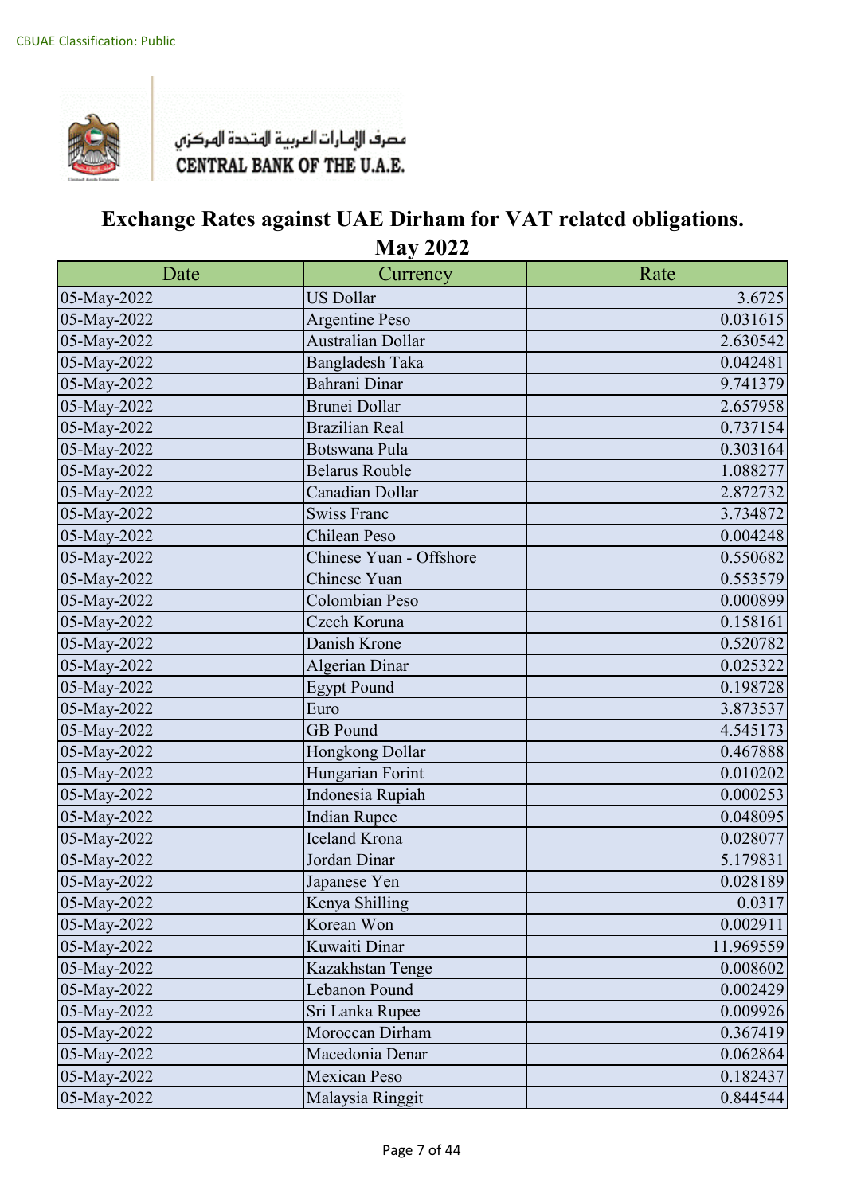CBUAE Classification: Public

مصرف الإمارات العربية المتحدة المركزي
CENTRAL BANK OF THE U.A.E.

# Exchange Rates against UAE Dirham for VAT related obligations.
## May 2022

| Date | Currency | Rate |
|---|---|---|
| 05-May-2022 | US Dollar | 3.6725 |
| 05-May-2022 | Argentine Peso | 0.031615 |
| 05-May-2022 | Australian Dollar | 2.630542 |
| 05-May-2022 | Bangladesh Taka | 0.042481 |
| 05-May-2022 | Bahrani Dinar | 9.741379 |
| 05-May-2022 | Brunei Dollar | 2.657958 |
| 05-May-2022 | Brazilian Real | 0.737154 |
| 05-May-2022 | Botswana Pula | 0.303164 |
| 05-May-2022 | Belarus Rouble | 1.088277 |
| 05-May-2022 | Canadian Dollar | 2.872732 |
| 05-May-2022 | Swiss Franc | 3.734872 |
| 05-May-2022 | Chilean Peso | 0.004248 |
| 05-May-2022 | Chinese Yuan - Offshore | 0.550682 |
| 05-May-2022 | Chinese Yuan | 0.553579 |
| 05-May-2022 | Colombian Peso | 0.000899 |
| 05-May-2022 | Czech Koruna | 0.158161 |
| 05-May-2022 | Danish Krone | 0.520782 |
| 05-May-2022 | Algerian Dinar | 0.025322 |
| 05-May-2022 | Egypt Pound | 0.198728 |
| 05-May-2022 | Euro | 3.873537 |
| 05-May-2022 | GB Pound | 4.545173 |
| 05-May-2022 | Hongkong Dollar | 0.467888 |
| 05-May-2022 | Hungarian Forint | 0.010202 |
| 05-May-2022 | Indonesia Rupiah | 0.000253 |
| 05-May-2022 | Indian Rupee | 0.048095 |
| 05-May-2022 | Iceland Krona | 0.028077 |
| 05-May-2022 | Jordan Dinar | 5.179831 |
| 05-May-2022 | Japanese Yen | 0.028189 |
| 05-May-2022 | Kenya Shilling | 0.0317 |
| 05-May-2022 | Korean Won | 0.002911 |
| 05-May-2022 | Kuwaiti Dinar | 11.969559 |
| 05-May-2022 | Kazakhstan Tenge | 0.008602 |
| 05-May-2022 | Lebanon Pound | 0.002429 |
| 05-May-2022 | Sri Lanka Rupee | 0.009926 |
| 05-May-2022 | Moroccan Dirham | 0.367419 |
| 05-May-2022 | Macedonia Denar | 0.062864 |
| 05-May-2022 | Mexican Peso | 0.182437 |
| 05-May-2022 | Malaysia Ringgit | 0.844544 |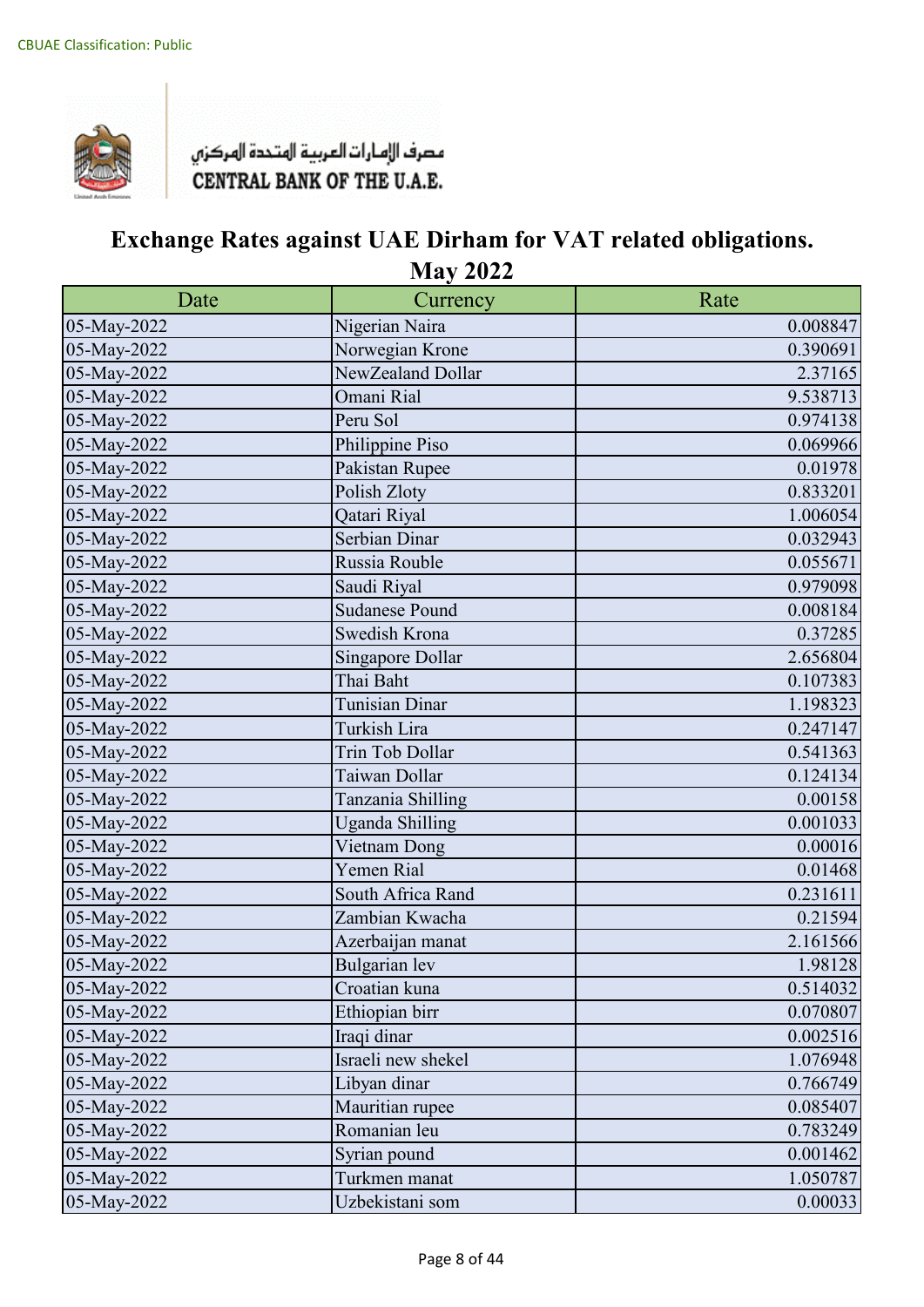CBUAE Classification: Public

مصرف الإمارات العربية المتحدة المركزي
CENTRAL BANK OF THE U.A.E.

# Exchange Rates against UAE Dirham for VAT related obligations.
## May 2022

| Date | Currency | Rate |
|---|---|---|
| 05-May-2022 | Nigerian Naira | 0.008847 |
| 05-May-2022 | Norwegian Krone | 0.390691 |
| 05-May-2022 | NewZealand Dollar | 2.37165 |
| 05-May-2022 | Omani Rial | 9.538713 |
| 05-May-2022 | Peru Sol | 0.974138 |
| 05-May-2022 | Philippine Piso | 0.069966 |
| 05-May-2022 | Pakistan Rupee | 0.01978 |
| 05-May-2022 | Polish Zloty | 0.833201 |
| 05-May-2022 | Qatari Riyal | 1.006054 |
| 05-May-2022 | Serbian Dinar | 0.032943 |
| 05-May-2022 | Russia Rouble | 0.055671 |
| 05-May-2022 | Saudi Riyal | 0.979098 |
| 05-May-2022 | Sudanese Pound | 0.008184 |
| 05-May-2022 | Swedish Krona | 0.37285 |
| 05-May-2022 | Singapore Dollar | 2.656804 |
| 05-May-2022 | Thai Baht | 0.107383 |
| 05-May-2022 | Tunisian Dinar | 1.198323 |
| 05-May-2022 | Turkish Lira | 0.247147 |
| 05-May-2022 | Trin Tob Dollar | 0.541363 |
| 05-May-2022 | Taiwan Dollar | 0.124134 |
| 05-May-2022 | Tanzania Shilling | 0.00158 |
| 05-May-2022 | Uganda Shilling | 0.001033 |
| 05-May-2022 | Vietnam Dong | 0.00016 |
| 05-May-2022 | Yemen Rial | 0.01468 |
| 05-May-2022 | South Africa Rand | 0.231611 |
| 05-May-2022 | Zambian Kwacha | 0.21594 |
| 05-May-2022 | Azerbaijan manat | 2.161566 |
| 05-May-2022 | Bulgarian lev | 1.98128 |
| 05-May-2022 | Croatian kuna | 0.514032 |
| 05-May-2022 | Ethiopian birr | 0.070807 |
| 05-May-2022 | Iraqi dinar | 0.002516 |
| 05-May-2022 | Israeli new shekel | 1.076948 |
| 05-May-2022 | Libyan dinar | 0.766749 |
| 05-May-2022 | Mauritian rupee | 0.085407 |
| 05-May-2022 | Romanian leu | 0.783249 |
| 05-May-2022 | Syrian pound | 0.001462 |
| 05-May-2022 | Turkmen manat | 1.050787 |
| 05-May-2022 | Uzbekistani som | 0.00033 |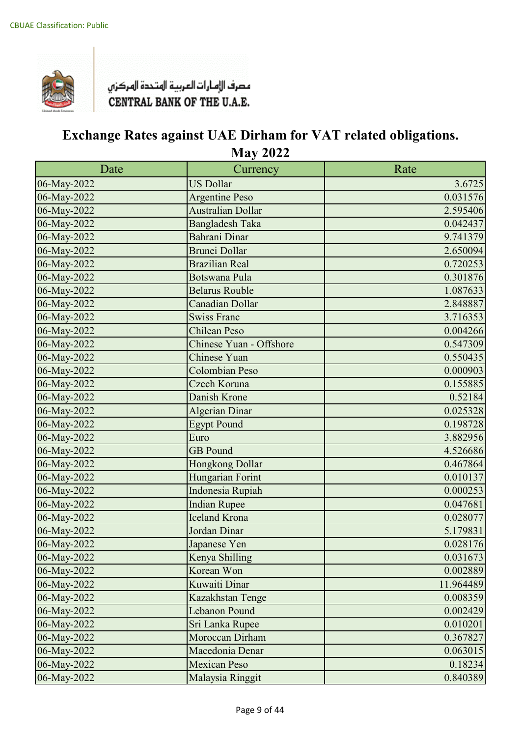CBUAE Classification: Public

مصرف الإمارات العربية المتحدة المركزي
CENTRAL BANK OF THE U.A.E.

# Exchange Rates against UAE Dirham for VAT related obligations.
## May 2022

| Date | Currency | Rate |
|---|---|---|
| 06-May-2022 | US Dollar | 3.6725 |
| 06-May-2022 | Argentine Peso | 0.031576 |
| 06-May-2022 | Australian Dollar | 2.595406 |
| 06-May-2022 | Bangladesh Taka | 0.042437 |
| 06-May-2022 | Bahrani Dinar | 9.741379 |
| 06-May-2022 | Brunei Dollar | 2.650094 |
| 06-May-2022 | Brazilian Real | 0.720253 |
| 06-May-2022 | Botswana Pula | 0.301876 |
| 06-May-2022 | Belarus Rouble | 1.087633 |
| 06-May-2022 | Canadian Dollar | 2.848887 |
| 06-May-2022 | Swiss Franc | 3.716353 |
| 06-May-2022 | Chilean Peso | 0.004266 |
| 06-May-2022 | Chinese Yuan - Offshore | 0.547309 |
| 06-May-2022 | Chinese Yuan | 0.550435 |
| 06-May-2022 | Colombian Peso | 0.000903 |
| 06-May-2022 | Czech Koruna | 0.155885 |
| 06-May-2022 | Danish Krone | 0.52184 |
| 06-May-2022 | Algerian Dinar | 0.025328 |
| 06-May-2022 | Egypt Pound | 0.198728 |
| 06-May-2022 | Euro | 3.882956 |
| 06-May-2022 | GB Pound | 4.526686 |
| 06-May-2022 | Hongkong Dollar | 0.467864 |
| 06-May-2022 | Hungarian Forint | 0.010137 |
| 06-May-2022 | Indonesia Rupiah | 0.000253 |
| 06-May-2022 | Indian Rupee | 0.047681 |
| 06-May-2022 | Iceland Krona | 0.028077 |
| 06-May-2022 | Jordan Dinar | 5.179831 |
| 06-May-2022 | Japanese Yen | 0.028176 |
| 06-May-2022 | Kenya Shilling | 0.031673 |
| 06-May-2022 | Korean Won | 0.002889 |
| 06-May-2022 | Kuwaiti Dinar | 11.964489 |
| 06-May-2022 | Kazakhstan Tenge | 0.008359 |
| 06-May-2022 | Lebanon Pound | 0.002429 |
| 06-May-2022 | Sri Lanka Rupee | 0.010201 |
| 06-May-2022 | Moroccan Dirham | 0.367827 |
| 06-May-2022 | Macedonia Denar | 0.063015 |
| 06-May-2022 | Mexican Peso | 0.18234 |
| 06-May-2022 | Malaysia Ringgit | 0.840389 |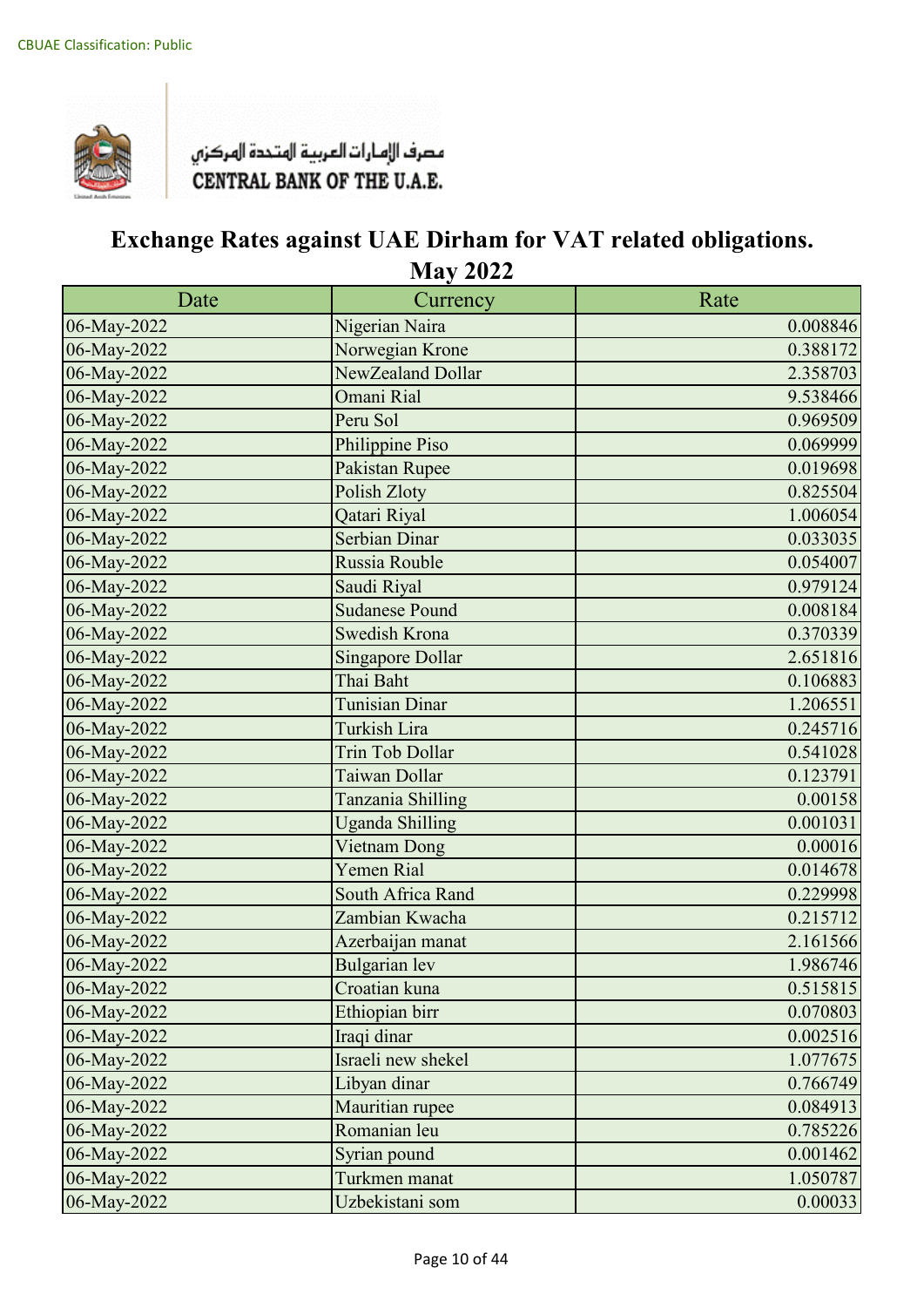CBUAE Classification: Public

مصرف الإمارات العربية المتحدة المركزي
CENTRAL BANK OF THE U.A.E.

# Exchange Rates against UAE Dirham for VAT related obligations.
## May 2022

| Date | Currency | Rate |
|---|---|---|
| 06-May-2022 | Nigerian Naira | 0.008846 |
| 06-May-2022 | Norwegian Krone | 0.388172 |
| 06-May-2022 | NewZealand Dollar | 2.358703 |
| 06-May-2022 | Omani Rial | 9.538466 |
| 06-May-2022 | Peru Sol | 0.969509 |
| 06-May-2022 | Philippine Piso | 0.069999 |
| 06-May-2022 | Pakistan Rupee | 0.019698 |
| 06-May-2022 | Polish Zloty | 0.825504 |
| 06-May-2022 | Qatari Riyal | 1.006054 |
| 06-May-2022 | Serbian Dinar | 0.033035 |
| 06-May-2022 | Russia Rouble | 0.054007 |
| 06-May-2022 | Saudi Riyal | 0.979124 |
| 06-May-2022 | Sudanese Pound | 0.008184 |
| 06-May-2022 | Swedish Krona | 0.370339 |
| 06-May-2022 | Singapore Dollar | 2.651816 |
| 06-May-2022 | Thai Baht | 0.106883 |
| 06-May-2022 | Tunisian Dinar | 1.206551 |
| 06-May-2022 | Turkish Lira | 0.245716 |
| 06-May-2022 | Trin Tob Dollar | 0.541028 |
| 06-May-2022 | Taiwan Dollar | 0.123791 |
| 06-May-2022 | Tanzania Shilling | 0.00158 |
| 06-May-2022 | Uganda Shilling | 0.001031 |
| 06-May-2022 | Vietnam Dong | 0.00016 |
| 06-May-2022 | Yemen Rial | 0.014678 |
| 06-May-2022 | South Africa Rand | 0.229998 |
| 06-May-2022 | Zambian Kwacha | 0.215712 |
| 06-May-2022 | Azerbaijan manat | 2.161566 |
| 06-May-2022 | Bulgarian lev | 1.986746 |
| 06-May-2022 | Croatian kuna | 0.515815 |
| 06-May-2022 | Ethiopian birr | 0.070803 |
| 06-May-2022 | Iraqi dinar | 0.002516 |
| 06-May-2022 | Israeli new shekel | 1.077675 |
| 06-May-2022 | Libyan dinar | 0.766749 |
| 06-May-2022 | Mauritian rupee | 0.084913 |
| 06-May-2022 | Romanian leu | 0.785226 |
| 06-May-2022 | Syrian pound | 0.001462 |
| 06-May-2022 | Turkmen manat | 1.050787 |
| 06-May-2022 | Uzbekistani som | 0.00033 |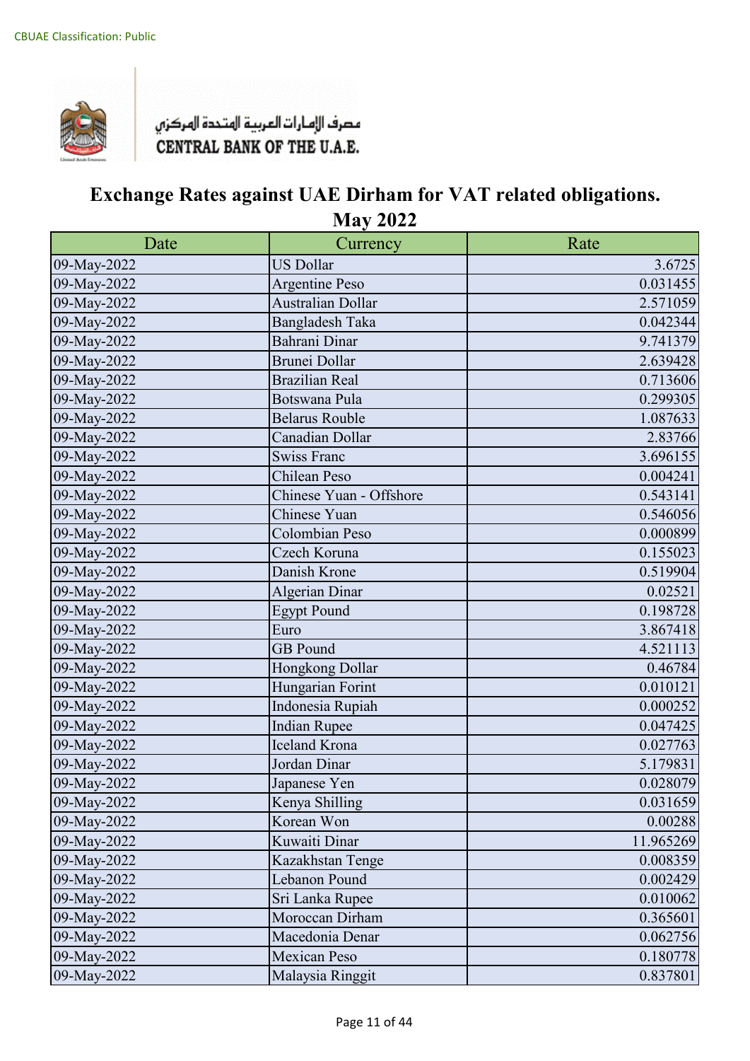CBUAE Classification: Public

مصرف الإمارات العربية المتحدة المركزي
CENTRAL BANK OF THE U.A.E.

# Exchange Rates against UAE Dirham for VAT related obligations.

## May 2022

| Date | Currency | Rate |
|---|---|---|
| 09-May-2022 | US Dollar | 3.6725 |
| 09-May-2022 | Argentine Peso | 0.031455 |
| 09-May-2022 | Australian Dollar | 2.571059 |
| 09-May-2022 | Bangladesh Taka | 0.042344 |
| 09-May-2022 | Bahrani Dinar | 9.741379 |
| 09-May-2022 | Brunei Dollar | 2.639428 |
| 09-May-2022 | Brazilian Real | 0.713606 |
| 09-May-2022 | Botswana Pula | 0.299305 |
| 09-May-2022 | Belarus Rouble | 1.087633 |
| 09-May-2022 | Canadian Dollar | 2.83766 |
| 09-May-2022 | Swiss Franc | 3.696155 |
| 09-May-2022 | Chilean Peso | 0.004241 |
| 09-May-2022 | Chinese Yuan - Offshore | 0.543141 |
| 09-May-2022 | Chinese Yuan | 0.546056 |
| 09-May-2022 | Colombian Peso | 0.000899 |
| 09-May-2022 | Czech Koruna | 0.155023 |
| 09-May-2022 | Danish Krone | 0.519904 |
| 09-May-2022 | Algerian Dinar | 0.02521 |
| 09-May-2022 | Egypt Pound | 0.198728 |
| 09-May-2022 | Euro | 3.867418 |
| 09-May-2022 | GB Pound | 4.521113 |
| 09-May-2022 | Hongkong Dollar | 0.46784 |
| 09-May-2022 | Hungarian Forint | 0.010121 |
| 09-May-2022 | Indonesia Rupiah | 0.000252 |
| 09-May-2022 | Indian Rupee | 0.047425 |
| 09-May-2022 | Iceland Krona | 0.027763 |
| 09-May-2022 | Jordan Dinar | 5.179831 |
| 09-May-2022 | Japanese Yen | 0.028079 |
| 09-May-2022 | Kenya Shilling | 0.031659 |
| 09-May-2022 | Korean Won | 0.00288 |
| 09-May-2022 | Kuwaiti Dinar | 11.965269 |
| 09-May-2022 | Kazakhstan Tenge | 0.008359 |
| 09-May-2022 | Lebanon Pound | 0.002429 |
| 09-May-2022 | Sri Lanka Rupee | 0.010062 |
| 09-May-2022 | Moroccan Dirham | 0.365601 |
| 09-May-2022 | Macedonia Denar | 0.062756 |
| 09-May-2022 | Mexican Peso | 0.180778 |
| 09-May-2022 | Malaysia Ringgit | 0.837801 |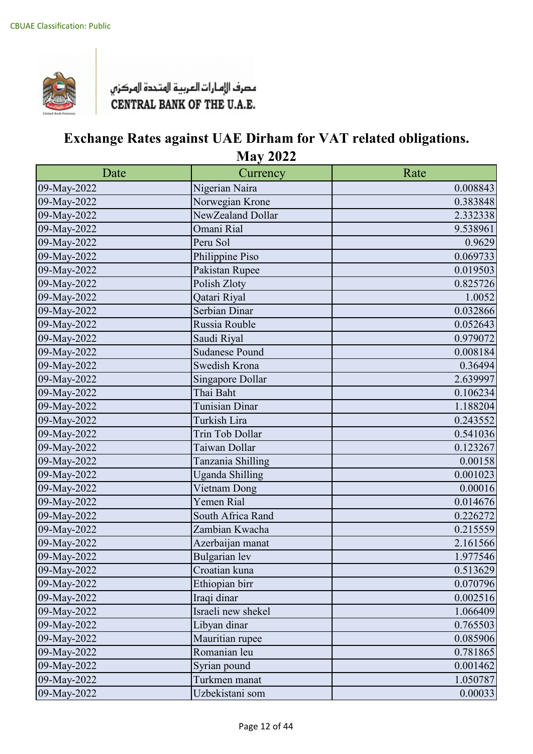CBUAE Classification: Public

مصرف الإمارات العربية المتحدة المركزي
CENTRAL BANK OF THE U.A.E.

# Exchange Rates against UAE Dirham for VAT related obligations.
## May 2022

| Date | Currency | Rate |
|---|---|---|
| 09-May-2022 | Nigerian Naira | 0.008843 |
| 09-May-2022 | Norwegian Krone | 0.383848 |
| 09-May-2022 | NewZealand Dollar | 2.332338 |
| 09-May-2022 | Omani Rial | 9.538961 |
| 09-May-2022 | Peru Sol | 0.9629 |
| 09-May-2022 | Philippine Piso | 0.069733 |
| 09-May-2022 | Pakistan Rupee | 0.019503 |
| 09-May-2022 | Polish Zloty | 0.825726 |
| 09-May-2022 | Qatari Riyal | 1.0052 |
| 09-May-2022 | Serbian Dinar | 0.032866 |
| 09-May-2022 | Russia Rouble | 0.052643 |
| 09-May-2022 | Saudi Riyal | 0.979072 |
| 09-May-2022 | Sudanese Pound | 0.008184 |
| 09-May-2022 | Swedish Krona | 0.36494 |
| 09-May-2022 | Singapore Dollar | 2.639997 |
| 09-May-2022 | Thai Baht | 0.106234 |
| 09-May-2022 | Tunisian Dinar | 1.188204 |
| 09-May-2022 | Turkish Lira | 0.243552 |
| 09-May-2022 | Trin Tob Dollar | 0.541036 |
| 09-May-2022 | Taiwan Dollar | 0.123267 |
| 09-May-2022 | Tanzania Shilling | 0.00158 |
| 09-May-2022 | Uganda Shilling | 0.001023 |
| 09-May-2022 | Vietnam Dong | 0.00016 |
| 09-May-2022 | Yemen Rial | 0.014676 |
| 09-May-2022 | South Africa Rand | 0.226272 |
| 09-May-2022 | Zambian Kwacha | 0.215559 |
| 09-May-2022 | Azerbaijan manat | 2.161566 |
| 09-May-2022 | Bulgarian lev | 1.977546 |
| 09-May-2022 | Croatian kuna | 0.513629 |
| 09-May-2022 | Ethiopian birr | 0.070796 |
| 09-May-2022 | Iraqi dinar | 0.002516 |
| 09-May-2022 | Israeli new shekel | 1.066409 |
| 09-May-2022 | Libyan dinar | 0.765503 |
| 09-May-2022 | Mauritian rupee | 0.085906 |
| 09-May-2022 | Romanian leu | 0.781865 |
| 09-May-2022 | Syrian pound | 0.001462 |
| 09-May-2022 | Turkmen manat | 1.050787 |
| 09-May-2022 | Uzbekistani som | 0.00033 |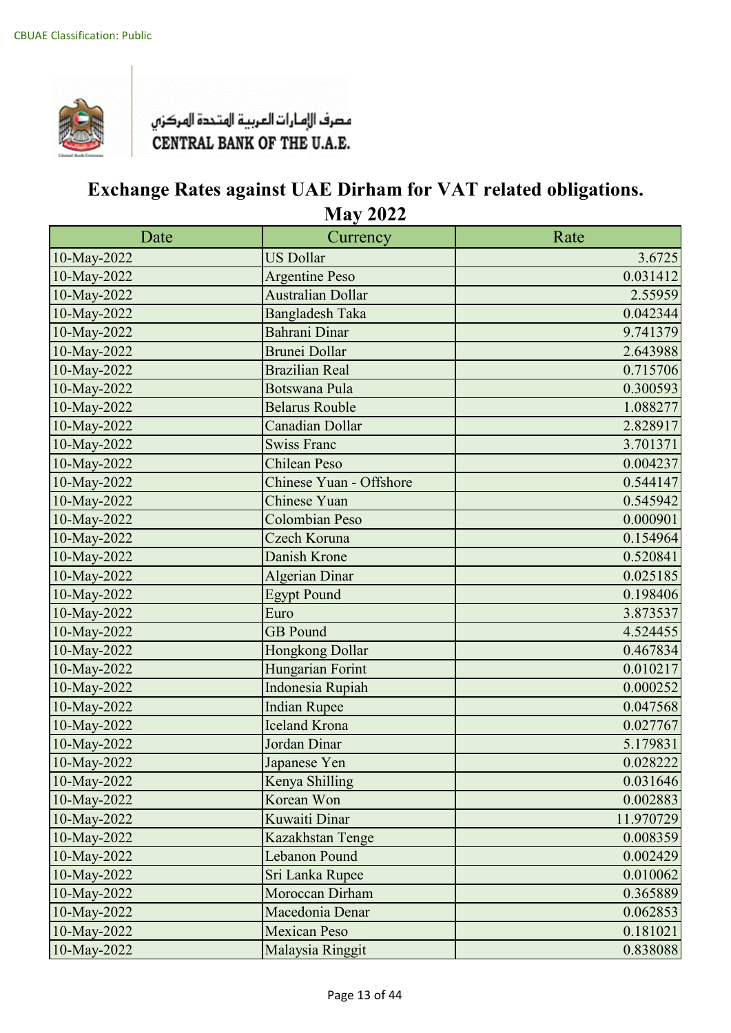CBUAE Classification: Public

مصرف الإمارات العربية المتحدة المركزي
CENTRAL BANK OF THE U.A.E.

# Exchange Rates against UAE Dirham for VAT related obligations.
## May 2022

| Date | Currency | Rate |
|---|---|---|
| 10-May-2022 | US Dollar | 3.6725 |
| 10-May-2022 | Argentine Peso | 0.031412 |
| 10-May-2022 | Australian Dollar | 2.55959 |
| 10-May-2022 | Bangladesh Taka | 0.042344 |
| 10-May-2022 | Bahrani Dinar | 9.741379 |
| 10-May-2022 | Brunei Dollar | 2.643988 |
| 10-May-2022 | Brazilian Real | 0.715706 |
| 10-May-2022 | Botswana Pula | 0.300593 |
| 10-May-2022 | Belarus Rouble | 1.088277 |
| 10-May-2022 | Canadian Dollar | 2.828917 |
| 10-May-2022 | Swiss Franc | 3.701371 |
| 10-May-2022 | Chilean Peso | 0.004237 |
| 10-May-2022 | Chinese Yuan - Offshore | 0.544147 |
| 10-May-2022 | Chinese Yuan | 0.545942 |
| 10-May-2022 | Colombian Peso | 0.000901 |
| 10-May-2022 | Czech Koruna | 0.154964 |
| 10-May-2022 | Danish Krone | 0.520841 |
| 10-May-2022 | Algerian Dinar | 0.025185 |
| 10-May-2022 | Egypt Pound | 0.198406 |
| 10-May-2022 | Euro | 3.873537 |
| 10-May-2022 | GB Pound | 4.524455 |
| 10-May-2022 | Hongkong Dollar | 0.467834 |
| 10-May-2022 | Hungarian Forint | 0.010217 |
| 10-May-2022 | Indonesia Rupiah | 0.000252 |
| 10-May-2022 | Indian Rupee | 0.047568 |
| 10-May-2022 | Iceland Krona | 0.027767 |
| 10-May-2022 | Jordan Dinar | 5.179831 |
| 10-May-2022 | Japanese Yen | 0.028222 |
| 10-May-2022 | Kenya Shilling | 0.031646 |
| 10-May-2022 | Korean Won | 0.002883 |
| 10-May-2022 | Kuwaiti Dinar | 11.970729 |
| 10-May-2022 | Kazakhstan Tenge | 0.008359 |
| 10-May-2022 | Lebanon Pound | 0.002429 |
| 10-May-2022 | Sri Lanka Rupee | 0.010062 |
| 10-May-2022 | Moroccan Dirham | 0.365889 |
| 10-May-2022 | Macedonia Denar | 0.062853 |
| 10-May-2022 | Mexican Peso | 0.181021 |
| 10-May-2022 | Malaysia Ringgit | 0.838088 |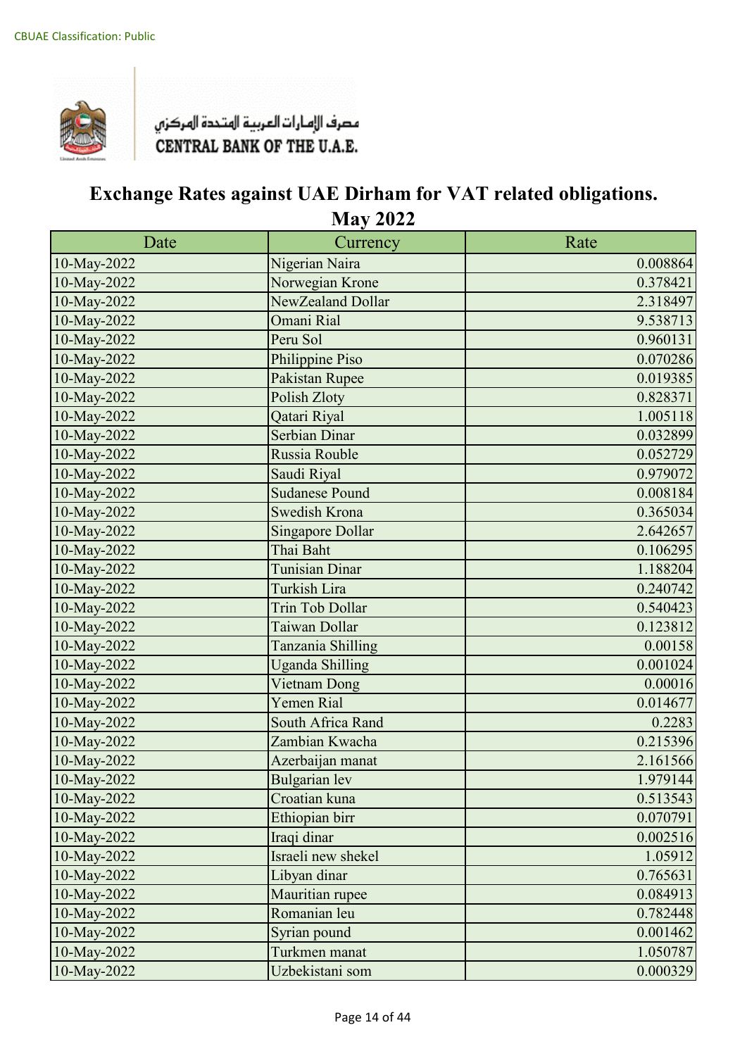CBUAE Classification: Public

مصرف الإمارات العربية المتحدة المركزي
CENTRAL BANK OF THE U.A.E.

# Exchange Rates against UAE Dirham for VAT related obligations.
## May 2022

| Date | Currency | Rate |
|---|---|---|
| 10-May-2022 | Nigerian Naira | 0.008864 |
| 10-May-2022 | Norwegian Krone | 0.378421 |
| 10-May-2022 | NewZealand Dollar | 2.318497 |
| 10-May-2022 | Omani Rial | 9.538713 |
| 10-May-2022 | Peru Sol | 0.960131 |
| 10-May-2022 | Philippine Piso | 0.070286 |
| 10-May-2022 | Pakistan Rupee | 0.019385 |
| 10-May-2022 | Polish Zloty | 0.828371 |
| 10-May-2022 | Qatari Riyal | 1.005118 |
| 10-May-2022 | Serbian Dinar | 0.032899 |
| 10-May-2022 | Russia Rouble | 0.052729 |
| 10-May-2022 | Saudi Riyal | 0.979072 |
| 10-May-2022 | Sudanese Pound | 0.008184 |
| 10-May-2022 | Swedish Krona | 0.365034 |
| 10-May-2022 | Singapore Dollar | 2.642657 |
| 10-May-2022 | Thai Baht | 0.106295 |
| 10-May-2022 | Tunisian Dinar | 1.188204 |
| 10-May-2022 | Turkish Lira | 0.240742 |
| 10-May-2022 | Trin Tob Dollar | 0.540423 |
| 10-May-2022 | Taiwan Dollar | 0.123812 |
| 10-May-2022 | Tanzania Shilling | 0.00158 |
| 10-May-2022 | Uganda Shilling | 0.001024 |
| 10-May-2022 | Vietnam Dong | 0.00016 |
| 10-May-2022 | Yemen Rial | 0.014677 |
| 10-May-2022 | South Africa Rand | 0.2283 |
| 10-May-2022 | Zambian Kwacha | 0.215396 |
| 10-May-2022 | Azerbaijan manat | 2.161566 |
| 10-May-2022 | Bulgarian lev | 1.979144 |
| 10-May-2022 | Croatian kuna | 0.513543 |
| 10-May-2022 | Ethiopian birr | 0.070791 |
| 10-May-2022 | Iraqi dinar | 0.002516 |
| 10-May-2022 | Israeli new shekel | 1.05912 |
| 10-May-2022 | Libyan dinar | 0.765631 |
| 10-May-2022 | Mauritian rupee | 0.084913 |
| 10-May-2022 | Romanian leu | 0.782448 |
| 10-May-2022 | Syrian pound | 0.001462 |
| 10-May-2022 | Turkmen manat | 1.050787 |
| 10-May-2022 | Uzbekistani som | 0.000329 |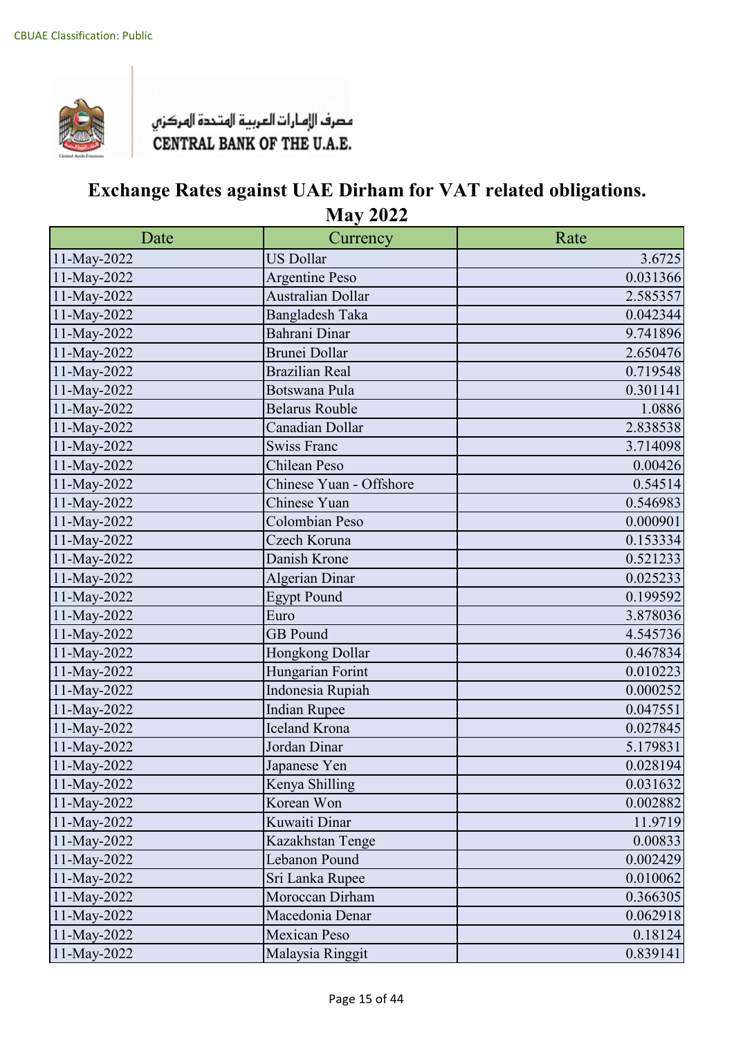CBUAE Classification: Public

مصرف الإمارات العربية المتحدة المركزي
CENTRAL BANK OF THE U.A.E.

# Exchange Rates against UAE Dirham for VAT related obligations.
## May 2022

| Date | Currency | Rate |
|---|---|---|
| 11-May-2022 | US Dollar | 3.6725 |
| 11-May-2022 | Argentine Peso | 0.031366 |
| 11-May-2022 | Australian Dollar | 2.585357 |
| 11-May-2022 | Bangladesh Taka | 0.042344 |
| 11-May-2022 | Bahrani Dinar | 9.741896 |
| 11-May-2022 | Brunei Dollar | 2.650476 |
| 11-May-2022 | Brazilian Real | 0.719548 |
| 11-May-2022 | Botswana Pula | 0.301141 |
| 11-May-2022 | Belarus Rouble | 1.0886 |
| 11-May-2022 | Canadian Dollar | 2.838538 |
| 11-May-2022 | Swiss Franc | 3.714098 |
| 11-May-2022 | Chilean Peso | 0.00426 |
| 11-May-2022 | Chinese Yuan - Offshore | 0.54514 |
| 11-May-2022 | Chinese Yuan | 0.546983 |
| 11-May-2022 | Colombian Peso | 0.000901 |
| 11-May-2022 | Czech Koruna | 0.153334 |
| 11-May-2022 | Danish Krone | 0.521233 |
| 11-May-2022 | Algerian Dinar | 0.025233 |
| 11-May-2022 | Egypt Pound | 0.199592 |
| 11-May-2022 | Euro | 3.878036 |
| 11-May-2022 | GB Pound | 4.545736 |
| 11-May-2022 | Hongkong Dollar | 0.467834 |
| 11-May-2022 | Hungarian Forint | 0.010223 |
| 11-May-2022 | Indonesia Rupiah | 0.000252 |
| 11-May-2022 | Indian Rupee | 0.047551 |
| 11-May-2022 | Iceland Krona | 0.027845 |
| 11-May-2022 | Jordan Dinar | 5.179831 |
| 11-May-2022 | Japanese Yen | 0.028194 |
| 11-May-2022 | Kenya Shilling | 0.031632 |
| 11-May-2022 | Korean Won | 0.002882 |
| 11-May-2022 | Kuwaiti Dinar | 11.9719 |
| 11-May-2022 | Kazakhstan Tenge | 0.00833 |
| 11-May-2022 | Lebanon Pound | 0.002429 |
| 11-May-2022 | Sri Lanka Rupee | 0.010062 |
| 11-May-2022 | Moroccan Dirham | 0.366305 |
| 11-May-2022 | Macedonia Denar | 0.062918 |
| 11-May-2022 | Mexican Peso | 0.18124 |
| 11-May-2022 | Malaysia Ringgit | 0.839141 |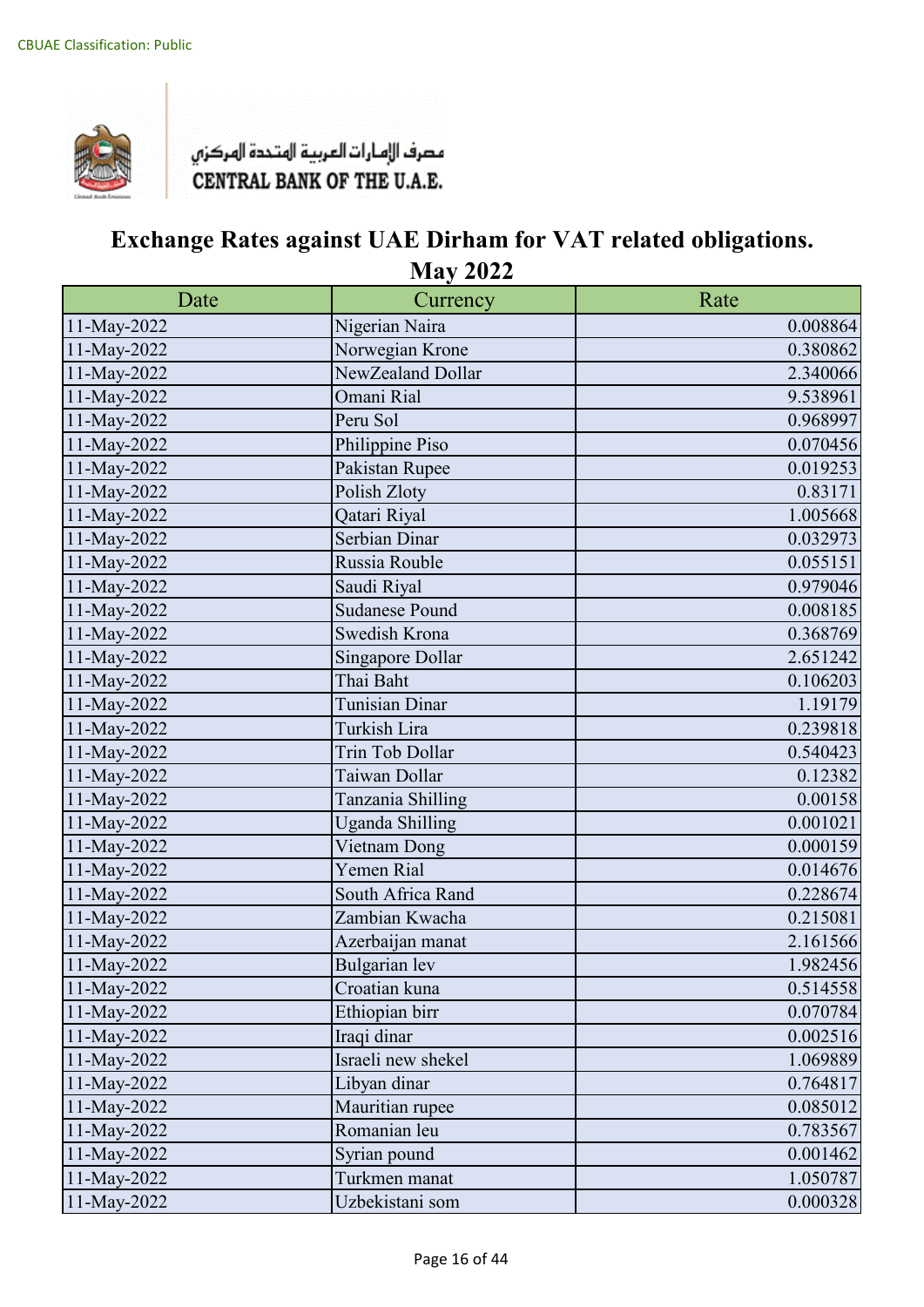CBUAE Classification: Public

مصرف الإمارات العربية المتحدة المركزي
CENTRAL BANK OF THE U.A.E.

# Exchange Rates against UAE Dirham for VAT related obligations.
## May 2022

| Date | Currency | Rate |
|---|---|---|
| 11-May-2022 | Nigerian Naira | 0.008864 |
| 11-May-2022 | Norwegian Krone | 0.380862 |
| 11-May-2022 | NewZealand Dollar | 2.340066 |
| 11-May-2022 | Omani Rial | 9.538961 |
| 11-May-2022 | Peru Sol | 0.968997 |
| 11-May-2022 | Philippine Piso | 0.070456 |
| 11-May-2022 | Pakistan Rupee | 0.019253 |
| 11-May-2022 | Polish Zloty | 0.83171 |
| 11-May-2022 | Qatari Riyal | 1.005668 |
| 11-May-2022 | Serbian Dinar | 0.032973 |
| 11-May-2022 | Russia Rouble | 0.055151 |
| 11-May-2022 | Saudi Riyal | 0.979046 |
| 11-May-2022 | Sudanese Pound | 0.008185 |
| 11-May-2022 | Swedish Krona | 0.368769 |
| 11-May-2022 | Singapore Dollar | 2.651242 |
| 11-May-2022 | Thai Baht | 0.106203 |
| 11-May-2022 | Tunisian Dinar | 1.19179 |
| 11-May-2022 | Turkish Lira | 0.239818 |
| 11-May-2022 | Trin Tob Dollar | 0.540423 |
| 11-May-2022 | Taiwan Dollar | 0.12382 |
| 11-May-2022 | Tanzania Shilling | 0.00158 |
| 11-May-2022 | Uganda Shilling | 0.001021 |
| 11-May-2022 | Vietnam Dong | 0.000159 |
| 11-May-2022 | Yemen Rial | 0.014676 |
| 11-May-2022 | South Africa Rand | 0.228674 |
| 11-May-2022 | Zambian Kwacha | 0.215081 |
| 11-May-2022 | Azerbaijan manat | 2.161566 |
| 11-May-2022 | Bulgarian lev | 1.982456 |
| 11-May-2022 | Croatian kuna | 0.514558 |
| 11-May-2022 | Ethiopian birr | 0.070784 |
| 11-May-2022 | Iraqi dinar | 0.002516 |
| 11-May-2022 | Israeli new shekel | 1.069889 |
| 11-May-2022 | Libyan dinar | 0.764817 |
| 11-May-2022 | Mauritian rupee | 0.085012 |
| 11-May-2022 | Romanian leu | 0.783567 |
| 11-May-2022 | Syrian pound | 0.001462 |
| 11-May-2022 | Turkmen manat | 1.050787 |
| 11-May-2022 | Uzbekistani som | 0.000328 |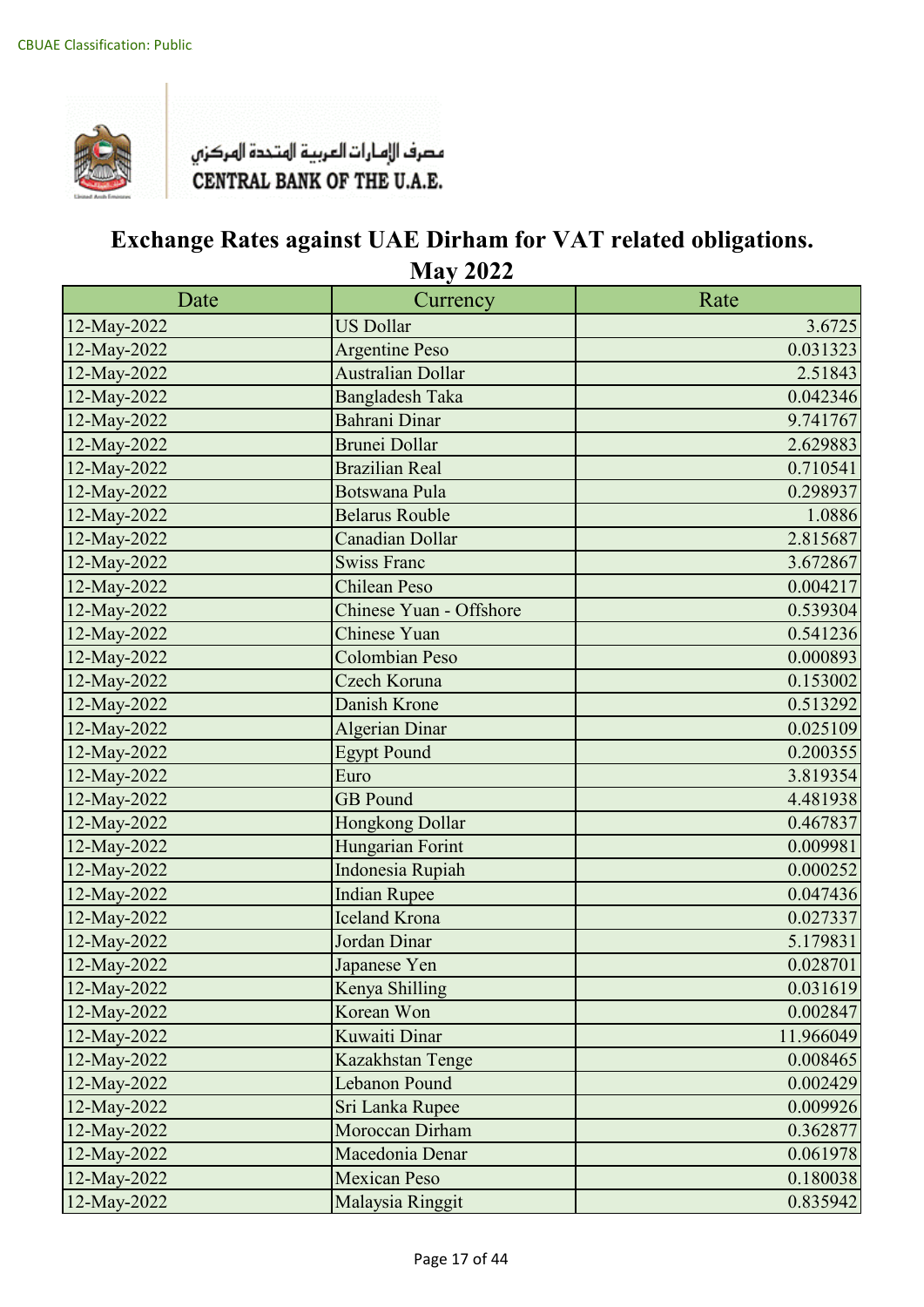CBUAE Classification: Public

مصرف الإمارات العربية المتحدة المركزي
CENTRAL BANK OF THE U.A.E.

# Exchange Rates against UAE Dirham for VAT related obligations.
## May 2022

| Date | Currency | Rate |
|---|---|---|
| 12-May-2022 | US Dollar | 3.6725 |
| 12-May-2022 | Argentine Peso | 0.031323 |
| 12-May-2022 | Australian Dollar | 2.51843 |
| 12-May-2022 | Bangladesh Taka | 0.042346 |
| 12-May-2022 | Bahrani Dinar | 9.741767 |
| 12-May-2022 | Brunei Dollar | 2.629883 |
| 12-May-2022 | Brazilian Real | 0.710541 |
| 12-May-2022 | Botswana Pula | 0.298937 |
| 12-May-2022 | Belarus Rouble | 1.0886 |
| 12-May-2022 | Canadian Dollar | 2.815687 |
| 12-May-2022 | Swiss Franc | 3.672867 |
| 12-May-2022 | Chilean Peso | 0.004217 |
| 12-May-2022 | Chinese Yuan - Offshore | 0.539304 |
| 12-May-2022 | Chinese Yuan | 0.541236 |
| 12-May-2022 | Colombian Peso | 0.000893 |
| 12-May-2022 | Czech Koruna | 0.153002 |
| 12-May-2022 | Danish Krone | 0.513292 |
| 12-May-2022 | Algerian Dinar | 0.025109 |
| 12-May-2022 | Egypt Pound | 0.200355 |
| 12-May-2022 | Euro | 3.819354 |
| 12-May-2022 | GB Pound | 4.481938 |
| 12-May-2022 | Hongkong Dollar | 0.467837 |
| 12-May-2022 | Hungarian Forint | 0.009981 |
| 12-May-2022 | Indonesia Rupiah | 0.000252 |
| 12-May-2022 | Indian Rupee | 0.047436 |
| 12-May-2022 | Iceland Krona | 0.027337 |
| 12-May-2022 | Jordan Dinar | 5.179831 |
| 12-May-2022 | Japanese Yen | 0.028701 |
| 12-May-2022 | Kenya Shilling | 0.031619 |
| 12-May-2022 | Korean Won | 0.002847 |
| 12-May-2022 | Kuwaiti Dinar | 11.966049 |
| 12-May-2022 | Kazakhstan Tenge | 0.008465 |
| 12-May-2022 | Lebanon Pound | 0.002429 |
| 12-May-2022 | Sri Lanka Rupee | 0.009926 |
| 12-May-2022 | Moroccan Dirham | 0.362877 |
| 12-May-2022 | Macedonia Denar | 0.061978 |
| 12-May-2022 | Mexican Peso | 0.180038 |
| 12-May-2022 | Malaysia Ringgit | 0.835942 |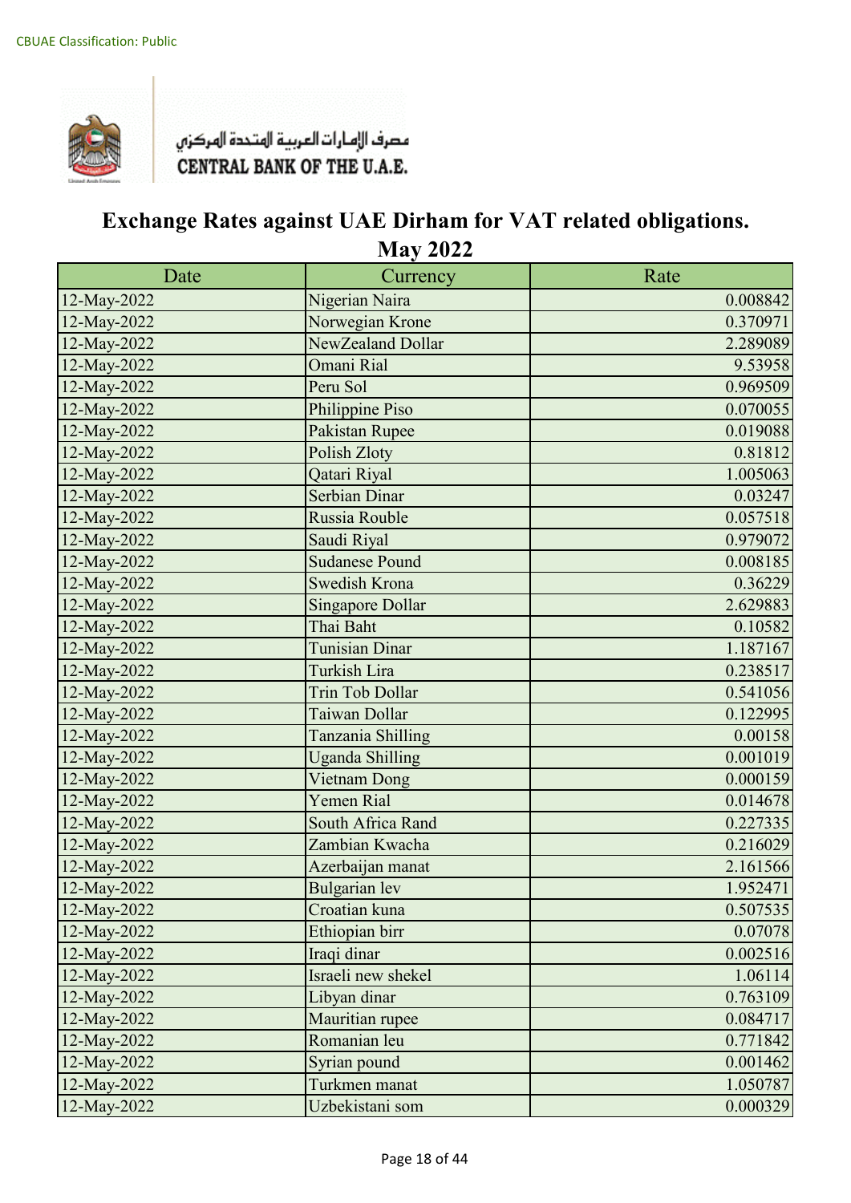CBUAE Classification: Public

مصرف الإمارات العربية المتحدة المركزي
CENTRAL BANK OF THE U.A.E.

# Exchange Rates against UAE Dirham for VAT related obligations.

## May 2022

| Date | Currency | Rate |
|---|---|---|
| 12-May-2022 | Nigerian Naira | 0.008842 |
| 12-May-2022 | Norwegian Krone | 0.370971 |
| 12-May-2022 | NewZealand Dollar | 2.289089 |
| 12-May-2022 | Omani Rial | 9.53958 |
| 12-May-2022 | Peru Sol | 0.969509 |
| 12-May-2022 | Philippine Piso | 0.070055 |
| 12-May-2022 | Pakistan Rupee | 0.019088 |
| 12-May-2022 | Polish Zloty | 0.81812 |
| 12-May-2022 | Qatari Riyal | 1.005063 |
| 12-May-2022 | Serbian Dinar | 0.03247 |
| 12-May-2022 | Russia Rouble | 0.057518 |
| 12-May-2022 | Saudi Riyal | 0.979072 |
| 12-May-2022 | Sudanese Pound | 0.008185 |
| 12-May-2022 | Swedish Krona | 0.36229 |
| 12-May-2022 | Singapore Dollar | 2.629883 |
| 12-May-2022 | Thai Baht | 0.10582 |
| 12-May-2022 | Tunisian Dinar | 1.187167 |
| 12-May-2022 | Turkish Lira | 0.238517 |
| 12-May-2022 | Trin Tob Dollar | 0.541056 |
| 12-May-2022 | Taiwan Dollar | 0.122995 |
| 12-May-2022 | Tanzania Shilling | 0.00158 |
| 12-May-2022 | Uganda Shilling | 0.001019 |
| 12-May-2022 | Vietnam Dong | 0.000159 |
| 12-May-2022 | Yemen Rial | 0.014678 |
| 12-May-2022 | South Africa Rand | 0.227335 |
| 12-May-2022 | Zambian Kwacha | 0.216029 |
| 12-May-2022 | Azerbaijan manat | 2.161566 |
| 12-May-2022 | Bulgarian lev | 1.952471 |
| 12-May-2022 | Croatian kuna | 0.507535 |
| 12-May-2022 | Ethiopian birr | 0.07078 |
| 12-May-2022 | Iraqi dinar | 0.002516 |
| 12-May-2022 | Israeli new shekel | 1.06114 |
| 12-May-2022 | Libyan dinar | 0.763109 |
| 12-May-2022 | Mauritian rupee | 0.084717 |
| 12-May-2022 | Romanian leu | 0.771842 |
| 12-May-2022 | Syrian pound | 0.001462 |
| 12-May-2022 | Turkmen manat | 1.050787 |
| 12-May-2022 | Uzbekistani som | 0.000329 |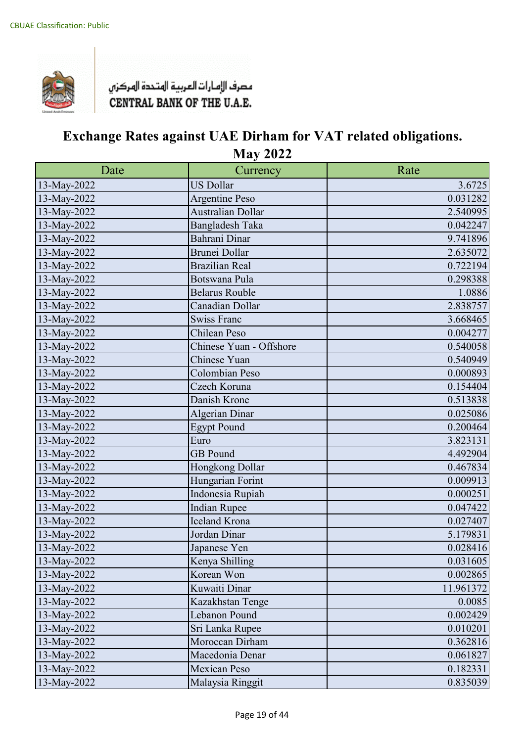CBUAE Classification: Public

مصرف الإمارات العربية المتحدة المركزي
CENTRAL BANK OF THE U.A.E.

# Exchange Rates against UAE Dirham for VAT related obligations.
## May 2022

| Date | Currency | Rate |
|---|---|---|
| 13-May-2022 | US Dollar | 3.6725 |
| 13-May-2022 | Argentine Peso | 0.031282 |
| 13-May-2022 | Australian Dollar | 2.540995 |
| 13-May-2022 | Bangladesh Taka | 0.042247 |
| 13-May-2022 | Bahrani Dinar | 9.741896 |
| 13-May-2022 | Brunei Dollar | 2.635072 |
| 13-May-2022 | Brazilian Real | 0.722194 |
| 13-May-2022 | Botswana Pula | 0.298388 |
| 13-May-2022 | Belarus Rouble | 1.0886 |
| 13-May-2022 | Canadian Dollar | 2.838757 |
| 13-May-2022 | Swiss Franc | 3.668465 |
| 13-May-2022 | Chilean Peso | 0.004277 |
| 13-May-2022 | Chinese Yuan - Offshore | 0.540058 |
| 13-May-2022 | Chinese Yuan | 0.540949 |
| 13-May-2022 | Colombian Peso | 0.000893 |
| 13-May-2022 | Czech Koruna | 0.154404 |
| 13-May-2022 | Danish Krone | 0.513838 |
| 13-May-2022 | Algerian Dinar | 0.025086 |
| 13-May-2022 | Egypt Pound | 0.200464 |
| 13-May-2022 | Euro | 3.823131 |
| 13-May-2022 | GB Pound | 4.492904 |
| 13-May-2022 | Hongkong Dollar | 0.467834 |
| 13-May-2022 | Hungarian Forint | 0.009913 |
| 13-May-2022 | Indonesia Rupiah | 0.000251 |
| 13-May-2022 | Indian Rupee | 0.047422 |
| 13-May-2022 | Iceland Krona | 0.027407 |
| 13-May-2022 | Jordan Dinar | 5.179831 |
| 13-May-2022 | Japanese Yen | 0.028416 |
| 13-May-2022 | Kenya Shilling | 0.031605 |
| 13-May-2022 | Korean Won | 0.002865 |
| 13-May-2022 | Kuwaiti Dinar | 11.961372 |
| 13-May-2022 | Kazakhstan Tenge | 0.0085 |
| 13-May-2022 | Lebanon Pound | 0.002429 |
| 13-May-2022 | Sri Lanka Rupee | 0.010201 |
| 13-May-2022 | Moroccan Dirham | 0.362816 |
| 13-May-2022 | Macedonia Denar | 0.061827 |
| 13-May-2022 | Mexican Peso | 0.182331 |
| 13-May-2022 | Malaysia Ringgit | 0.835039 |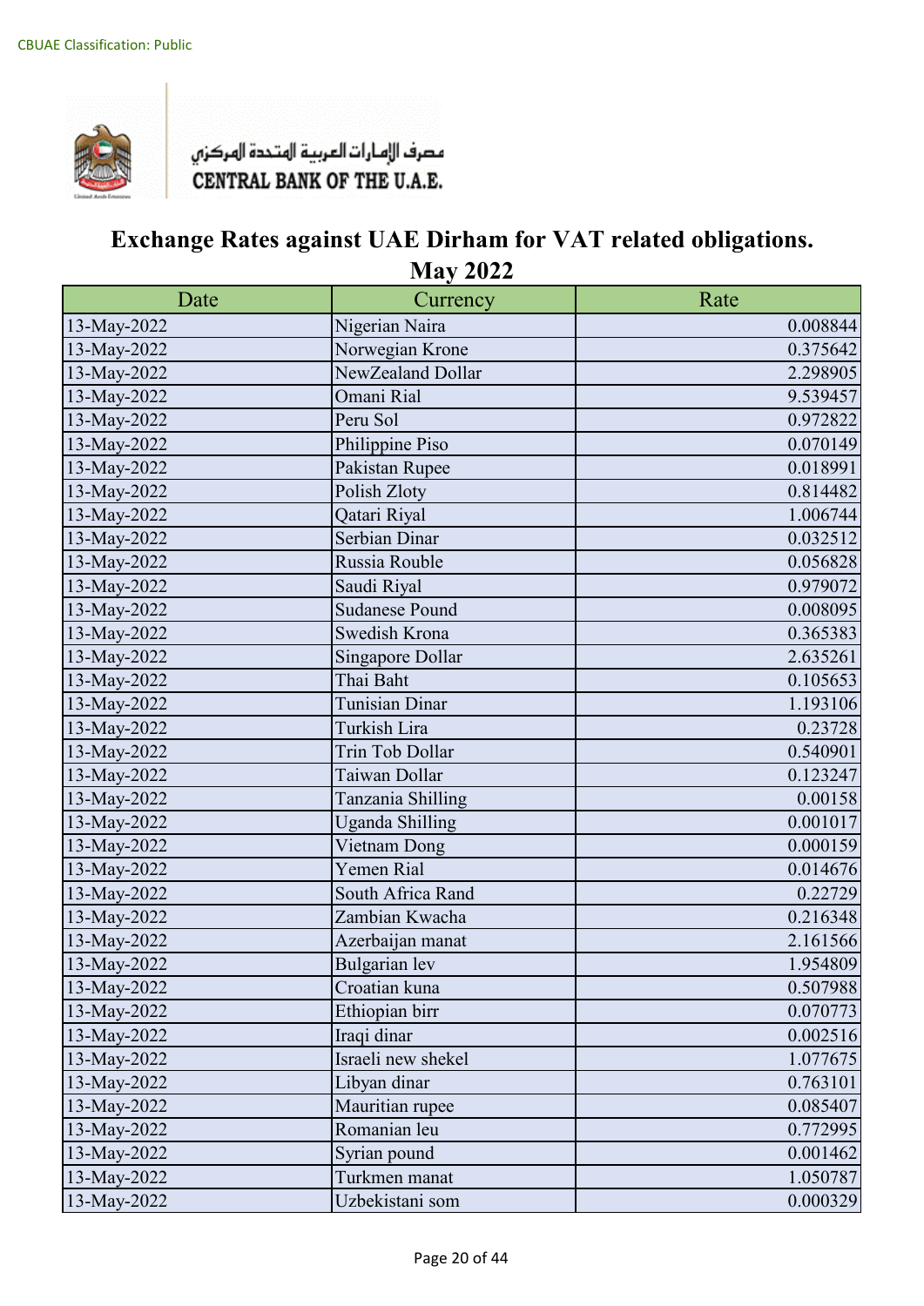CBUAE Classification: Public

مصرف الإمارات العربية المتحدة المركزي
CENTRAL BANK OF THE U.A.E.

# Exchange Rates against UAE Dirham for VAT related obligations.
## May 2022

| Date | Currency | Rate |
|---|---|---|
| 13-May-2022 | Nigerian Naira | 0.008844 |
| 13-May-2022 | Norwegian Krone | 0.375642 |
| 13-May-2022 | NewZealand Dollar | 2.298905 |
| 13-May-2022 | Omani Rial | 9.539457 |
| 13-May-2022 | Peru Sol | 0.972822 |
| 13-May-2022 | Philippine Piso | 0.070149 |
| 13-May-2022 | Pakistan Rupee | 0.018991 |
| 13-May-2022 | Polish Zloty | 0.814482 |
| 13-May-2022 | Qatari Riyal | 1.006744 |
| 13-May-2022 | Serbian Dinar | 0.032512 |
| 13-May-2022 | Russia Rouble | 0.056828 |
| 13-May-2022 | Saudi Riyal | 0.979072 |
| 13-May-2022 | Sudanese Pound | 0.008095 |
| 13-May-2022 | Swedish Krona | 0.365383 |
| 13-May-2022 | Singapore Dollar | 2.635261 |
| 13-May-2022 | Thai Baht | 0.105653 |
| 13-May-2022 | Tunisian Dinar | 1.193106 |
| 13-May-2022 | Turkish Lira | 0.23728 |
| 13-May-2022 | Trin Tob Dollar | 0.540901 |
| 13-May-2022 | Taiwan Dollar | 0.123247 |
| 13-May-2022 | Tanzania Shilling | 0.00158 |
| 13-May-2022 | Uganda Shilling | 0.001017 |
| 13-May-2022 | Vietnam Dong | 0.000159 |
| 13-May-2022 | Yemen Rial | 0.014676 |
| 13-May-2022 | South Africa Rand | 0.22729 |
| 13-May-2022 | Zambian Kwacha | 0.216348 |
| 13-May-2022 | Azerbaijan manat | 2.161566 |
| 13-May-2022 | Bulgarian lev | 1.954809 |
| 13-May-2022 | Croatian kuna | 0.507988 |
| 13-May-2022 | Ethiopian birr | 0.070773 |
| 13-May-2022 | Iraqi dinar | 0.002516 |
| 13-May-2022 | Israeli new shekel | 1.077675 |
| 13-May-2022 | Libyan dinar | 0.763101 |
| 13-May-2022 | Mauritian rupee | 0.085407 |
| 13-May-2022 | Romanian leu | 0.772995 |
| 13-May-2022 | Syrian pound | 0.001462 |
| 13-May-2022 | Turkmen manat | 1.050787 |
| 13-May-2022 | Uzbekistani som | 0.000329 |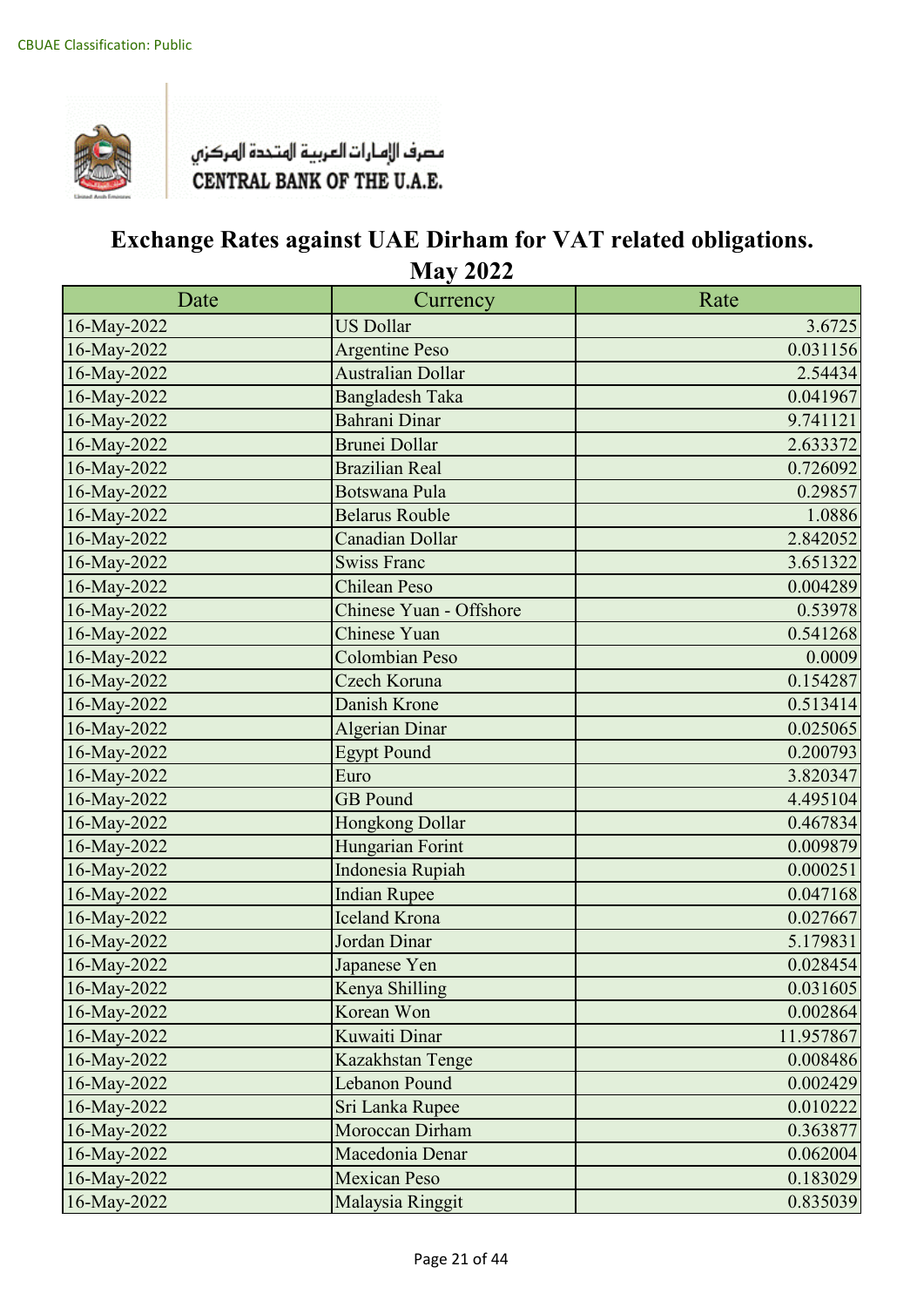CBUAE Classification: Public

مصرف الإمارات العربية المتحدة المركزي
CENTRAL BANK OF THE U.A.E.

# Exchange Rates against UAE Dirham for VAT related obligations.
## May 2022

| Date | Currency | Rate |
|---|---|---|
| 16-May-2022 | US Dollar | 3.6725 |
| 16-May-2022 | Argentine Peso | 0.031156 |
| 16-May-2022 | Australian Dollar | 2.54434 |
| 16-May-2022 | Bangladesh Taka | 0.041967 |
| 16-May-2022 | Bahrani Dinar | 9.741121 |
| 16-May-2022 | Brunei Dollar | 2.633372 |
| 16-May-2022 | Brazilian Real | 0.726092 |
| 16-May-2022 | Botswana Pula | 0.29857 |
| 16-May-2022 | Belarus Rouble | 1.0886 |
| 16-May-2022 | Canadian Dollar | 2.842052 |
| 16-May-2022 | Swiss Franc | 3.651322 |
| 16-May-2022 | Chilean Peso | 0.004289 |
| 16-May-2022 | Chinese Yuan - Offshore | 0.53978 |
| 16-May-2022 | Chinese Yuan | 0.541268 |
| 16-May-2022 | Colombian Peso | 0.0009 |
| 16-May-2022 | Czech Koruna | 0.154287 |
| 16-May-2022 | Danish Krone | 0.513414 |
| 16-May-2022 | Algerian Dinar | 0.025065 |
| 16-May-2022 | Egypt Pound | 0.200793 |
| 16-May-2022 | Euro | 3.820347 |
| 16-May-2022 | GB Pound | 4.495104 |
| 16-May-2022 | Hongkong Dollar | 0.467834 |
| 16-May-2022 | Hungarian Forint | 0.009879 |
| 16-May-2022 | Indonesia Rupiah | 0.000251 |
| 16-May-2022 | Indian Rupee | 0.047168 |
| 16-May-2022 | Iceland Krona | 0.027667 |
| 16-May-2022 | Jordan Dinar | 5.179831 |
| 16-May-2022 | Japanese Yen | 0.028454 |
| 16-May-2022 | Kenya Shilling | 0.031605 |
| 16-May-2022 | Korean Won | 0.002864 |
| 16-May-2022 | Kuwaiti Dinar | 11.957867 |
| 16-May-2022 | Kazakhstan Tenge | 0.008486 |
| 16-May-2022 | Lebanon Pound | 0.002429 |
| 16-May-2022 | Sri Lanka Rupee | 0.010222 |
| 16-May-2022 | Moroccan Dirham | 0.363877 |
| 16-May-2022 | Macedonia Denar | 0.062004 |
| 16-May-2022 | Mexican Peso | 0.183029 |
| 16-May-2022 | Malaysia Ringgit | 0.835039 |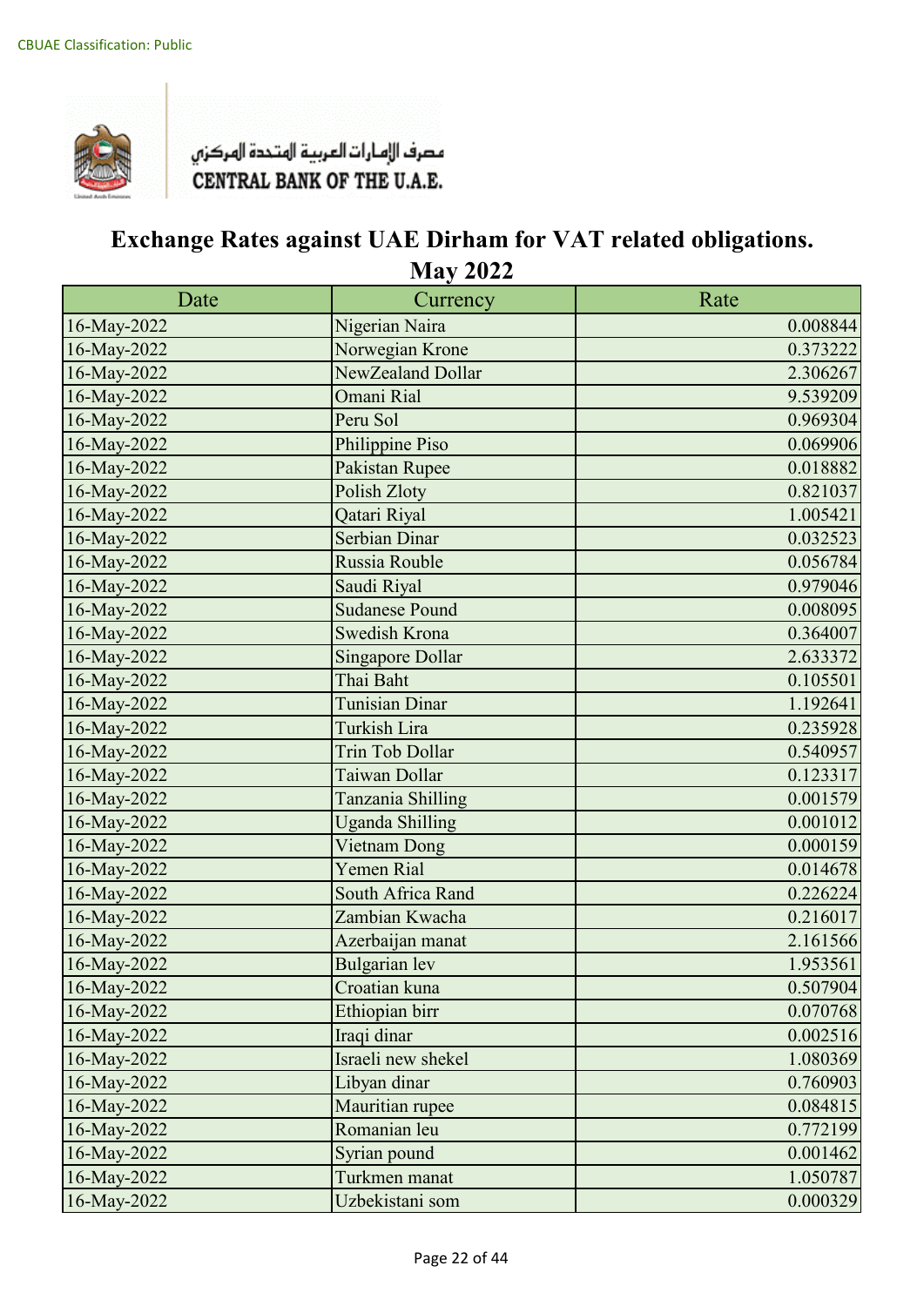CBUAE Classification: Public

مصرف الإمارات العربية المتحدة المركزي
CENTRAL BANK OF THE U.A.E.

# Exchange Rates against UAE Dirham for VAT related obligations.

## May 2022

| Date | Currency | Rate |
|---|---|---|
| 16-May-2022 | Nigerian Naira | 0.008844 |
| 16-May-2022 | Norwegian Krone | 0.373222 |
| 16-May-2022 | NewZealand Dollar | 2.306267 |
| 16-May-2022 | Omani Rial | 9.539209 |
| 16-May-2022 | Peru Sol | 0.969304 |
| 16-May-2022 | Philippine Piso | 0.069906 |
| 16-May-2022 | Pakistan Rupee | 0.018882 |
| 16-May-2022 | Polish Zloty | 0.821037 |
| 16-May-2022 | Qatari Riyal | 1.005421 |
| 16-May-2022 | Serbian Dinar | 0.032523 |
| 16-May-2022 | Russia Rouble | 0.056784 |
| 16-May-2022 | Saudi Riyal | 0.979046 |
| 16-May-2022 | Sudanese Pound | 0.008095 |
| 16-May-2022 | Swedish Krona | 0.364007 |
| 16-May-2022 | Singapore Dollar | 2.633372 |
| 16-May-2022 | Thai Baht | 0.105501 |
| 16-May-2022 | Tunisian Dinar | 1.192641 |
| 16-May-2022 | Turkish Lira | 0.235928 |
| 16-May-2022 | Trin Tob Dollar | 0.540957 |
| 16-May-2022 | Taiwan Dollar | 0.123317 |
| 16-May-2022 | Tanzania Shilling | 0.001579 |
| 16-May-2022 | Uganda Shilling | 0.001012 |
| 16-May-2022 | Vietnam Dong | 0.000159 |
| 16-May-2022 | Yemen Rial | 0.014678 |
| 16-May-2022 | South Africa Rand | 0.226224 |
| 16-May-2022 | Zambian Kwacha | 0.216017 |
| 16-May-2022 | Azerbaijan manat | 2.161566 |
| 16-May-2022 | Bulgarian lev | 1.953561 |
| 16-May-2022 | Croatian kuna | 0.507904 |
| 16-May-2022 | Ethiopian birr | 0.070768 |
| 16-May-2022 | Iraqi dinar | 0.002516 |
| 16-May-2022 | Israeli new shekel | 1.080369 |
| 16-May-2022 | Libyan dinar | 0.760903 |
| 16-May-2022 | Mauritian rupee | 0.084815 |
| 16-May-2022 | Romanian leu | 0.772199 |
| 16-May-2022 | Syrian pound | 0.001462 |
| 16-May-2022 | Turkmen manat | 1.050787 |
| 16-May-2022 | Uzbekistani som | 0.000329 |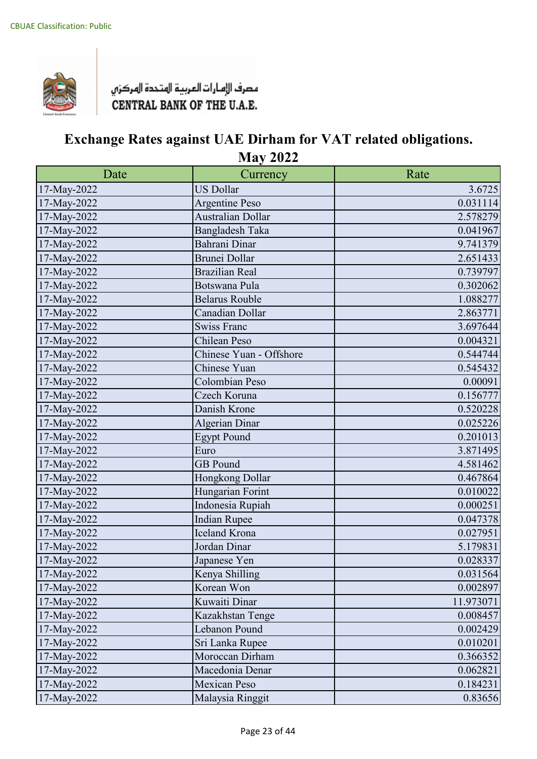CBUAE Classification: Public

مصرف الإمارات العربية المتحدة المركزي
CENTRAL BANK OF THE U.A.E.

# Exchange Rates against UAE Dirham for VAT related obligations.
## May 2022

| Date | Currency | Rate |
|---|---|---|
| 17-May-2022 | US Dollar | 3.6725 |
| 17-May-2022 | Argentine Peso | 0.031114 |
| 17-May-2022 | Australian Dollar | 2.578279 |
| 17-May-2022 | Bangladesh Taka | 0.041967 |
| 17-May-2022 | Bahrani Dinar | 9.741379 |
| 17-May-2022 | Brunei Dollar | 2.651433 |
| 17-May-2022 | Brazilian Real | 0.739797 |
| 17-May-2022 | Botswana Pula | 0.302062 |
| 17-May-2022 | Belarus Rouble | 1.088277 |
| 17-May-2022 | Canadian Dollar | 2.863771 |
| 17-May-2022 | Swiss Franc | 3.697644 |
| 17-May-2022 | Chilean Peso | 0.004321 |
| 17-May-2022 | Chinese Yuan - Offshore | 0.544744 |
| 17-May-2022 | Chinese Yuan | 0.545432 |
| 17-May-2022 | Colombian Peso | 0.00091 |
| 17-May-2022 | Czech Koruna | 0.156777 |
| 17-May-2022 | Danish Krone | 0.520228 |
| 17-May-2022 | Algerian Dinar | 0.025226 |
| 17-May-2022 | Egypt Pound | 0.201013 |
| 17-May-2022 | Euro | 3.871495 |
| 17-May-2022 | GB Pound | 4.581462 |
| 17-May-2022 | Hongkong Dollar | 0.467864 |
| 17-May-2022 | Hungarian Forint | 0.010022 |
| 17-May-2022 | Indonesia Rupiah | 0.000251 |
| 17-May-2022 | Indian Rupee | 0.047378 |
| 17-May-2022 | Iceland Krona | 0.027951 |
| 17-May-2022 | Jordan Dinar | 5.179831 |
| 17-May-2022 | Japanese Yen | 0.028337 |
| 17-May-2022 | Kenya Shilling | 0.031564 |
| 17-May-2022 | Korean Won | 0.002897 |
| 17-May-2022 | Kuwaiti Dinar | 11.973071 |
| 17-May-2022 | Kazakhstan Tenge | 0.008457 |
| 17-May-2022 | Lebanon Pound | 0.002429 |
| 17-May-2022 | Sri Lanka Rupee | 0.010201 |
| 17-May-2022 | Moroccan Dirham | 0.366352 |
| 17-May-2022 | Macedonia Denar | 0.062821 |
| 17-May-2022 | Mexican Peso | 0.184231 |
| 17-May-2022 | Malaysia Ringgit | 0.83656 |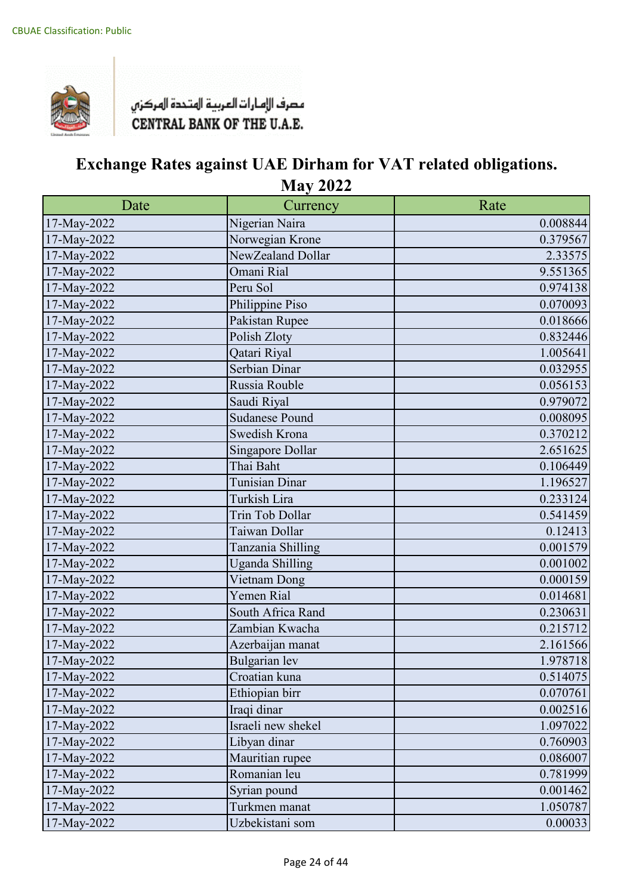CBUAE Classification: Public

مصرف الإمارات العربية المتحدة المركزي
CENTRAL BANK OF THE U.A.E.

# Exchange Rates against UAE Dirham for VAT related obligations.
## May 2022

| Date | Currency | Rate |
|---|---|---|
| 17-May-2022 | Nigerian Naira | 0.008844 |
| 17-May-2022 | Norwegian Krone | 0.379567 |
| 17-May-2022 | NewZealand Dollar | 2.33575 |
| 17-May-2022 | Omani Rial | 9.551365 |
| 17-May-2022 | Peru Sol | 0.974138 |
| 17-May-2022 | Philippine Piso | 0.070093 |
| 17-May-2022 | Pakistan Rupee | 0.018666 |
| 17-May-2022 | Polish Zloty | 0.832446 |
| 17-May-2022 | Qatari Riyal | 1.005641 |
| 17-May-2022 | Serbian Dinar | 0.032955 |
| 17-May-2022 | Russia Rouble | 0.056153 |
| 17-May-2022 | Saudi Riyal | 0.979072 |
| 17-May-2022 | Sudanese Pound | 0.008095 |
| 17-May-2022 | Swedish Krona | 0.370212 |
| 17-May-2022 | Singapore Dollar | 2.651625 |
| 17-May-2022 | Thai Baht | 0.106449 |
| 17-May-2022 | Tunisian Dinar | 1.196527 |
| 17-May-2022 | Turkish Lira | 0.233124 |
| 17-May-2022 | Trin Tob Dollar | 0.541459 |
| 17-May-2022 | Taiwan Dollar | 0.12413 |
| 17-May-2022 | Tanzania Shilling | 0.001579 |
| 17-May-2022 | Uganda Shilling | 0.001002 |
| 17-May-2022 | Vietnam Dong | 0.000159 |
| 17-May-2022 | Yemen Rial | 0.014681 |
| 17-May-2022 | South Africa Rand | 0.230631 |
| 17-May-2022 | Zambian Kwacha | 0.215712 |
| 17-May-2022 | Azerbaijan manat | 2.161566 |
| 17-May-2022 | Bulgarian lev | 1.978718 |
| 17-May-2022 | Croatian kuna | 0.514075 |
| 17-May-2022 | Ethiopian birr | 0.070761 |
| 17-May-2022 | Iraqi dinar | 0.002516 |
| 17-May-2022 | Israeli new shekel | 1.097022 |
| 17-May-2022 | Libyan dinar | 0.760903 |
| 17-May-2022 | Mauritian rupee | 0.086007 |
| 17-May-2022 | Romanian leu | 0.781999 |
| 17-May-2022 | Syrian pound | 0.001462 |
| 17-May-2022 | Turkmen manat | 1.050787 |
| 17-May-2022 | Uzbekistani som | 0.00033 |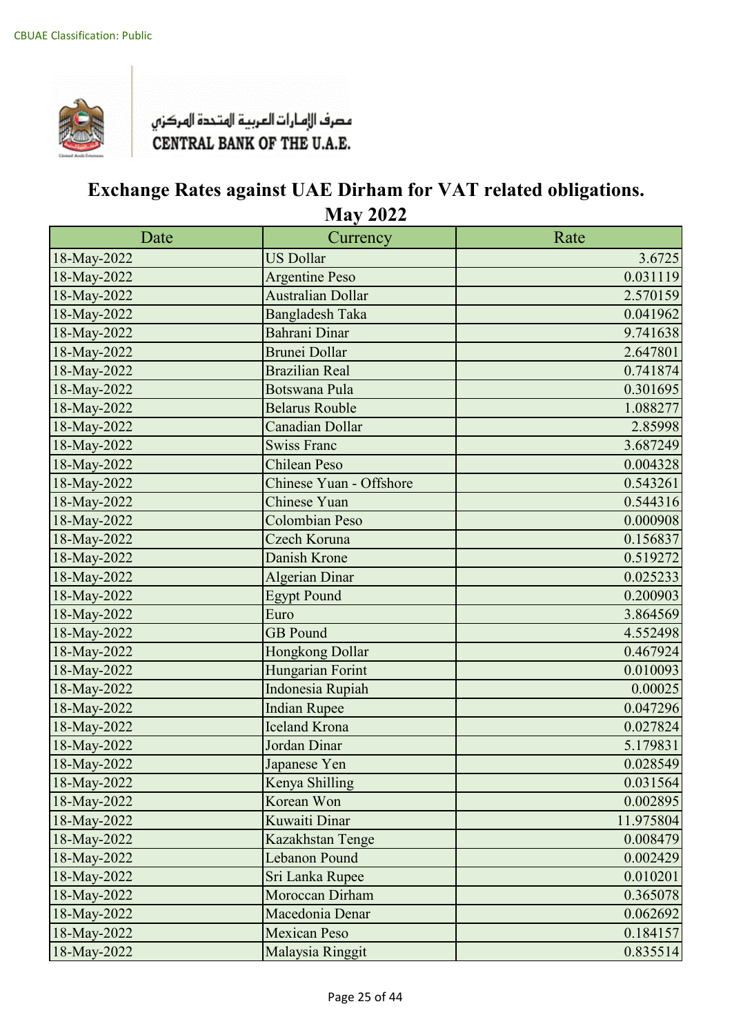CBUAE Classification: Public

مصرف الإمارات العربية المتحدة المركزي
CENTRAL BANK OF THE U.A.E.

# Exchange Rates against UAE Dirham for VAT related obligations.
## May 2022

| Date | Currency | Rate |
|---|---|---|
| 18-May-2022 | US Dollar | 3.6725 |
| 18-May-2022 | Argentine Peso | 0.031119 |
| 18-May-2022 | Australian Dollar | 2.570159 |
| 18-May-2022 | Bangladesh Taka | 0.041962 |
| 18-May-2022 | Bahrani Dinar | 9.741638 |
| 18-May-2022 | Brunei Dollar | 2.647801 |
| 18-May-2022 | Brazilian Real | 0.741874 |
| 18-May-2022 | Botswana Pula | 0.301695 |
| 18-May-2022 | Belarus Rouble | 1.088277 |
| 18-May-2022 | Canadian Dollar | 2.85998 |
| 18-May-2022 | Swiss Franc | 3.687249 |
| 18-May-2022 | Chilean Peso | 0.004328 |
| 18-May-2022 | Chinese Yuan - Offshore | 0.543261 |
| 18-May-2022 | Chinese Yuan | 0.544316 |
| 18-May-2022 | Colombian Peso | 0.000908 |
| 18-May-2022 | Czech Koruna | 0.156837 |
| 18-May-2022 | Danish Krone | 0.519272 |
| 18-May-2022 | Algerian Dinar | 0.025233 |
| 18-May-2022 | Egypt Pound | 0.200903 |
| 18-May-2022 | Euro | 3.864569 |
| 18-May-2022 | GB Pound | 4.552498 |
| 18-May-2022 | Hongkong Dollar | 0.467924 |
| 18-May-2022 | Hungarian Forint | 0.010093 |
| 18-May-2022 | Indonesia Rupiah | 0.00025 |
| 18-May-2022 | Indian Rupee | 0.047296 |
| 18-May-2022 | Iceland Krona | 0.027824 |
| 18-May-2022 | Jordan Dinar | 5.179831 |
| 18-May-2022 | Japanese Yen | 0.028549 |
| 18-May-2022 | Kenya Shilling | 0.031564 |
| 18-May-2022 | Korean Won | 0.002895 |
| 18-May-2022 | Kuwaiti Dinar | 11.975804 |
| 18-May-2022 | Kazakhstan Tenge | 0.008479 |
| 18-May-2022 | Lebanon Pound | 0.002429 |
| 18-May-2022 | Sri Lanka Rupee | 0.010201 |
| 18-May-2022 | Moroccan Dirham | 0.365078 |
| 18-May-2022 | Macedonia Denar | 0.062692 |
| 18-May-2022 | Mexican Peso | 0.184157 |
| 18-May-2022 | Malaysia Ringgit | 0.835514 |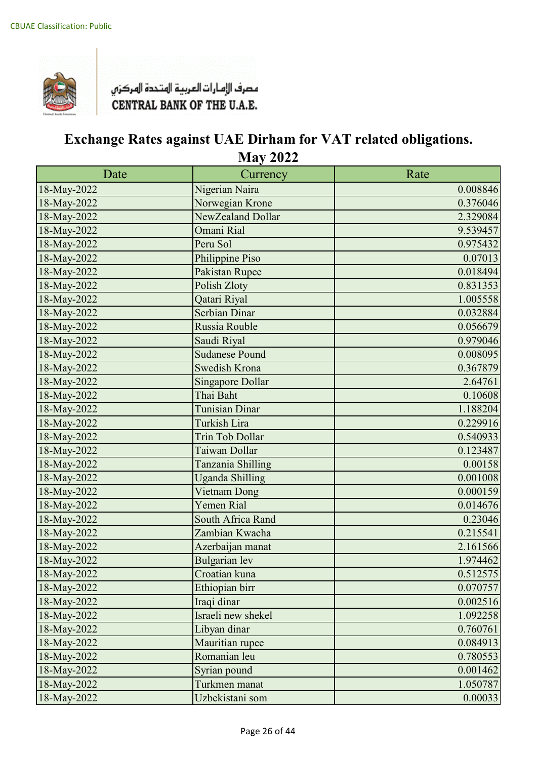CBUAE Classification: Public

مصرف الإمارات العربية المتحدة المركزي
CENTRAL BANK OF THE U.A.E.

# Exchange Rates against UAE Dirham for VAT related obligations.
## May 2022

| Date | Currency | Rate |
|---|---|---|
| 18-May-2022 | Nigerian Naira | 0.008846 |
| 18-May-2022 | Norwegian Krone | 0.376046 |
| 18-May-2022 | NewZealand Dollar | 2.329084 |
| 18-May-2022 | Omani Rial | 9.539457 |
| 18-May-2022 | Peru Sol | 0.975432 |
| 18-May-2022 | Philippine Piso | 0.07013 |
| 18-May-2022 | Pakistan Rupee | 0.018494 |
| 18-May-2022 | Polish Zloty | 0.831353 |
| 18-May-2022 | Qatari Riyal | 1.005558 |
| 18-May-2022 | Serbian Dinar | 0.032884 |
| 18-May-2022 | Russia Rouble | 0.056679 |
| 18-May-2022 | Saudi Riyal | 0.979046 |
| 18-May-2022 | Sudanese Pound | 0.008095 |
| 18-May-2022 | Swedish Krona | 0.367879 |
| 18-May-2022 | Singapore Dollar | 2.64761 |
| 18-May-2022 | Thai Baht | 0.10608 |
| 18-May-2022 | Tunisian Dinar | 1.188204 |
| 18-May-2022 | Turkish Lira | 0.229916 |
| 18-May-2022 | Trin Tob Dollar | 0.540933 |
| 18-May-2022 | Taiwan Dollar | 0.123487 |
| 18-May-2022 | Tanzania Shilling | 0.00158 |
| 18-May-2022 | Uganda Shilling | 0.001008 |
| 18-May-2022 | Vietnam Dong | 0.000159 |
| 18-May-2022 | Yemen Rial | 0.014676 |
| 18-May-2022 | South Africa Rand | 0.23046 |
| 18-May-2022 | Zambian Kwacha | 0.215541 |
| 18-May-2022 | Azerbaijan manat | 2.161566 |
| 18-May-2022 | Bulgarian lev | 1.974462 |
| 18-May-2022 | Croatian kuna | 0.512575 |
| 18-May-2022 | Ethiopian birr | 0.070757 |
| 18-May-2022 | Iraqi dinar | 0.002516 |
| 18-May-2022 | Israeli new shekel | 1.092258 |
| 18-May-2022 | Libyan dinar | 0.760761 |
| 18-May-2022 | Mauritian rupee | 0.084913 |
| 18-May-2022 | Romanian leu | 0.780553 |
| 18-May-2022 | Syrian pound | 0.001462 |
| 18-May-2022 | Turkmen manat | 1.050787 |
| 18-May-2022 | Uzbekistani som | 0.00033 |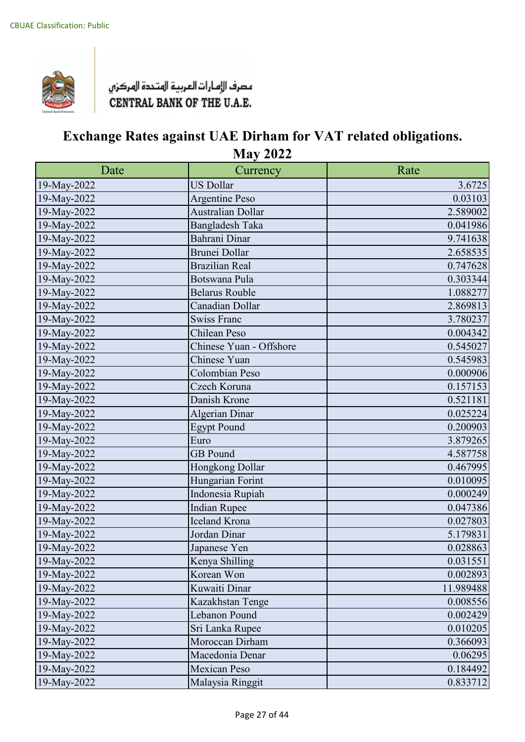CBUAE Classification: Public

مصرف الإمارات العربية المتحدة المركزي
CENTRAL BANK OF THE U.A.E.

# Exchange Rates against UAE Dirham for VAT related obligations.
## May 2022

| Date | Currency | Rate |
|---|---|---|
| 19-May-2022 | US Dollar | 3.6725 |
| 19-May-2022 | Argentine Peso | 0.03103 |
| 19-May-2022 | Australian Dollar | 2.589002 |
| 19-May-2022 | Bangladesh Taka | 0.041986 |
| 19-May-2022 | Bahrani Dinar | 9.741638 |
| 19-May-2022 | Brunei Dollar | 2.658535 |
| 19-May-2022 | Brazilian Real | 0.747628 |
| 19-May-2022 | Botswana Pula | 0.303344 |
| 19-May-2022 | Belarus Rouble | 1.088277 |
| 19-May-2022 | Canadian Dollar | 2.869813 |
| 19-May-2022 | Swiss Franc | 3.780237 |
| 19-May-2022 | Chilean Peso | 0.004342 |
| 19-May-2022 | Chinese Yuan - Offshore | 0.545027 |
| 19-May-2022 | Chinese Yuan | 0.545983 |
| 19-May-2022 | Colombian Peso | 0.000906 |
| 19-May-2022 | Czech Koruna | 0.157153 |
| 19-May-2022 | Danish Krone | 0.521181 |
| 19-May-2022 | Algerian Dinar | 0.025224 |
| 19-May-2022 | Egypt Pound | 0.200903 |
| 19-May-2022 | Euro | 3.879265 |
| 19-May-2022 | GB Pound | 4.587758 |
| 19-May-2022 | Hongkong Dollar | 0.467995 |
| 19-May-2022 | Hungarian Forint | 0.010095 |
| 19-May-2022 | Indonesia Rupiah | 0.000249 |
| 19-May-2022 | Indian Rupee | 0.047386 |
| 19-May-2022 | Iceland Krona | 0.027803 |
| 19-May-2022 | Jordan Dinar | 5.179831 |
| 19-May-2022 | Japanese Yen | 0.028863 |
| 19-May-2022 | Kenya Shilling | 0.031551 |
| 19-May-2022 | Korean Won | 0.002893 |
| 19-May-2022 | Kuwaiti Dinar | 11.989488 |
| 19-May-2022 | Kazakhstan Tenge | 0.008556 |
| 19-May-2022 | Lebanon Pound | 0.002429 |
| 19-May-2022 | Sri Lanka Rupee | 0.010205 |
| 19-May-2022 | Moroccan Dirham | 0.366093 |
| 19-May-2022 | Macedonia Denar | 0.06295 |
| 19-May-2022 | Mexican Peso | 0.184492 |
| 19-May-2022 | Malaysia Ringgit | 0.833712 |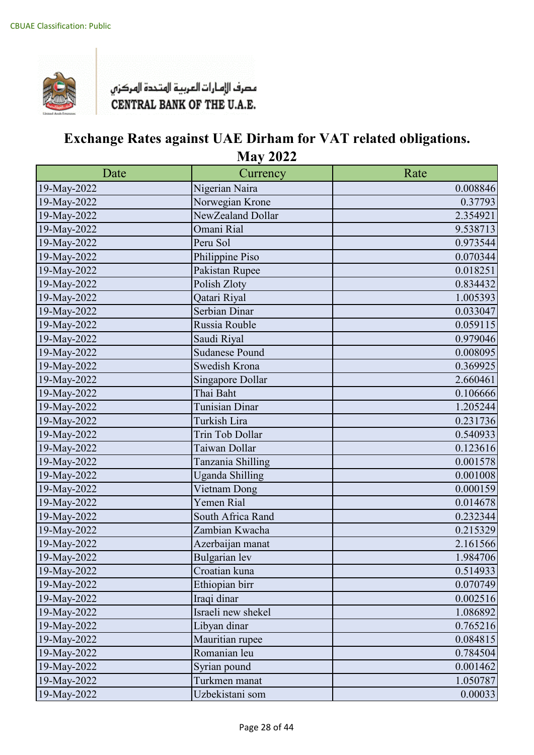CBUAE Classification: Public

مصرف الإمارات العربية المتحدة المركزي
CENTRAL BANK OF THE U.A.E.

# Exchange Rates against UAE Dirham for VAT related obligations.
## May 2022

| Date | Currency | Rate |
|---|---|---|
| 19-May-2022 | Nigerian Naira | 0.008846 |
| 19-May-2022 | Norwegian Krone | 0.37793 |
| 19-May-2022 | NewZealand Dollar | 2.354921 |
| 19-May-2022 | Omani Rial | 9.538713 |
| 19-May-2022 | Peru Sol | 0.973544 |
| 19-May-2022 | Philippine Piso | 0.070344 |
| 19-May-2022 | Pakistan Rupee | 0.018251 |
| 19-May-2022 | Polish Zloty | 0.834432 |
| 19-May-2022 | Qatari Riyal | 1.005393 |
| 19-May-2022 | Serbian Dinar | 0.033047 |
| 19-May-2022 | Russia Rouble | 0.059115 |
| 19-May-2022 | Saudi Riyal | 0.979046 |
| 19-May-2022 | Sudanese Pound | 0.008095 |
| 19-May-2022 | Swedish Krona | 0.369925 |
| 19-May-2022 | Singapore Dollar | 2.660461 |
| 19-May-2022 | Thai Baht | 0.106666 |
| 19-May-2022 | Tunisian Dinar | 1.205244 |
| 19-May-2022 | Turkish Lira | 0.231736 |
| 19-May-2022 | Trin Tob Dollar | 0.540933 |
| 19-May-2022 | Taiwan Dollar | 0.123616 |
| 19-May-2022 | Tanzania Shilling | 0.001578 |
| 19-May-2022 | Uganda Shilling | 0.001008 |
| 19-May-2022 | Vietnam Dong | 0.000159 |
| 19-May-2022 | Yemen Rial | 0.014678 |
| 19-May-2022 | South Africa Rand | 0.232344 |
| 19-May-2022 | Zambian Kwacha | 0.215329 |
| 19-May-2022 | Azerbaijan manat | 2.161566 |
| 19-May-2022 | Bulgarian lev | 1.984706 |
| 19-May-2022 | Croatian kuna | 0.514933 |
| 19-May-2022 | Ethiopian birr | 0.070749 |
| 19-May-2022 | Iraqi dinar | 0.002516 |
| 19-May-2022 | Israeli new shekel | 1.086892 |
| 19-May-2022 | Libyan dinar | 0.765216 |
| 19-May-2022 | Mauritian rupee | 0.084815 |
| 19-May-2022 | Romanian leu | 0.784504 |
| 19-May-2022 | Syrian pound | 0.001462 |
| 19-May-2022 | Turkmen manat | 1.050787 |
| 19-May-2022 | Uzbekistani som | 0.00033 |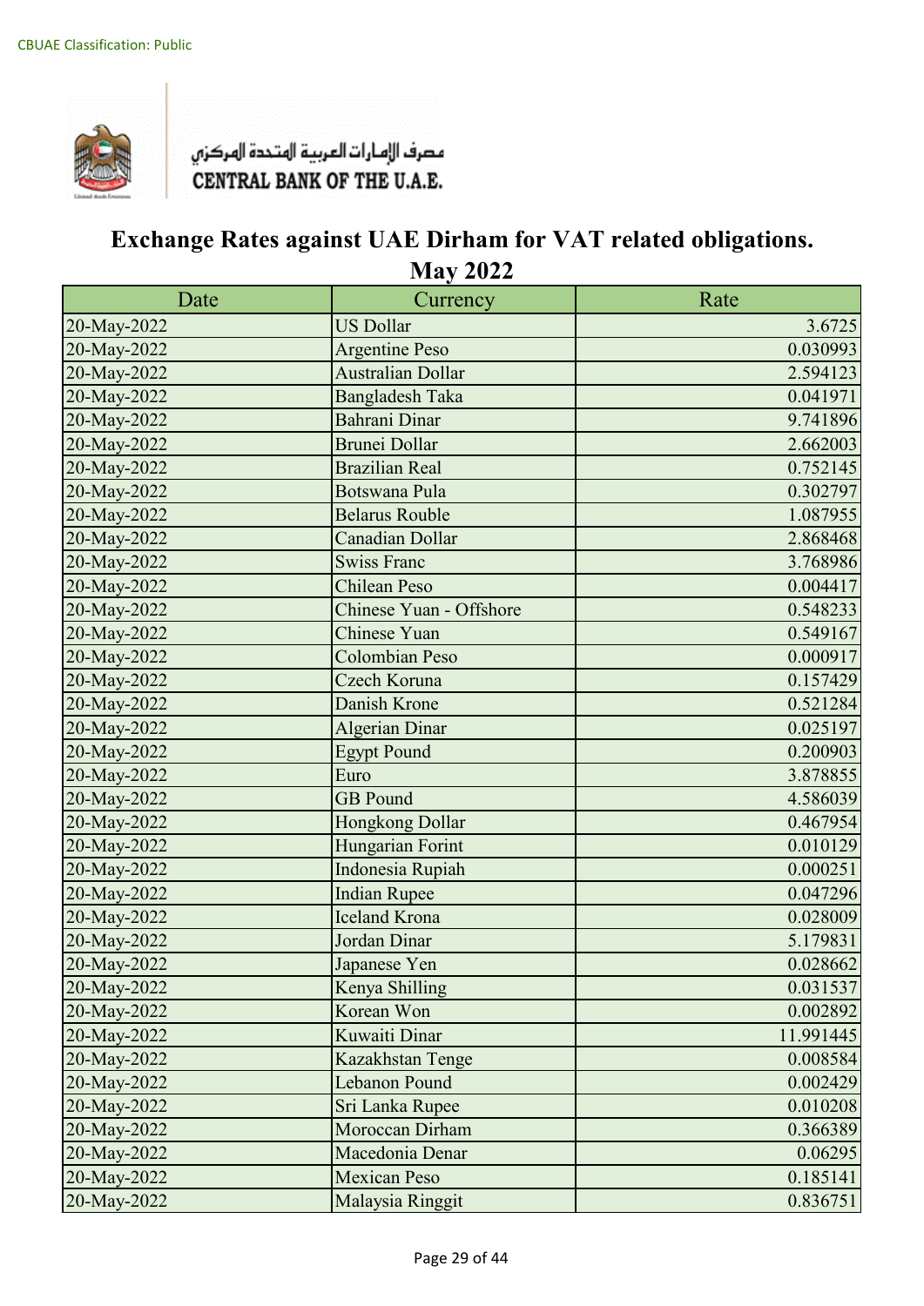CBUAE Classification: Public

مصرف الإمارات العربية المتحدة المركزي
CENTRAL BANK OF THE U.A.E.

# Exchange Rates against UAE Dirham for VAT related obligations.
## May 2022

| Date | Currency | Rate |
|---|---|---|
| 20-May-2022 | US Dollar | 3.6725 |
| 20-May-2022 | Argentine Peso | 0.030993 |
| 20-May-2022 | Australian Dollar | 2.594123 |
| 20-May-2022 | Bangladesh Taka | 0.041971 |
| 20-May-2022 | Bahrani Dinar | 9.741896 |
| 20-May-2022 | Brunei Dollar | 2.662003 |
| 20-May-2022 | Brazilian Real | 0.752145 |
| 20-May-2022 | Botswana Pula | 0.302797 |
| 20-May-2022 | Belarus Rouble | 1.087955 |
| 20-May-2022 | Canadian Dollar | 2.868468 |
| 20-May-2022 | Swiss Franc | 3.768986 |
| 20-May-2022 | Chilean Peso | 0.004417 |
| 20-May-2022 | Chinese Yuan - Offshore | 0.548233 |
| 20-May-2022 | Chinese Yuan | 0.549167 |
| 20-May-2022 | Colombian Peso | 0.000917 |
| 20-May-2022 | Czech Koruna | 0.157429 |
| 20-May-2022 | Danish Krone | 0.521284 |
| 20-May-2022 | Algerian Dinar | 0.025197 |
| 20-May-2022 | Egypt Pound | 0.200903 |
| 20-May-2022 | Euro | 3.878855 |
| 20-May-2022 | GB Pound | 4.586039 |
| 20-May-2022 | Hongkong Dollar | 0.467954 |
| 20-May-2022 | Hungarian Forint | 0.010129 |
| 20-May-2022 | Indonesia Rupiah | 0.000251 |
| 20-May-2022 | Indian Rupee | 0.047296 |
| 20-May-2022 | Iceland Krona | 0.028009 |
| 20-May-2022 | Jordan Dinar | 5.179831 |
| 20-May-2022 | Japanese Yen | 0.028662 |
| 20-May-2022 | Kenya Shilling | 0.031537 |
| 20-May-2022 | Korean Won | 0.002892 |
| 20-May-2022 | Kuwaiti Dinar | 11.991445 |
| 20-May-2022 | Kazakhstan Tenge | 0.008584 |
| 20-May-2022 | Lebanon Pound | 0.002429 |
| 20-May-2022 | Sri Lanka Rupee | 0.010208 |
| 20-May-2022 | Moroccan Dirham | 0.366389 |
| 20-May-2022 | Macedonia Denar | 0.06295 |
| 20-May-2022 | Mexican Peso | 0.185141 |
| 20-May-2022 | Malaysia Ringgit | 0.836751 |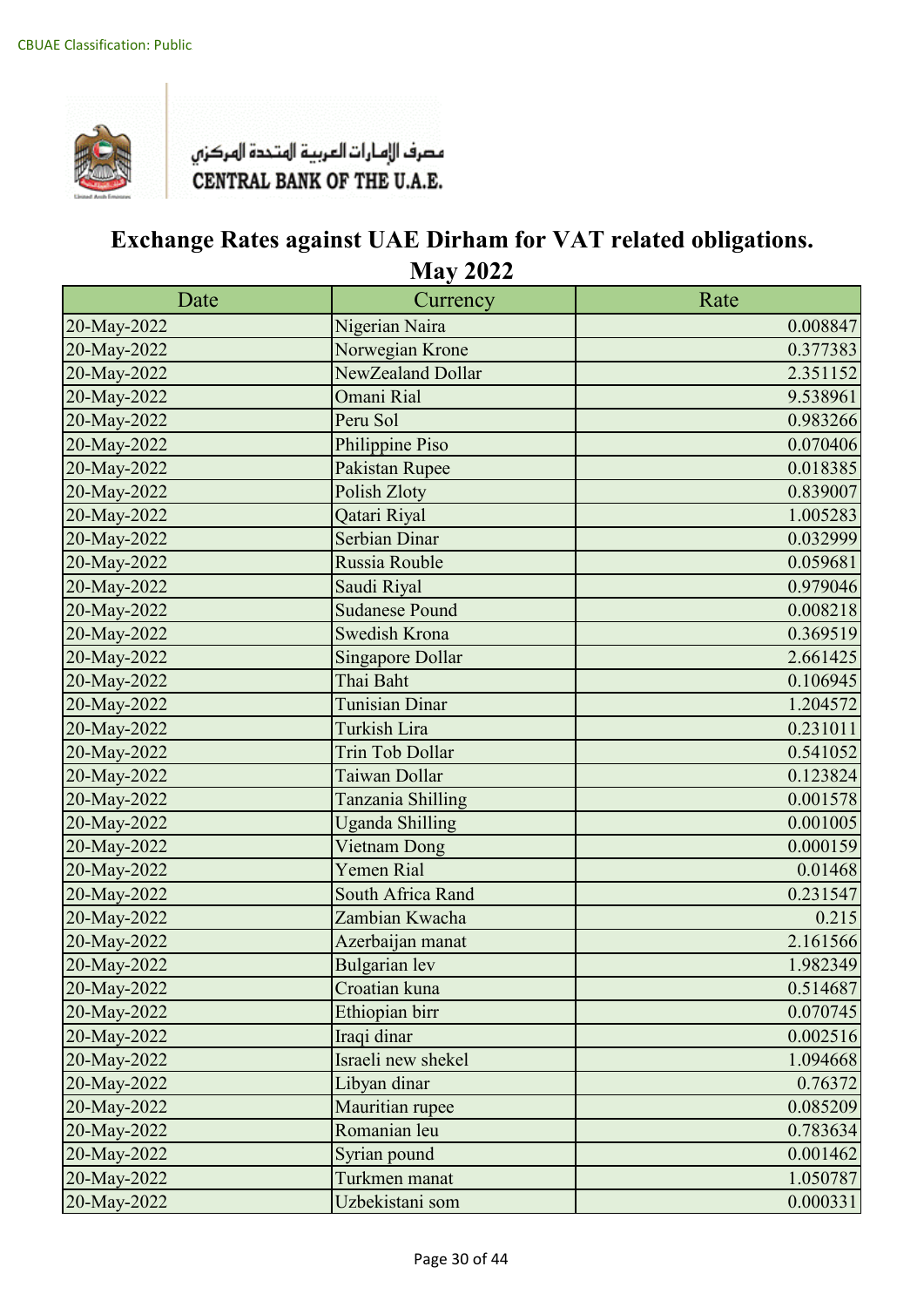CBUAE Classification: Public

مصرف الإمارات العربية المتحدة المركزي
CENTRAL BANK OF THE U.A.E.

# Exchange Rates against UAE Dirham for VAT related obligations.
## May 2022

| Date | Currency | Rate |
| --- | --- | --- |
| 20-May-2022 | Nigerian Naira | 0.008847 |
| 20-May-2022 | Norwegian Krone | 0.377383 |
| 20-May-2022 | NewZealand Dollar | 2.351152 |
| 20-May-2022 | Omani Rial | 9.538961 |
| 20-May-2022 | Peru Sol | 0.983266 |
| 20-May-2022 | Philippine Piso | 0.070406 |
| 20-May-2022 | Pakistan Rupee | 0.018385 |
| 20-May-2022 | Polish Zloty | 0.839007 |
| 20-May-2022 | Qatari Riyal | 1.005283 |
| 20-May-2022 | Serbian Dinar | 0.032999 |
| 20-May-2022 | Russia Rouble | 0.059681 |
| 20-May-2022 | Saudi Riyal | 0.979046 |
| 20-May-2022 | Sudanese Pound | 0.008218 |
| 20-May-2022 | Swedish Krona | 0.369519 |
| 20-May-2022 | Singapore Dollar | 2.661425 |
| 20-May-2022 | Thai Baht | 0.106945 |
| 20-May-2022 | Tunisian Dinar | 1.204572 |
| 20-May-2022 | Turkish Lira | 0.231011 |
| 20-May-2022 | Trin Tob Dollar | 0.541052 |
| 20-May-2022 | Taiwan Dollar | 0.123824 |
| 20-May-2022 | Tanzania Shilling | 0.001578 |
| 20-May-2022 | Uganda Shilling | 0.001005 |
| 20-May-2022 | Vietnam Dong | 0.000159 |
| 20-May-2022 | Yemen Rial | 0.01468 |
| 20-May-2022 | South Africa Rand | 0.231547 |
| 20-May-2022 | Zambian Kwacha | 0.215 |
| 20-May-2022 | Azerbaijan manat | 2.161566 |
| 20-May-2022 | Bulgarian lev | 1.982349 |
| 20-May-2022 | Croatian kuna | 0.514687 |
| 20-May-2022 | Ethiopian birr | 0.070745 |
| 20-May-2022 | Iraqi dinar | 0.002516 |
| 20-May-2022 | Israeli new shekel | 1.094668 |
| 20-May-2022 | Libyan dinar | 0.76372 |
| 20-May-2022 | Mauritian rupee | 0.085209 |
| 20-May-2022 | Romanian leu | 0.783634 |
| 20-May-2022 | Syrian pound | 0.001462 |
| 20-May-2022 | Turkmen manat | 1.050787 |
| 20-May-2022 | Uzbekistani som | 0.000331 |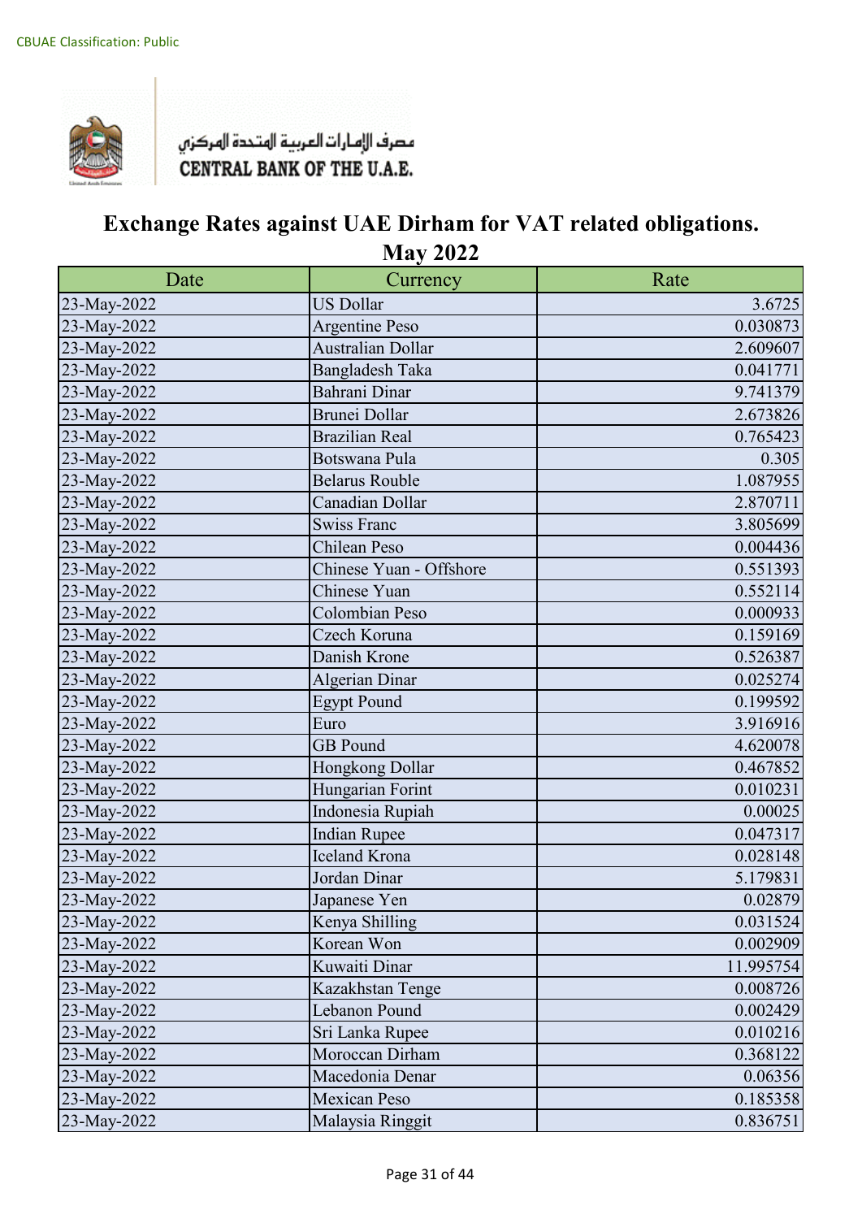CBUAE Classification: Public

مصرف الإمارات العربية المتحدة المركزي
CENTRAL BANK OF THE U.A.E.

# Exchange Rates against UAE Dirham for VAT related obligations.
## May 2022

| Date | Currency | Rate |
|---|---|---|
| 23-May-2022 | US Dollar | 3.6725 |
| 23-May-2022 | Argentine Peso | 0.030873 |
| 23-May-2022 | Australian Dollar | 2.609607 |
| 23-May-2022 | Bangladesh Taka | 0.041771 |
| 23-May-2022 | Bahrani Dinar | 9.741379 |
| 23-May-2022 | Brunei Dollar | 2.673826 |
| 23-May-2022 | Brazilian Real | 0.765423 |
| 23-May-2022 | Botswana Pula | 0.305 |
| 23-May-2022 | Belarus Rouble | 1.087955 |
| 23-May-2022 | Canadian Dollar | 2.870711 |
| 23-May-2022 | Swiss Franc | 3.805699 |
| 23-May-2022 | Chilean Peso | 0.004436 |
| 23-May-2022 | Chinese Yuan - Offshore | 0.551393 |
| 23-May-2022 | Chinese Yuan | 0.552114 |
| 23-May-2022 | Colombian Peso | 0.000933 |
| 23-May-2022 | Czech Koruna | 0.159169 |
| 23-May-2022 | Danish Krone | 0.526387 |
| 23-May-2022 | Algerian Dinar | 0.025274 |
| 23-May-2022 | Egypt Pound | 0.199592 |
| 23-May-2022 | Euro | 3.916916 |
| 23-May-2022 | GB Pound | 4.620078 |
| 23-May-2022 | Hongkong Dollar | 0.467852 |
| 23-May-2022 | Hungarian Forint | 0.010231 |
| 23-May-2022 | Indonesia Rupiah | 0.00025 |
| 23-May-2022 | Indian Rupee | 0.047317 |
| 23-May-2022 | Iceland Krona | 0.028148 |
| 23-May-2022 | Jordan Dinar | 5.179831 |
| 23-May-2022 | Japanese Yen | 0.02879 |
| 23-May-2022 | Kenya Shilling | 0.031524 |
| 23-May-2022 | Korean Won | 0.002909 |
| 23-May-2022 | Kuwaiti Dinar | 11.995754 |
| 23-May-2022 | Kazakhstan Tenge | 0.008726 |
| 23-May-2022 | Lebanon Pound | 0.002429 |
| 23-May-2022 | Sri Lanka Rupee | 0.010216 |
| 23-May-2022 | Moroccan Dirham | 0.368122 |
| 23-May-2022 | Macedonia Denar | 0.06356 |
| 23-May-2022 | Mexican Peso | 0.185358 |
| 23-May-2022 | Malaysia Ringgit | 0.836751 |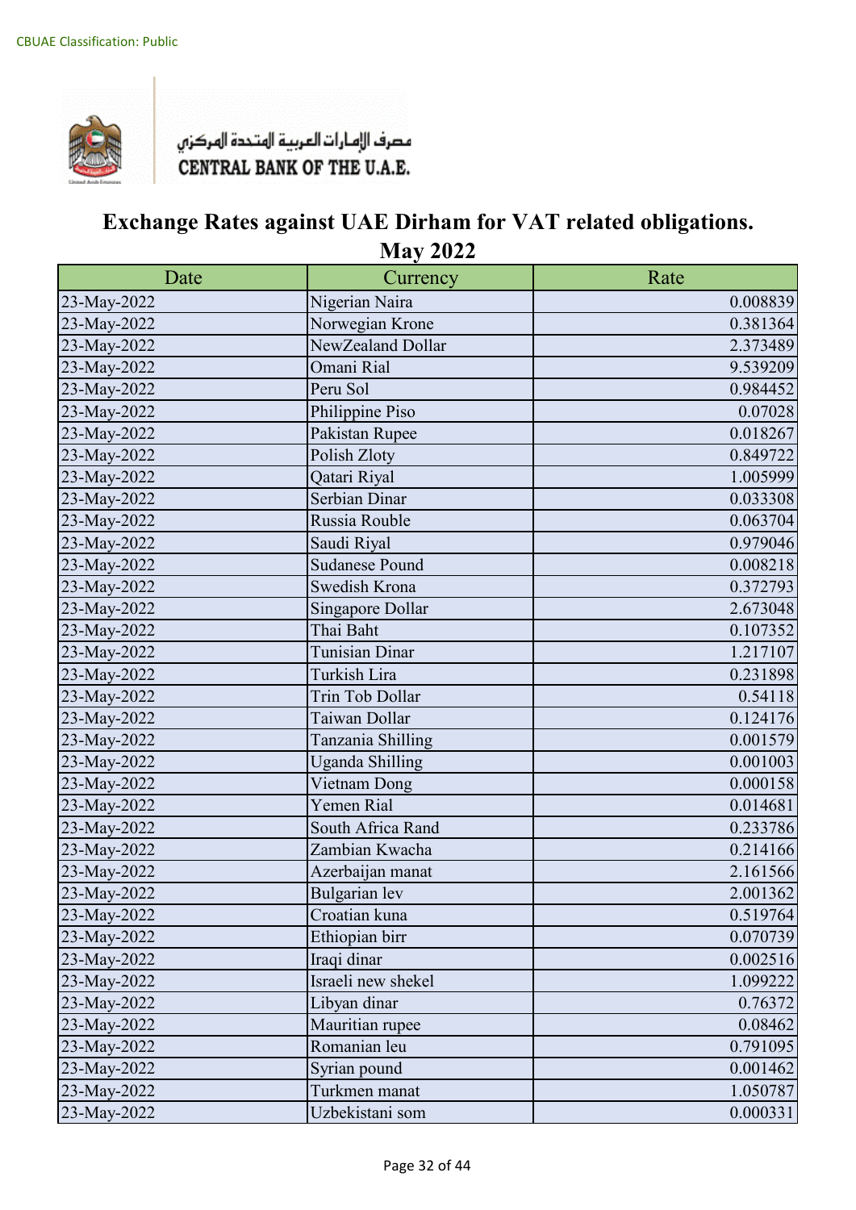CBUAE Classification: Public

مصرف الإمارات العربية المتحدة المركزي
CENTRAL BANK OF THE U.A.E.

# Exchange Rates against UAE Dirham for VAT related obligations.
## May 2022

| Date | Currency | Rate |
|---|---|---|
| 23-May-2022 | Nigerian Naira | 0.008839 |
| 23-May-2022 | Norwegian Krone | 0.381364 |
| 23-May-2022 | NewZealand Dollar | 2.373489 |
| 23-May-2022 | Omani Rial | 9.539209 |
| 23-May-2022 | Peru Sol | 0.984452 |
| 23-May-2022 | Philippine Piso | 0.07028 |
| 23-May-2022 | Pakistan Rupee | 0.018267 |
| 23-May-2022 | Polish Zloty | 0.849722 |
| 23-May-2022 | Qatari Riyal | 1.005999 |
| 23-May-2022 | Serbian Dinar | 0.033308 |
| 23-May-2022 | Russia Rouble | 0.063704 |
| 23-May-2022 | Saudi Riyal | 0.979046 |
| 23-May-2022 | Sudanese Pound | 0.008218 |
| 23-May-2022 | Swedish Krona | 0.372793 |
| 23-May-2022 | Singapore Dollar | 2.673048 |
| 23-May-2022 | Thai Baht | 0.107352 |
| 23-May-2022 | Tunisian Dinar | 1.217107 |
| 23-May-2022 | Turkish Lira | 0.231898 |
| 23-May-2022 | Trin Tob Dollar | 0.54118 |
| 23-May-2022 | Taiwan Dollar | 0.124176 |
| 23-May-2022 | Tanzania Shilling | 0.001579 |
| 23-May-2022 | Uganda Shilling | 0.001003 |
| 23-May-2022 | Vietnam Dong | 0.000158 |
| 23-May-2022 | Yemen Rial | 0.014681 |
| 23-May-2022 | South Africa Rand | 0.233786 |
| 23-May-2022 | Zambian Kwacha | 0.214166 |
| 23-May-2022 | Azerbaijan manat | 2.161566 |
| 23-May-2022 | Bulgarian lev | 2.001362 |
| 23-May-2022 | Croatian kuna | 0.519764 |
| 23-May-2022 | Ethiopian birr | 0.070739 |
| 23-May-2022 | Iraqi dinar | 0.002516 |
| 23-May-2022 | Israeli new shekel | 1.099222 |
| 23-May-2022 | Libyan dinar | 0.76372 |
| 23-May-2022 | Mauritian rupee | 0.08462 |
| 23-May-2022 | Romanian leu | 0.791095 |
| 23-May-2022 | Syrian pound | 0.001462 |
| 23-May-2022 | Turkmen manat | 1.050787 |
| 23-May-2022 | Uzbekistani som | 0.000331 |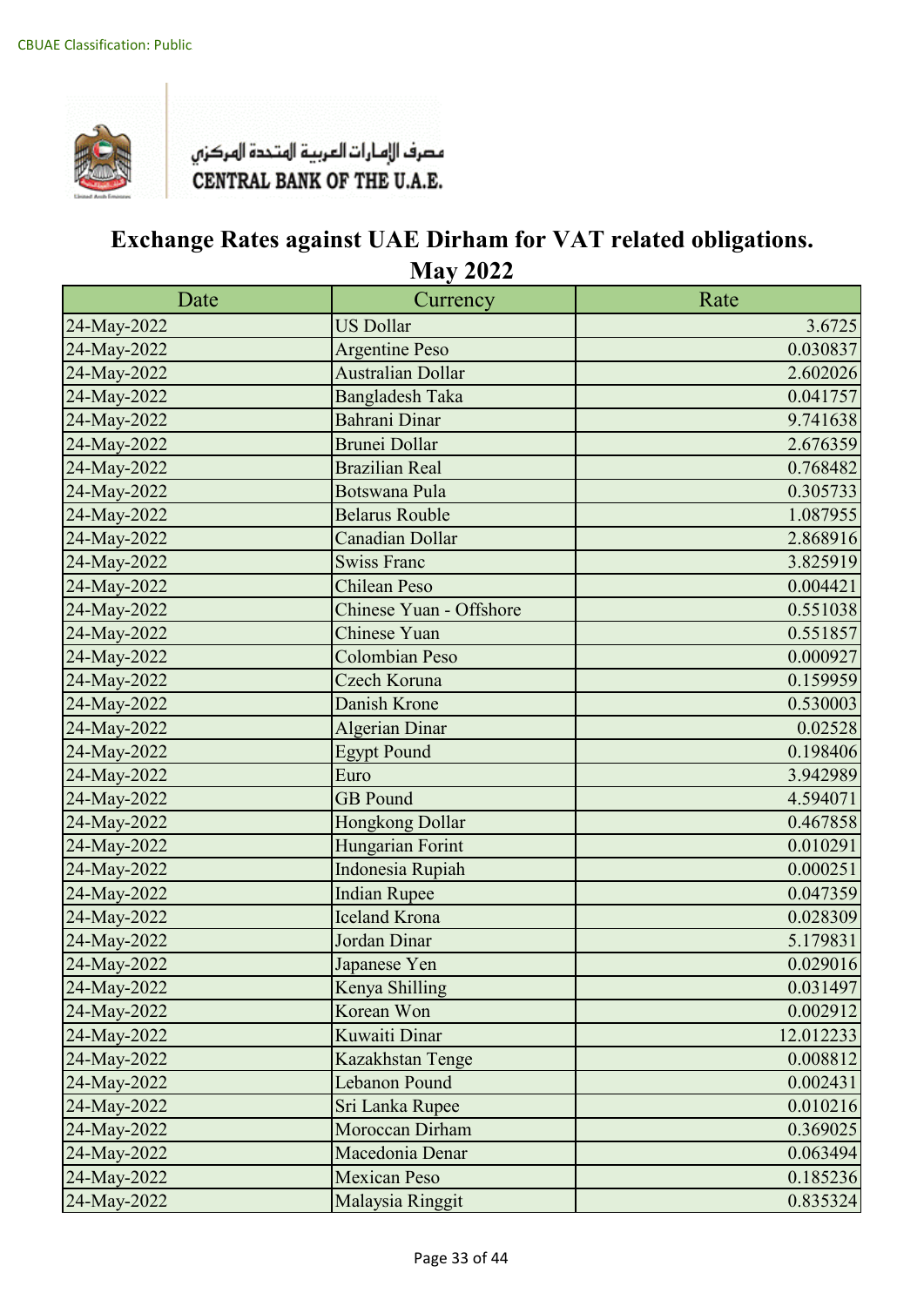CBUAE Classification: Public

مصرف الإمارات العربية المتحدة المركزي
CENTRAL BANK OF THE U.A.E.

# Exchange Rates against UAE Dirham for VAT related obligations.
## May 2022

| Date | Currency | Rate |
|---|---|---|
| 24-May-2022 | US Dollar | 3.6725 |
| 24-May-2022 | Argentine Peso | 0.030837 |
| 24-May-2022 | Australian Dollar | 2.602026 |
| 24-May-2022 | Bangladesh Taka | 0.041757 |
| 24-May-2022 | Bahrani Dinar | 9.741638 |
| 24-May-2022 | Brunei Dollar | 2.676359 |
| 24-May-2022 | Brazilian Real | 0.768482 |
| 24-May-2022 | Botswana Pula | 0.305733 |
| 24-May-2022 | Belarus Rouble | 1.087955 |
| 24-May-2022 | Canadian Dollar | 2.868916 |
| 24-May-2022 | Swiss Franc | 3.825919 |
| 24-May-2022 | Chilean Peso | 0.004421 |
| 24-May-2022 | Chinese Yuan - Offshore | 0.551038 |
| 24-May-2022 | Chinese Yuan | 0.551857 |
| 24-May-2022 | Colombian Peso | 0.000927 |
| 24-May-2022 | Czech Koruna | 0.159959 |
| 24-May-2022 | Danish Krone | 0.530003 |
| 24-May-2022 | Algerian Dinar | 0.02528 |
| 24-May-2022 | Egypt Pound | 0.198406 |
| 24-May-2022 | Euro | 3.942989 |
| 24-May-2022 | GB Pound | 4.594071 |
| 24-May-2022 | Hongkong Dollar | 0.467858 |
| 24-May-2022 | Hungarian Forint | 0.010291 |
| 24-May-2022 | Indonesia Rupiah | 0.000251 |
| 24-May-2022 | Indian Rupee | 0.047359 |
| 24-May-2022 | Iceland Krona | 0.028309 |
| 24-May-2022 | Jordan Dinar | 5.179831 |
| 24-May-2022 | Japanese Yen | 0.029016 |
| 24-May-2022 | Kenya Shilling | 0.031497 |
| 24-May-2022 | Korean Won | 0.002912 |
| 24-May-2022 | Kuwaiti Dinar | 12.012233 |
| 24-May-2022 | Kazakhstan Tenge | 0.008812 |
| 24-May-2022 | Lebanon Pound | 0.002431 |
| 24-May-2022 | Sri Lanka Rupee | 0.010216 |
| 24-May-2022 | Moroccan Dirham | 0.369025 |
| 24-May-2022 | Macedonia Denar | 0.063494 |
| 24-May-2022 | Mexican Peso | 0.185236 |
| 24-May-2022 | Malaysia Ringgit | 0.835324 |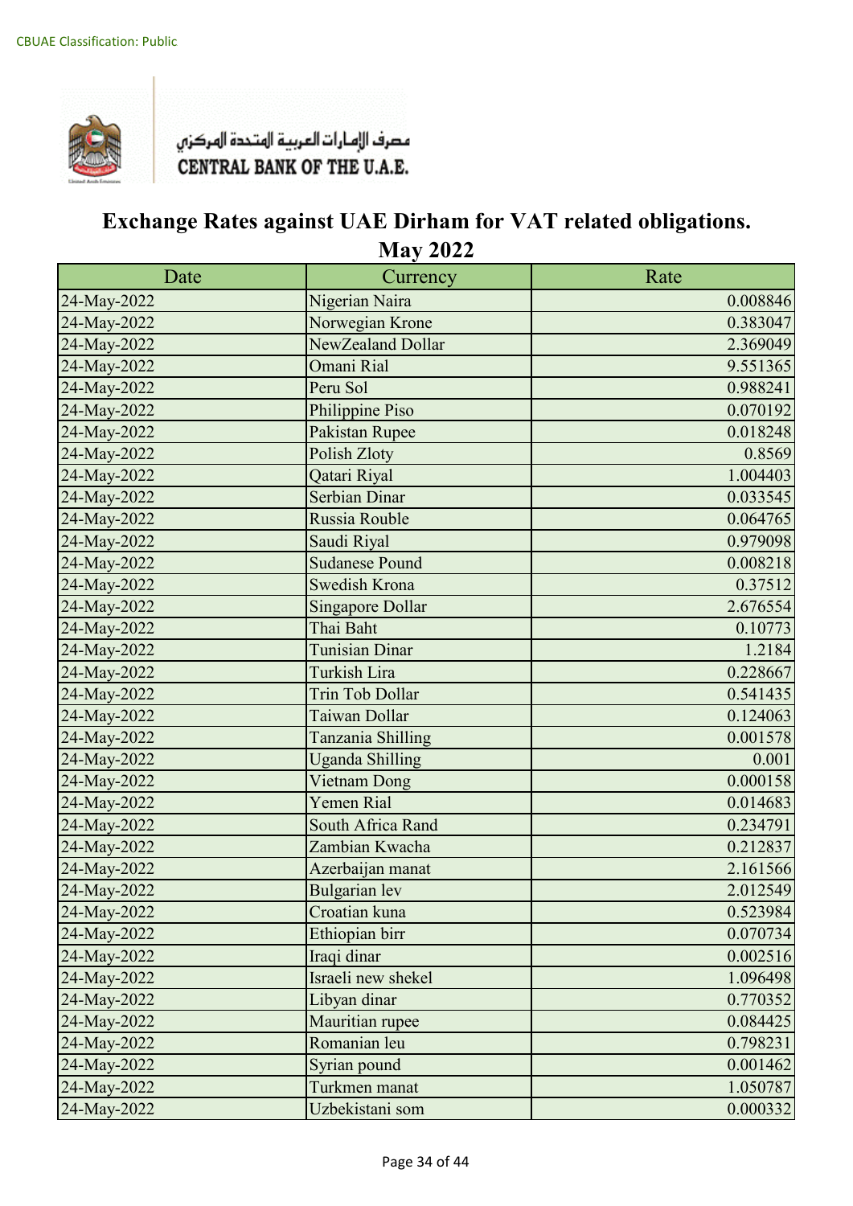CBUAE Classification: Public

مصرف الإمارات العربية المتحدة المركزي
CENTRAL BANK OF THE U.A.E.

# Exchange Rates against UAE Dirham for VAT related obligations.
## May 2022

| Date | Currency | Rate |
|---|---|---|
| 24-May-2022 | Nigerian Naira | 0.008846 |
| 24-May-2022 | Norwegian Krone | 0.383047 |
| 24-May-2022 | NewZealand Dollar | 2.369049 |
| 24-May-2022 | Omani Rial | 9.551365 |
| 24-May-2022 | Peru Sol | 0.988241 |
| 24-May-2022 | Philippine Piso | 0.070192 |
| 24-May-2022 | Pakistan Rupee | 0.018248 |
| 24-May-2022 | Polish Zloty | 0.8569 |
| 24-May-2022 | Qatari Riyal | 1.004403 |
| 24-May-2022 | Serbian Dinar | 0.033545 |
| 24-May-2022 | Russia Rouble | 0.064765 |
| 24-May-2022 | Saudi Riyal | 0.979098 |
| 24-May-2022 | Sudanese Pound | 0.008218 |
| 24-May-2022 | Swedish Krona | 0.37512 |
| 24-May-2022 | Singapore Dollar | 2.676554 |
| 24-May-2022 | Thai Baht | 0.10773 |
| 24-May-2022 | Tunisian Dinar | 1.2184 |
| 24-May-2022 | Turkish Lira | 0.228667 |
| 24-May-2022 | Trin Tob Dollar | 0.541435 |
| 24-May-2022 | Taiwan Dollar | 0.124063 |
| 24-May-2022 | Tanzania Shilling | 0.001578 |
| 24-May-2022 | Uganda Shilling | 0.001 |
| 24-May-2022 | Vietnam Dong | 0.000158 |
| 24-May-2022 | Yemen Rial | 0.014683 |
| 24-May-2022 | South Africa Rand | 0.234791 |
| 24-May-2022 | Zambian Kwacha | 0.212837 |
| 24-May-2022 | Azerbaijan manat | 2.161566 |
| 24-May-2022 | Bulgarian lev | 2.012549 |
| 24-May-2022 | Croatian kuna | 0.523984 |
| 24-May-2022 | Ethiopian birr | 0.070734 |
| 24-May-2022 | Iraqi dinar | 0.002516 |
| 24-May-2022 | Israeli new shekel | 1.096498 |
| 24-May-2022 | Libyan dinar | 0.770352 |
| 24-May-2022 | Mauritian rupee | 0.084425 |
| 24-May-2022 | Romanian leu | 0.798231 |
| 24-May-2022 | Syrian pound | 0.001462 |
| 24-May-2022 | Turkmen manat | 1.050787 |
| 24-May-2022 | Uzbekistani som | 0.000332 |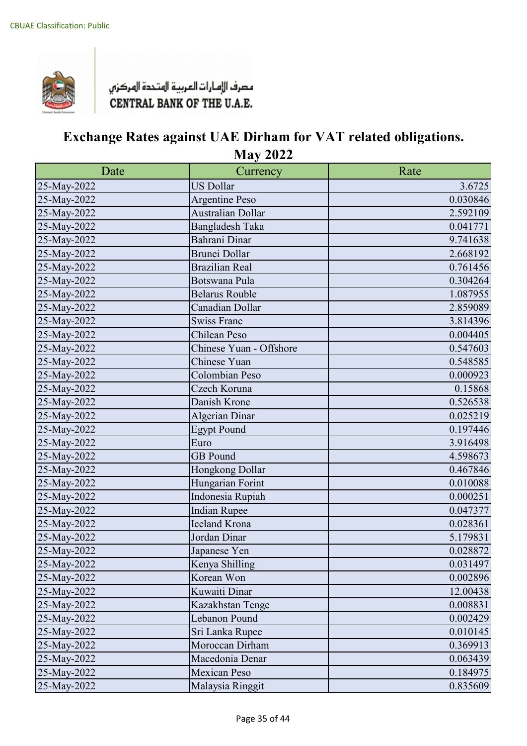CBUAE Classification: Public

مصرف الإمارات العربية المتحدة المركزي
CENTRAL BANK OF THE U.A.E.

# Exchange Rates against UAE Dirham for VAT related obligations.
## May 2022

| Date | Currency | Rate |
|---|---|---|
| 25-May-2022 | US Dollar | 3.6725 |
| 25-May-2022 | Argentine Peso | 0.030846 |
| 25-May-2022 | Australian Dollar | 2.592109 |
| 25-May-2022 | Bangladesh Taka | 0.041771 |
| 25-May-2022 | Bahrani Dinar | 9.741638 |
| 25-May-2022 | Brunei Dollar | 2.668192 |
| 25-May-2022 | Brazilian Real | 0.761456 |
| 25-May-2022 | Botswana Pula | 0.304264 |
| 25-May-2022 | Belarus Rouble | 1.087955 |
| 25-May-2022 | Canadian Dollar | 2.859089 |
| 25-May-2022 | Swiss Franc | 3.814396 |
| 25-May-2022 | Chilean Peso | 0.004405 |
| 25-May-2022 | Chinese Yuan - Offshore | 0.547603 |
| 25-May-2022 | Chinese Yuan | 0.548585 |
| 25-May-2022 | Colombian Peso | 0.000923 |
| 25-May-2022 | Czech Koruna | 0.15868 |
| 25-May-2022 | Danish Krone | 0.526538 |
| 25-May-2022 | Algerian Dinar | 0.025219 |
| 25-May-2022 | Egypt Pound | 0.197446 |
| 25-May-2022 | Euro | 3.916498 |
| 25-May-2022 | GB Pound | 4.598673 |
| 25-May-2022 | Hongkong Dollar | 0.467846 |
| 25-May-2022 | Hungarian Forint | 0.010088 |
| 25-May-2022 | Indonesia Rupiah | 0.000251 |
| 25-May-2022 | Indian Rupee | 0.047377 |
| 25-May-2022 | Iceland Krona | 0.028361 |
| 25-May-2022 | Jordan Dinar | 5.179831 |
| 25-May-2022 | Japanese Yen | 0.028872 |
| 25-May-2022 | Kenya Shilling | 0.031497 |
| 25-May-2022 | Korean Won | 0.002896 |
| 25-May-2022 | Kuwaiti Dinar | 12.00438 |
| 25-May-2022 | Kazakhstan Tenge | 0.008831 |
| 25-May-2022 | Lebanon Pound | 0.002429 |
| 25-May-2022 | Sri Lanka Rupee | 0.010145 |
| 25-May-2022 | Moroccan Dirham | 0.369913 |
| 25-May-2022 | Macedonia Denar | 0.063439 |
| 25-May-2022 | Mexican Peso | 0.184975 |
| 25-May-2022 | Malaysia Ringgit | 0.835609 |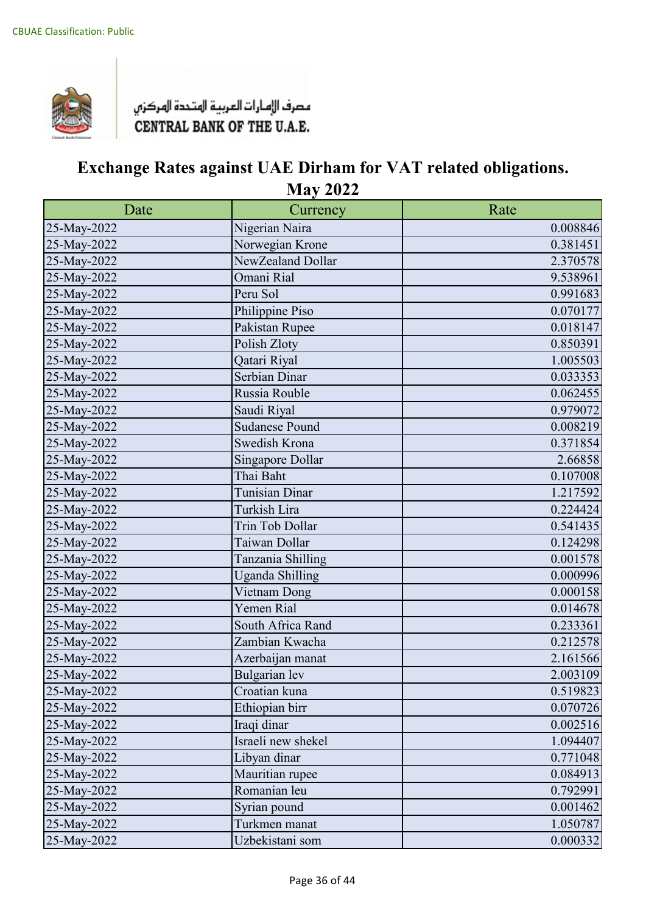CBUAE Classification: Public

مصرف الإمارات العربية المتحدة المركزي
CENTRAL BANK OF THE U.A.E.

# Exchange Rates against UAE Dirham for VAT related obligations.
## May 2022

| Date | Currency | Rate |
|---|---|---|
| 25-May-2022 | Nigerian Naira | 0.008846 |
| 25-May-2022 | Norwegian Krone | 0.381451 |
| 25-May-2022 | NewZealand Dollar | 2.370578 |
| 25-May-2022 | Omani Rial | 9.538961 |
| 25-May-2022 | Peru Sol | 0.991683 |
| 25-May-2022 | Philippine Piso | 0.070177 |
| 25-May-2022 | Pakistan Rupee | 0.018147 |
| 25-May-2022 | Polish Zloty | 0.850391 |
| 25-May-2022 | Qatari Riyal | 1.005503 |
| 25-May-2022 | Serbian Dinar | 0.033353 |
| 25-May-2022 | Russia Rouble | 0.062455 |
| 25-May-2022 | Saudi Riyal | 0.979072 |
| 25-May-2022 | Sudanese Pound | 0.008219 |
| 25-May-2022 | Swedish Krona | 0.371854 |
| 25-May-2022 | Singapore Dollar | 2.66858 |
| 25-May-2022 | Thai Baht | 0.107008 |
| 25-May-2022 | Tunisian Dinar | 1.217592 |
| 25-May-2022 | Turkish Lira | 0.224424 |
| 25-May-2022 | Trin Tob Dollar | 0.541435 |
| 25-May-2022 | Taiwan Dollar | 0.124298 |
| 25-May-2022 | Tanzania Shilling | 0.001578 |
| 25-May-2022 | Uganda Shilling | 0.000996 |
| 25-May-2022 | Vietnam Dong | 0.000158 |
| 25-May-2022 | Yemen Rial | 0.014678 |
| 25-May-2022 | South Africa Rand | 0.233361 |
| 25-May-2022 | Zambian Kwacha | 0.212578 |
| 25-May-2022 | Azerbaijan manat | 2.161566 |
| 25-May-2022 | Bulgarian lev | 2.003109 |
| 25-May-2022 | Croatian kuna | 0.519823 |
| 25-May-2022 | Ethiopian birr | 0.070726 |
| 25-May-2022 | Iraqi dinar | 0.002516 |
| 25-May-2022 | Israeli new shekel | 1.094407 |
| 25-May-2022 | Libyan dinar | 0.771048 |
| 25-May-2022 | Mauritian rupee | 0.084913 |
| 25-May-2022 | Romanian leu | 0.792991 |
| 25-May-2022 | Syrian pound | 0.001462 |
| 25-May-2022 | Turkmen manat | 1.050787 |
| 25-May-2022 | Uzbekistani som | 0.000332 |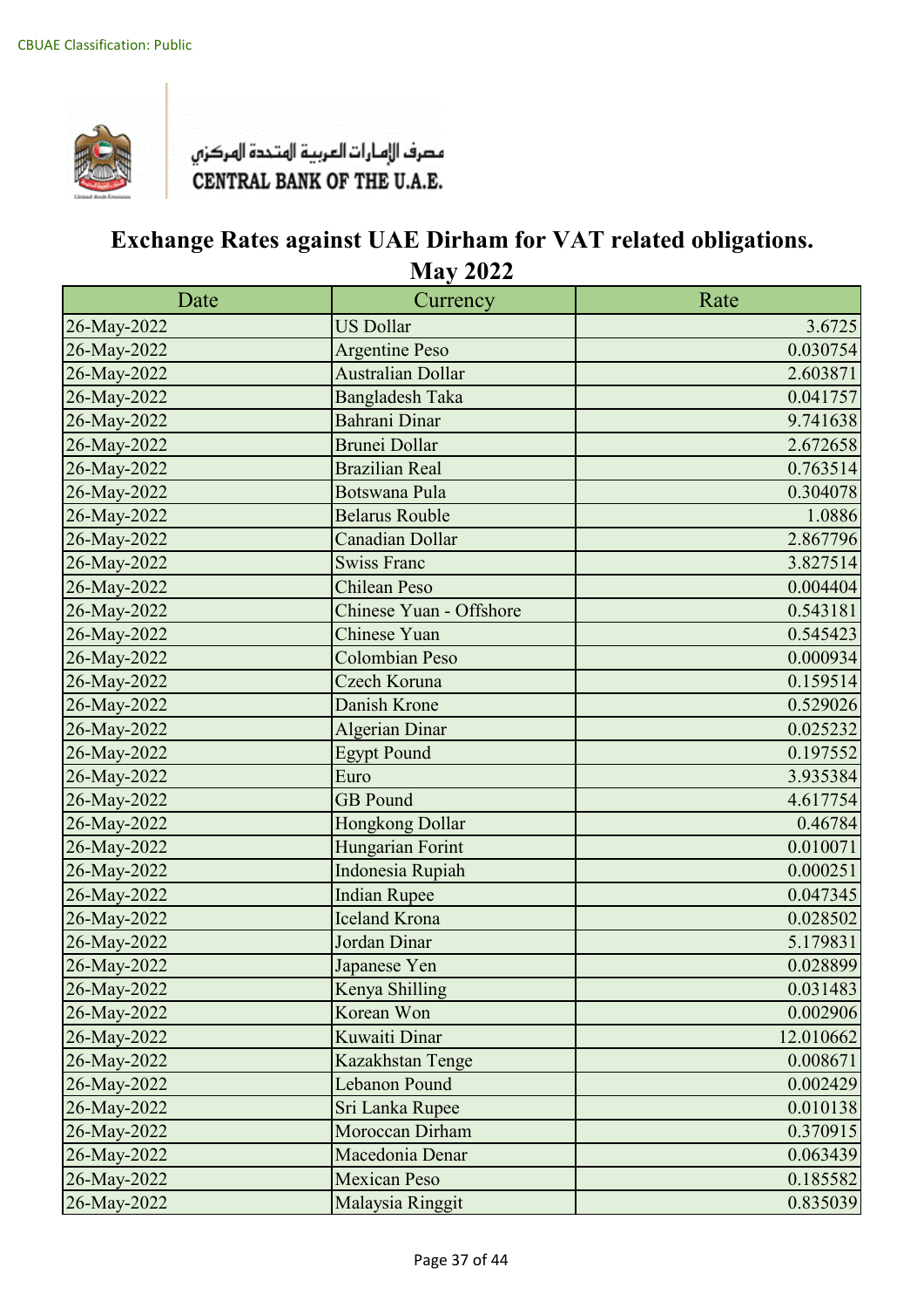CBUAE Classification: Public

مصرف الإمارات العربية المتحدة المركزي
CENTRAL BANK OF THE U.A.E.

# Exchange Rates against UAE Dirham for VAT related obligations.
## May 2022

| Date | Currency | Rate |
|---|---|---|
| 26-May-2022 | US Dollar | 3.6725 |
| 26-May-2022 | Argentine Peso | 0.030754 |
| 26-May-2022 | Australian Dollar | 2.603871 |
| 26-May-2022 | Bangladesh Taka | 0.041757 |
| 26-May-2022 | Bahrani Dinar | 9.741638 |
| 26-May-2022 | Brunei Dollar | 2.672658 |
| 26-May-2022 | Brazilian Real | 0.763514 |
| 26-May-2022 | Botswana Pula | 0.304078 |
| 26-May-2022 | Belarus Rouble | 1.0886 |
| 26-May-2022 | Canadian Dollar | 2.867796 |
| 26-May-2022 | Swiss Franc | 3.827514 |
| 26-May-2022 | Chilean Peso | 0.004404 |
| 26-May-2022 | Chinese Yuan - Offshore | 0.543181 |
| 26-May-2022 | Chinese Yuan | 0.545423 |
| 26-May-2022 | Colombian Peso | 0.000934 |
| 26-May-2022 | Czech Koruna | 0.159514 |
| 26-May-2022 | Danish Krone | 0.529026 |
| 26-May-2022 | Algerian Dinar | 0.025232 |
| 26-May-2022 | Egypt Pound | 0.197552 |
| 26-May-2022 | Euro | 3.935384 |
| 26-May-2022 | GB Pound | 4.617754 |
| 26-May-2022 | Hongkong Dollar | 0.46784 |
| 26-May-2022 | Hungarian Forint | 0.010071 |
| 26-May-2022 | Indonesia Rupiah | 0.000251 |
| 26-May-2022 | Indian Rupee | 0.047345 |
| 26-May-2022 | Iceland Krona | 0.028502 |
| 26-May-2022 | Jordan Dinar | 5.179831 |
| 26-May-2022 | Japanese Yen | 0.028899 |
| 26-May-2022 | Kenya Shilling | 0.031483 |
| 26-May-2022 | Korean Won | 0.002906 |
| 26-May-2022 | Kuwaiti Dinar | 12.010662 |
| 26-May-2022 | Kazakhstan Tenge | 0.008671 |
| 26-May-2022 | Lebanon Pound | 0.002429 |
| 26-May-2022 | Sri Lanka Rupee | 0.010138 |
| 26-May-2022 | Moroccan Dirham | 0.370915 |
| 26-May-2022 | Macedonia Denar | 0.063439 |
| 26-May-2022 | Mexican Peso | 0.185582 |
| 26-May-2022 | Malaysia Ringgit | 0.835039 |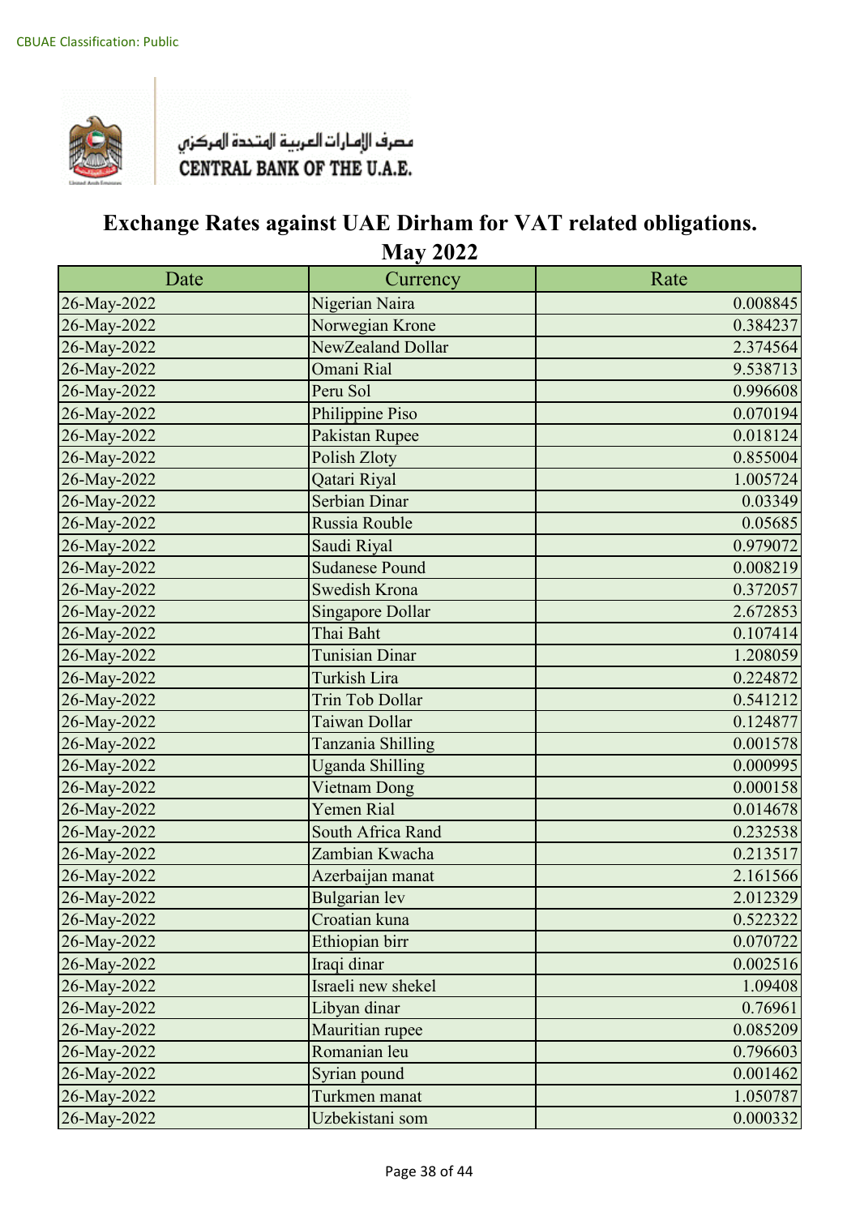CBUAE Classification: Public

مصرف الإمارات العربية المتحدة المركزي
CENTRAL BANK OF THE U.A.E.

# Exchange Rates against UAE Dirham for VAT related obligations.
## May 2022

| Date | Currency | Rate |
| --- | --- | --- |
| 26-May-2022 | Nigerian Naira | 0.008845 |
| 26-May-2022 | Norwegian Krone | 0.384237 |
| 26-May-2022 | NewZealand Dollar | 2.374564 |
| 26-May-2022 | Omani Rial | 9.538713 |
| 26-May-2022 | Peru Sol | 0.996608 |
| 26-May-2022 | Philippine Piso | 0.070194 |
| 26-May-2022 | Pakistan Rupee | 0.018124 |
| 26-May-2022 | Polish Zloty | 0.855004 |
| 26-May-2022 | Qatari Riyal | 1.005724 |
| 26-May-2022 | Serbian Dinar | 0.03349 |
| 26-May-2022 | Russia Rouble | 0.05685 |
| 26-May-2022 | Saudi Riyal | 0.979072 |
| 26-May-2022 | Sudanese Pound | 0.008219 |
| 26-May-2022 | Swedish Krona | 0.372057 |
| 26-May-2022 | Singapore Dollar | 2.672853 |
| 26-May-2022 | Thai Baht | 0.107414 |
| 26-May-2022 | Tunisian Dinar | 1.208059 |
| 26-May-2022 | Turkish Lira | 0.224872 |
| 26-May-2022 | Trin Tob Dollar | 0.541212 |
| 26-May-2022 | Taiwan Dollar | 0.124877 |
| 26-May-2022 | Tanzania Shilling | 0.001578 |
| 26-May-2022 | Uganda Shilling | 0.000995 |
| 26-May-2022 | Vietnam Dong | 0.000158 |
| 26-May-2022 | Yemen Rial | 0.014678 |
| 26-May-2022 | South Africa Rand | 0.232538 |
| 26-May-2022 | Zambian Kwacha | 0.213517 |
| 26-May-2022 | Azerbaijan manat | 2.161566 |
| 26-May-2022 | Bulgarian lev | 2.012329 |
| 26-May-2022 | Croatian kuna | 0.522322 |
| 26-May-2022 | Ethiopian birr | 0.070722 |
| 26-May-2022 | Iraqi dinar | 0.002516 |
| 26-May-2022 | Israeli new shekel | 1.09408 |
| 26-May-2022 | Libyan dinar | 0.76961 |
| 26-May-2022 | Mauritian rupee | 0.085209 |
| 26-May-2022 | Romanian leu | 0.796603 |
| 26-May-2022 | Syrian pound | 0.001462 |
| 26-May-2022 | Turkmen manat | 1.050787 |
| 26-May-2022 | Uzbekistani som | 0.000332 |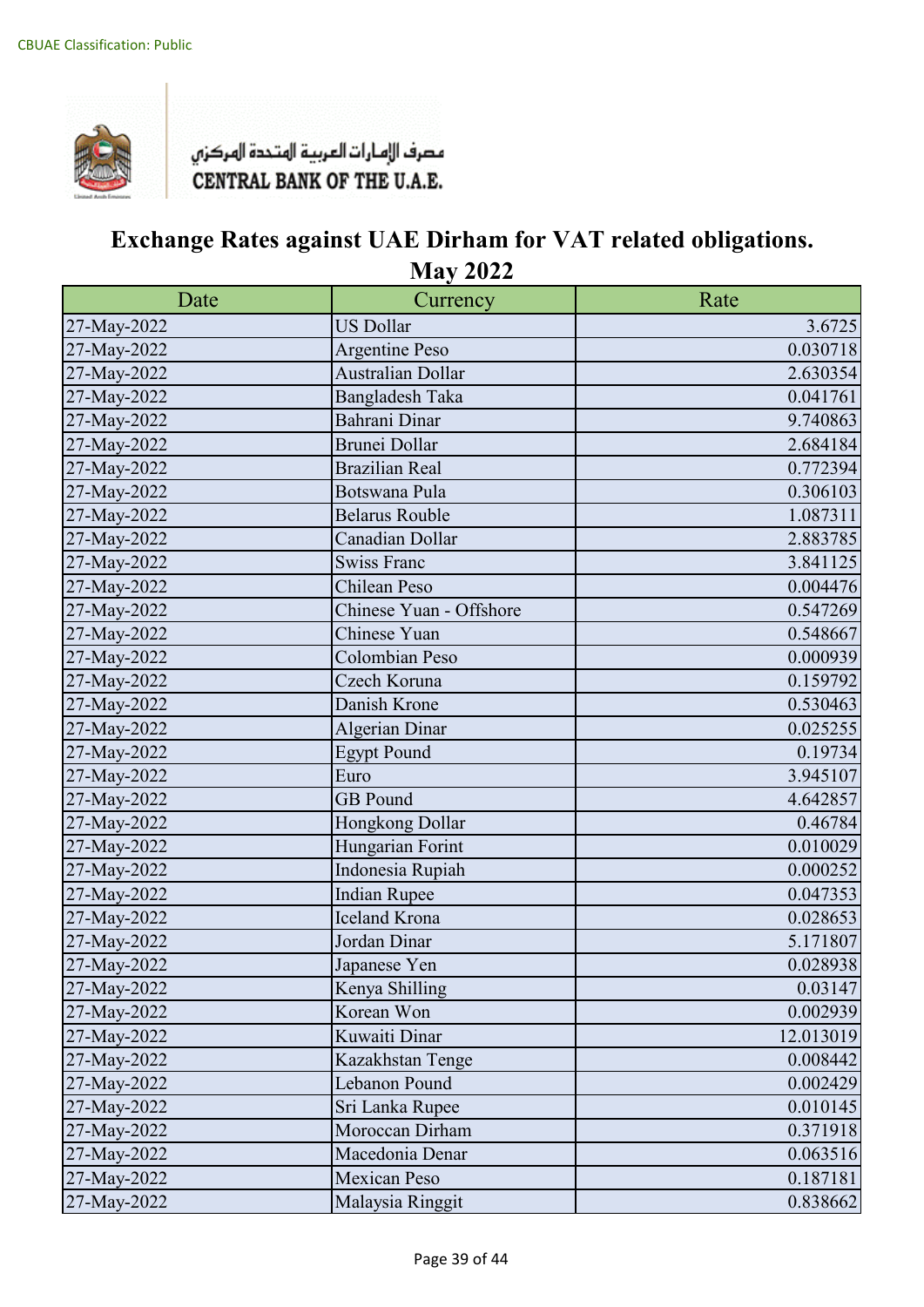CBUAE Classification: Public

مصرف الإمارات العربية المتحدة المركزي
CENTRAL BANK OF THE U.A.E.

# Exchange Rates against UAE Dirham for VAT related obligations.
## May 2022

| Date | Currency | Rate |
|---|---|---|
| 27-May-2022 | US Dollar | 3.6725 |
| 27-May-2022 | Argentine Peso | 0.030718 |
| 27-May-2022 | Australian Dollar | 2.630354 |
| 27-May-2022 | Bangladesh Taka | 0.041761 |
| 27-May-2022 | Bahrani Dinar | 9.740863 |
| 27-May-2022 | Brunei Dollar | 2.684184 |
| 27-May-2022 | Brazilian Real | 0.772394 |
| 27-May-2022 | Botswana Pula | 0.306103 |
| 27-May-2022 | Belarus Rouble | 1.087311 |
| 27-May-2022 | Canadian Dollar | 2.883785 |
| 27-May-2022 | Swiss Franc | 3.841125 |
| 27-May-2022 | Chilean Peso | 0.004476 |
| 27-May-2022 | Chinese Yuan - Offshore | 0.547269 |
| 27-May-2022 | Chinese Yuan | 0.548667 |
| 27-May-2022 | Colombian Peso | 0.000939 |
| 27-May-2022 | Czech Koruna | 0.159792 |
| 27-May-2022 | Danish Krone | 0.530463 |
| 27-May-2022 | Algerian Dinar | 0.025255 |
| 27-May-2022 | Egypt Pound | 0.19734 |
| 27-May-2022 | Euro | 3.945107 |
| 27-May-2022 | GB Pound | 4.642857 |
| 27-May-2022 | Hongkong Dollar | 0.46784 |
| 27-May-2022 | Hungarian Forint | 0.010029 |
| 27-May-2022 | Indonesia Rupiah | 0.000252 |
| 27-May-2022 | Indian Rupee | 0.047353 |
| 27-May-2022 | Iceland Krona | 0.028653 |
| 27-May-2022 | Jordan Dinar | 5.171807 |
| 27-May-2022 | Japanese Yen | 0.028938 |
| 27-May-2022 | Kenya Shilling | 0.03147 |
| 27-May-2022 | Korean Won | 0.002939 |
| 27-May-2022 | Kuwaiti Dinar | 12.013019 |
| 27-May-2022 | Kazakhstan Tenge | 0.008442 |
| 27-May-2022 | Lebanon Pound | 0.002429 |
| 27-May-2022 | Sri Lanka Rupee | 0.010145 |
| 27-May-2022 | Moroccan Dirham | 0.371918 |
| 27-May-2022 | Macedonia Denar | 0.063516 |
| 27-May-2022 | Mexican Peso | 0.187181 |
| 27-May-2022 | Malaysia Ringgit | 0.838662 |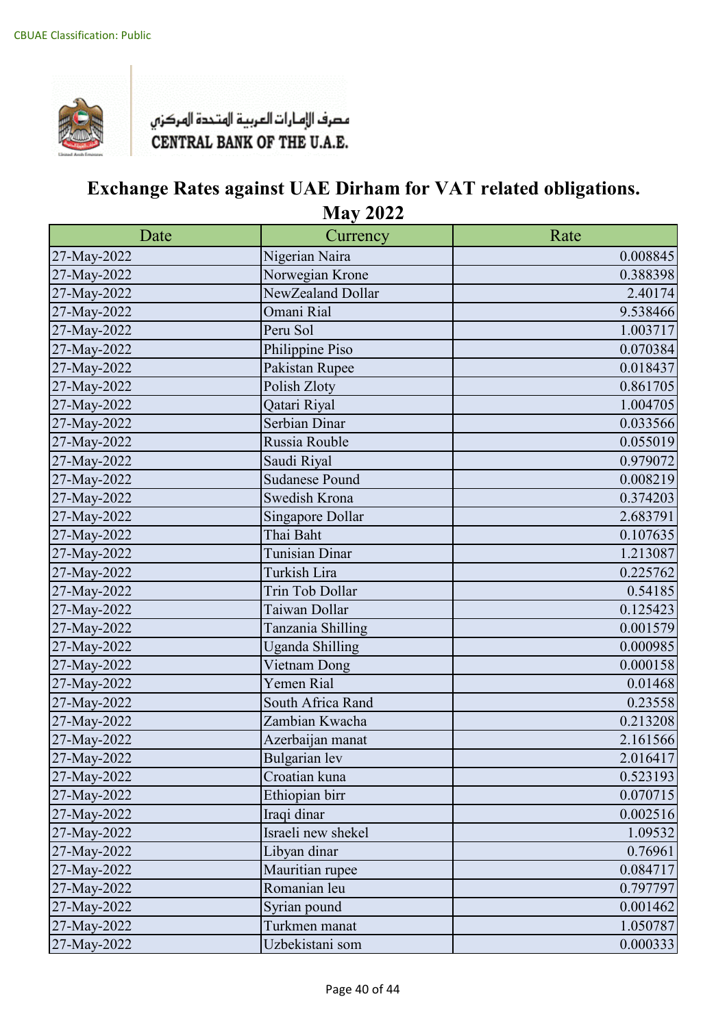CBUAE Classification: Public

مصرف الإمارات العربية المتحدة المركزي
CENTRAL BANK OF THE U.A.E.

# Exchange Rates against UAE Dirham for VAT related obligations.
## May 2022

| Date | Currency | Rate |
|---|---|---|
| 27-May-2022 | Nigerian Naira | 0.008845 |
| 27-May-2022 | Norwegian Krone | 0.388398 |
| 27-May-2022 | NewZealand Dollar | 2.40174 |
| 27-May-2022 | Omani Rial | 9.538466 |
| 27-May-2022 | Peru Sol | 1.003717 |
| 27-May-2022 | Philippine Piso | 0.070384 |
| 27-May-2022 | Pakistan Rupee | 0.018437 |
| 27-May-2022 | Polish Zloty | 0.861705 |
| 27-May-2022 | Qatari Riyal | 1.004705 |
| 27-May-2022 | Serbian Dinar | 0.033566 |
| 27-May-2022 | Russia Rouble | 0.055019 |
| 27-May-2022 | Saudi Riyal | 0.979072 |
| 27-May-2022 | Sudanese Pound | 0.008219 |
| 27-May-2022 | Swedish Krona | 0.374203 |
| 27-May-2022 | Singapore Dollar | 2.683791 |
| 27-May-2022 | Thai Baht | 0.107635 |
| 27-May-2022 | Tunisian Dinar | 1.213087 |
| 27-May-2022 | Turkish Lira | 0.225762 |
| 27-May-2022 | Trin Tob Dollar | 0.54185 |
| 27-May-2022 | Taiwan Dollar | 0.125423 |
| 27-May-2022 | Tanzania Shilling | 0.001579 |
| 27-May-2022 | Uganda Shilling | 0.000985 |
| 27-May-2022 | Vietnam Dong | 0.000158 |
| 27-May-2022 | Yemen Rial | 0.01468 |
| 27-May-2022 | South Africa Rand | 0.23558 |
| 27-May-2022 | Zambian Kwacha | 0.213208 |
| 27-May-2022 | Azerbaijan manat | 2.161566 |
| 27-May-2022 | Bulgarian lev | 2.016417 |
| 27-May-2022 | Croatian kuna | 0.523193 |
| 27-May-2022 | Ethiopian birr | 0.070715 |
| 27-May-2022 | Iraqi dinar | 0.002516 |
| 27-May-2022 | Israeli new shekel | 1.09532 |
| 27-May-2022 | Libyan dinar | 0.76961 |
| 27-May-2022 | Mauritian rupee | 0.084717 |
| 27-May-2022 | Romanian leu | 0.797797 |
| 27-May-2022 | Syrian pound | 0.001462 |
| 27-May-2022 | Turkmen manat | 1.050787 |
| 27-May-2022 | Uzbekistani som | 0.000333 |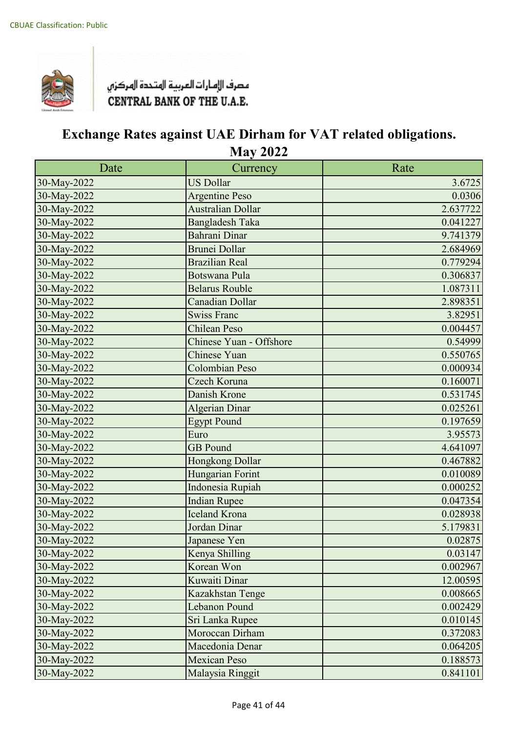CBUAE Classification: Public

مصرف الإمارات العربية المتحدة المركزي
CENTRAL BANK OF THE U.A.E.

# Exchange Rates against UAE Dirham for VAT related obligations.
## May 2022

| Date | Currency | Rate |
|---|---|---|
| 30-May-2022 | US Dollar | 3.6725 |
| 30-May-2022 | Argentine Peso | 0.0306 |
| 30-May-2022 | Australian Dollar | 2.637722 |
| 30-May-2022 | Bangladesh Taka | 0.041227 |
| 30-May-2022 | Bahrani Dinar | 9.741379 |
| 30-May-2022 | Brunei Dollar | 2.684969 |
| 30-May-2022 | Brazilian Real | 0.779294 |
| 30-May-2022 | Botswana Pula | 0.306837 |
| 30-May-2022 | Belarus Rouble | 1.087311 |
| 30-May-2022 | Canadian Dollar | 2.898351 |
| 30-May-2022 | Swiss Franc | 3.82951 |
| 30-May-2022 | Chilean Peso | 0.004457 |
| 30-May-2022 | Chinese Yuan - Offshore | 0.54999 |
| 30-May-2022 | Chinese Yuan | 0.550765 |
| 30-May-2022 | Colombian Peso | 0.000934 |
| 30-May-2022 | Czech Koruna | 0.160071 |
| 30-May-2022 | Danish Krone | 0.531745 |
| 30-May-2022 | Algerian Dinar | 0.025261 |
| 30-May-2022 | Egypt Pound | 0.197659 |
| 30-May-2022 | Euro | 3.95573 |
| 30-May-2022 | GB Pound | 4.641097 |
| 30-May-2022 | Hongkong Dollar | 0.467882 |
| 30-May-2022 | Hungarian Forint | 0.010089 |
| 30-May-2022 | Indonesia Rupiah | 0.000252 |
| 30-May-2022 | Indian Rupee | 0.047354 |
| 30-May-2022 | Iceland Krona | 0.028938 |
| 30-May-2022 | Jordan Dinar | 5.179831 |
| 30-May-2022 | Japanese Yen | 0.02875 |
| 30-May-2022 | Kenya Shilling | 0.03147 |
| 30-May-2022 | Korean Won | 0.002967 |
| 30-May-2022 | Kuwaiti Dinar | 12.00595 |
| 30-May-2022 | Kazakhstan Tenge | 0.008665 |
| 30-May-2022 | Lebanon Pound | 0.002429 |
| 30-May-2022 | Sri Lanka Rupee | 0.010145 |
| 30-May-2022 | Moroccan Dirham | 0.372083 |
| 30-May-2022 | Macedonia Denar | 0.064205 |
| 30-May-2022 | Mexican Peso | 0.188573 |
| 30-May-2022 | Malaysia Ringgit | 0.841101 |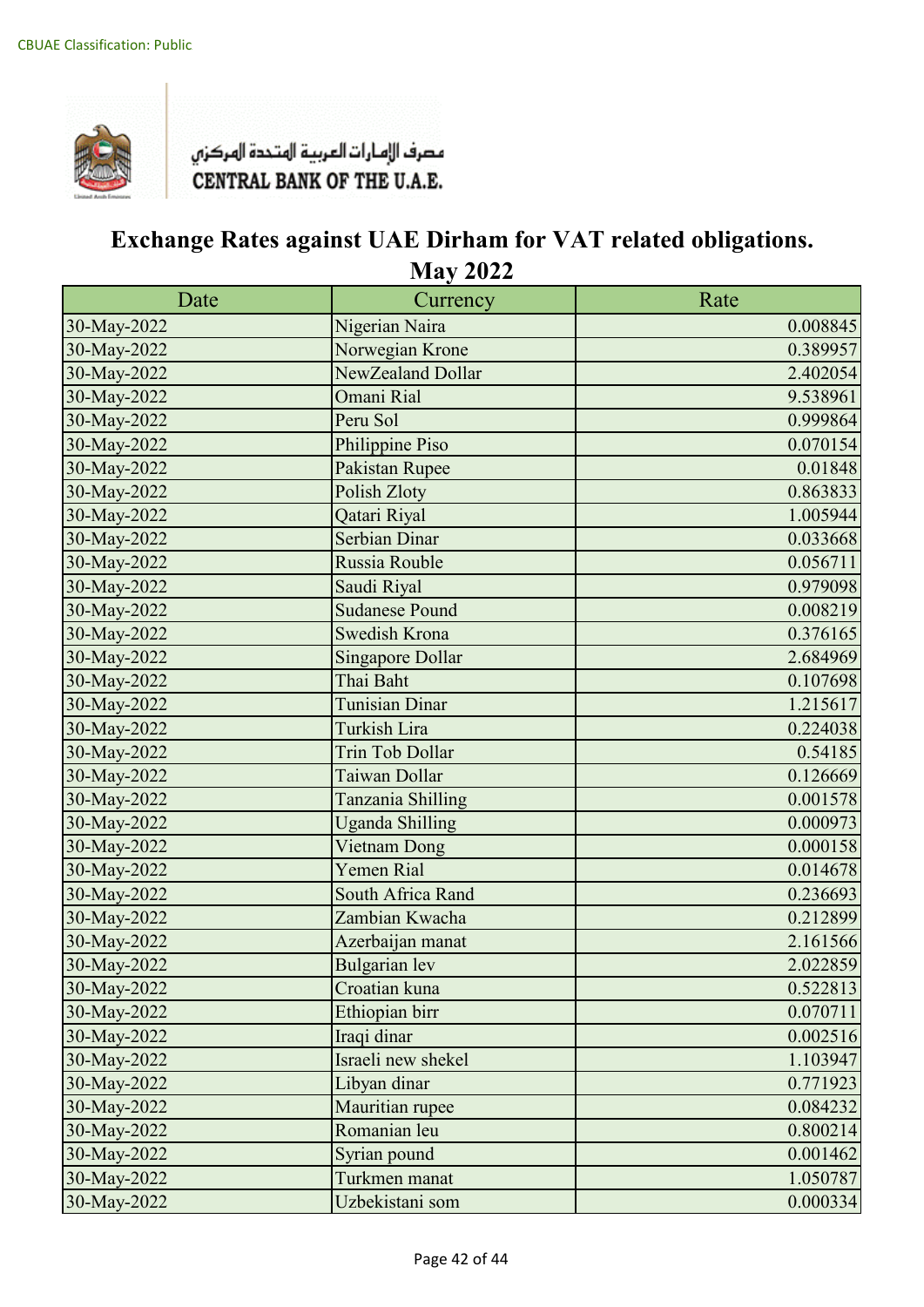CBUAE Classification: Public

مصرف الإمارات العربية المتحدة المركزي
CENTRAL BANK OF THE U.A.E.

# Exchange Rates against UAE Dirham for VAT related obligations.
## May 2022

| Date | Currency | Rate |
|---|---|---|
| 30-May-2022 | Nigerian Naira | 0.008845 |
| 30-May-2022 | Norwegian Krone | 0.389957 |
| 30-May-2022 | NewZealand Dollar | 2.402054 |
| 30-May-2022 | Omani Rial | 9.538961 |
| 30-May-2022 | Peru Sol | 0.999864 |
| 30-May-2022 | Philippine Piso | 0.070154 |
| 30-May-2022 | Pakistan Rupee | 0.01848 |
| 30-May-2022 | Polish Zloty | 0.863833 |
| 30-May-2022 | Qatari Riyal | 1.005944 |
| 30-May-2022 | Serbian Dinar | 0.033668 |
| 30-May-2022 | Russia Rouble | 0.056711 |
| 30-May-2022 | Saudi Riyal | 0.979098 |
| 30-May-2022 | Sudanese Pound | 0.008219 |
| 30-May-2022 | Swedish Krona | 0.376165 |
| 30-May-2022 | Singapore Dollar | 2.684969 |
| 30-May-2022 | Thai Baht | 0.107698 |
| 30-May-2022 | Tunisian Dinar | 1.215617 |
| 30-May-2022 | Turkish Lira | 0.224038 |
| 30-May-2022 | Trin Tob Dollar | 0.54185 |
| 30-May-2022 | Taiwan Dollar | 0.126669 |
| 30-May-2022 | Tanzania Shilling | 0.001578 |
| 30-May-2022 | Uganda Shilling | 0.000973 |
| 30-May-2022 | Vietnam Dong | 0.000158 |
| 30-May-2022 | Yemen Rial | 0.014678 |
| 30-May-2022 | South Africa Rand | 0.236693 |
| 30-May-2022 | Zambian Kwacha | 0.212899 |
| 30-May-2022 | Azerbaijan manat | 2.161566 |
| 30-May-2022 | Bulgarian lev | 2.022859 |
| 30-May-2022 | Croatian kuna | 0.522813 |
| 30-May-2022 | Ethiopian birr | 0.070711 |
| 30-May-2022 | Iraqi dinar | 0.002516 |
| 30-May-2022 | Israeli new shekel | 1.103947 |
| 30-May-2022 | Libyan dinar | 0.771923 |
| 30-May-2022 | Mauritian rupee | 0.084232 |
| 30-May-2022 | Romanian leu | 0.800214 |
| 30-May-2022 | Syrian pound | 0.001462 |
| 30-May-2022 | Turkmen manat | 1.050787 |
| 30-May-2022 | Uzbekistani som | 0.000334 |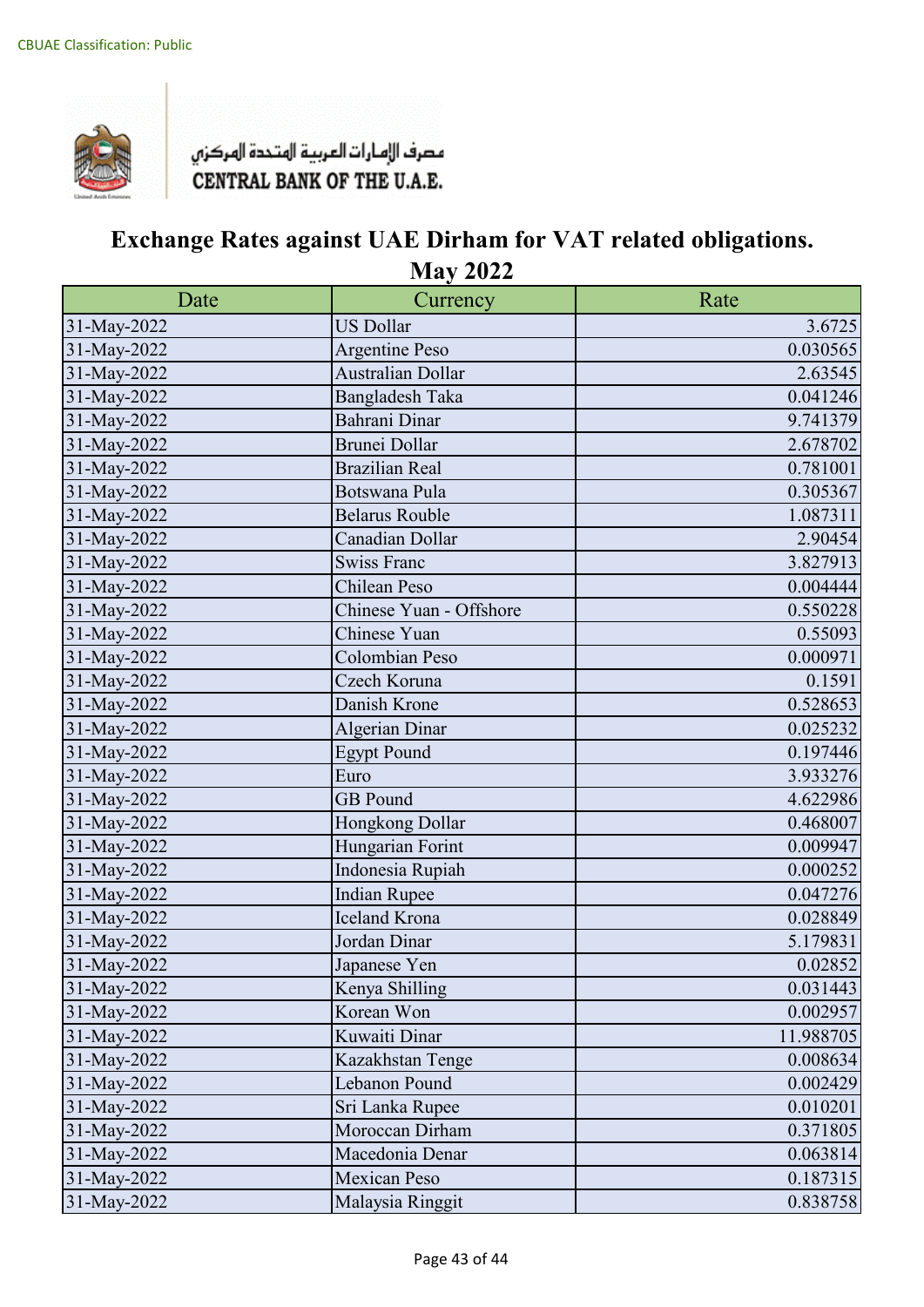CBUAE Classification: Public

مصرف الإمارات العربية المتحدة المركزي
CENTRAL BANK OF THE U.A.E.

# Exchange Rates against UAE Dirham for VAT related obligations.
## May 2022

| Date | Currency | Rate |
|---|---|---|
| 31-May-2022 | US Dollar | 3.6725 |
| 31-May-2022 | Argentine Peso | 0.030565 |
| 31-May-2022 | Australian Dollar | 2.63545 |
| 31-May-2022 | Bangladesh Taka | 0.041246 |
| 31-May-2022 | Bahrani Dinar | 9.741379 |
| 31-May-2022 | Brunei Dollar | 2.678702 |
| 31-May-2022 | Brazilian Real | 0.781001 |
| 31-May-2022 | Botswana Pula | 0.305367 |
| 31-May-2022 | Belarus Rouble | 1.087311 |
| 31-May-2022 | Canadian Dollar | 2.90454 |
| 31-May-2022 | Swiss Franc | 3.827913 |
| 31-May-2022 | Chilean Peso | 0.004444 |
| 31-May-2022 | Chinese Yuan - Offshore | 0.550228 |
| 31-May-2022 | Chinese Yuan | 0.55093 |
| 31-May-2022 | Colombian Peso | 0.000971 |
| 31-May-2022 | Czech Koruna | 0.1591 |
| 31-May-2022 | Danish Krone | 0.528653 |
| 31-May-2022 | Algerian Dinar | 0.025232 |
| 31-May-2022 | Egypt Pound | 0.197446 |
| 31-May-2022 | Euro | 3.933276 |
| 31-May-2022 | GB Pound | 4.622986 |
| 31-May-2022 | Hongkong Dollar | 0.468007 |
| 31-May-2022 | Hungarian Forint | 0.009947 |
| 31-May-2022 | Indonesia Rupiah | 0.000252 |
| 31-May-2022 | Indian Rupee | 0.047276 |
| 31-May-2022 | Iceland Krona | 0.028849 |
| 31-May-2022 | Jordan Dinar | 5.179831 |
| 31-May-2022 | Japanese Yen | 0.02852 |
| 31-May-2022 | Kenya Shilling | 0.031443 |
| 31-May-2022 | Korean Won | 0.002957 |
| 31-May-2022 | Kuwaiti Dinar | 11.988705 |
| 31-May-2022 | Kazakhstan Tenge | 0.008634 |
| 31-May-2022 | Lebanon Pound | 0.002429 |
| 31-May-2022 | Sri Lanka Rupee | 0.010201 |
| 31-May-2022 | Moroccan Dirham | 0.371805 |
| 31-May-2022 | Macedonia Denar | 0.063814 |
| 31-May-2022 | Mexican Peso | 0.187315 |
| 31-May-2022 | Malaysia Ringgit | 0.838758 |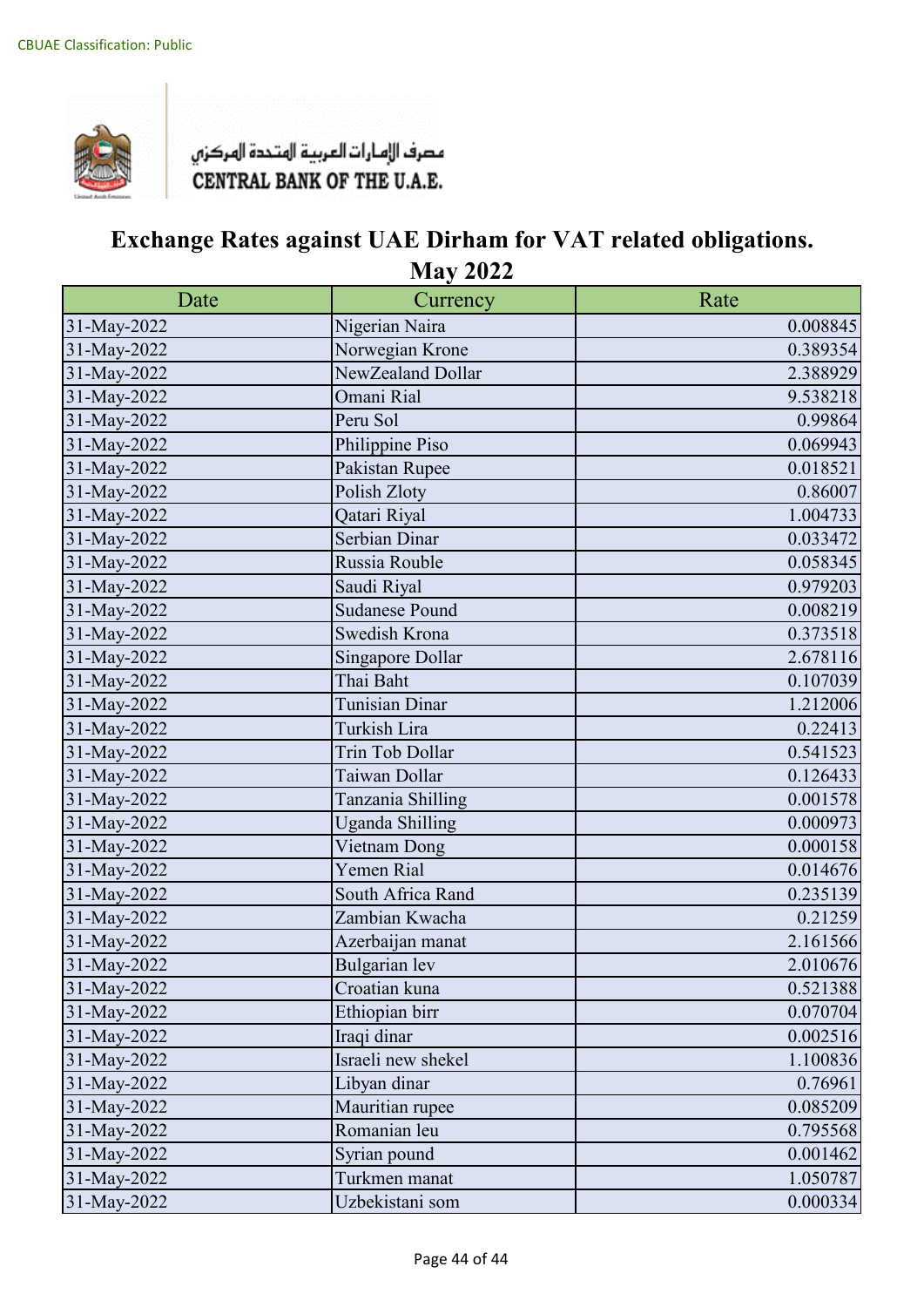CBUAE Classification: Public

مصرف الإمارات العربية المتحدة المركزي
CENTRAL BANK OF THE U.A.E.

# Exchange Rates against UAE Dirham for VAT related obligations.
## May 2022

| Date | Currency | Rate |
|---|---|---|
| 31-May-2022 | Nigerian Naira | 0.008845 |
| 31-May-2022 | Norwegian Krone | 0.389354 |
| 31-May-2022 | NewZealand Dollar | 2.388929 |
| 31-May-2022 | Omani Rial | 9.538218 |
| 31-May-2022 | Peru Sol | 0.99864 |
| 31-May-2022 | Philippine Piso | 0.069943 |
| 31-May-2022 | Pakistan Rupee | 0.018521 |
| 31-May-2022 | Polish Zloty | 0.86007 |
| 31-May-2022 | Qatari Riyal | 1.004733 |
| 31-May-2022 | Serbian Dinar | 0.033472 |
| 31-May-2022 | Russia Rouble | 0.058345 |
| 31-May-2022 | Saudi Riyal | 0.979203 |
| 31-May-2022 | Sudanese Pound | 0.008219 |
| 31-May-2022 | Swedish Krona | 0.373518 |
| 31-May-2022 | Singapore Dollar | 2.678116 |
| 31-May-2022 | Thai Baht | 0.107039 |
| 31-May-2022 | Tunisian Dinar | 1.212006 |
| 31-May-2022 | Turkish Lira | 0.22413 |
| 31-May-2022 | Trin Tob Dollar | 0.541523 |
| 31-May-2022 | Taiwan Dollar | 0.126433 |
| 31-May-2022 | Tanzania Shilling | 0.001578 |
| 31-May-2022 | Uganda Shilling | 0.000973 |
| 31-May-2022 | Vietnam Dong | 0.000158 |
| 31-May-2022 | Yemen Rial | 0.014676 |
| 31-May-2022 | South Africa Rand | 0.235139 |
| 31-May-2022 | Zambian Kwacha | 0.21259 |
| 31-May-2022 | Azerbaijan manat | 2.161566 |
| 31-May-2022 | Bulgarian lev | 2.010676 |
| 31-May-2022 | Croatian kuna | 0.521388 |
| 31-May-2022 | Ethiopian birr | 0.070704 |
| 31-May-2022 | Iraqi dinar | 0.002516 |
| 31-May-2022 | Israeli new shekel | 1.100836 |
| 31-May-2022 | Libyan dinar | 0.76961 |
| 31-May-2022 | Mauritian rupee | 0.085209 |
| 31-May-2022 | Romanian leu | 0.795568 |
| 31-May-2022 | Syrian pound | 0.001462 |
| 31-May-2022 | Turkmen manat | 1.050787 |
| 31-May-2022 | Uzbekistani som | 0.000334 |